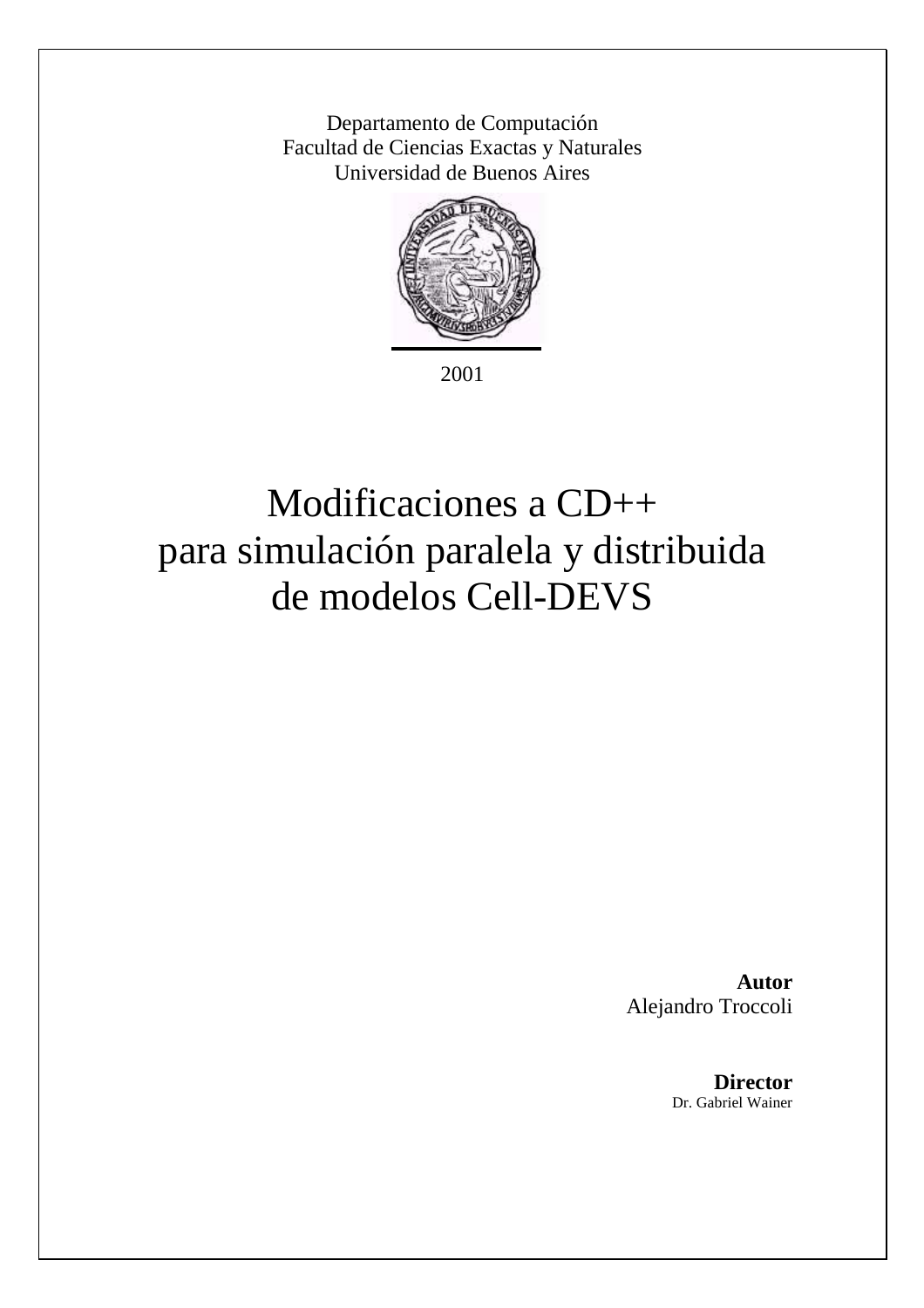Departamento de Computación
Facultad de Ciencias Exactas y Naturales
Universidad de Buenos Aires

2001

# Modificaciones a CD++ para simulación paralela y distribuida de modelos Cell-DEVS

**Autor**
Alejandro Troccoli

**Director**
Dr. Gabriel Wainer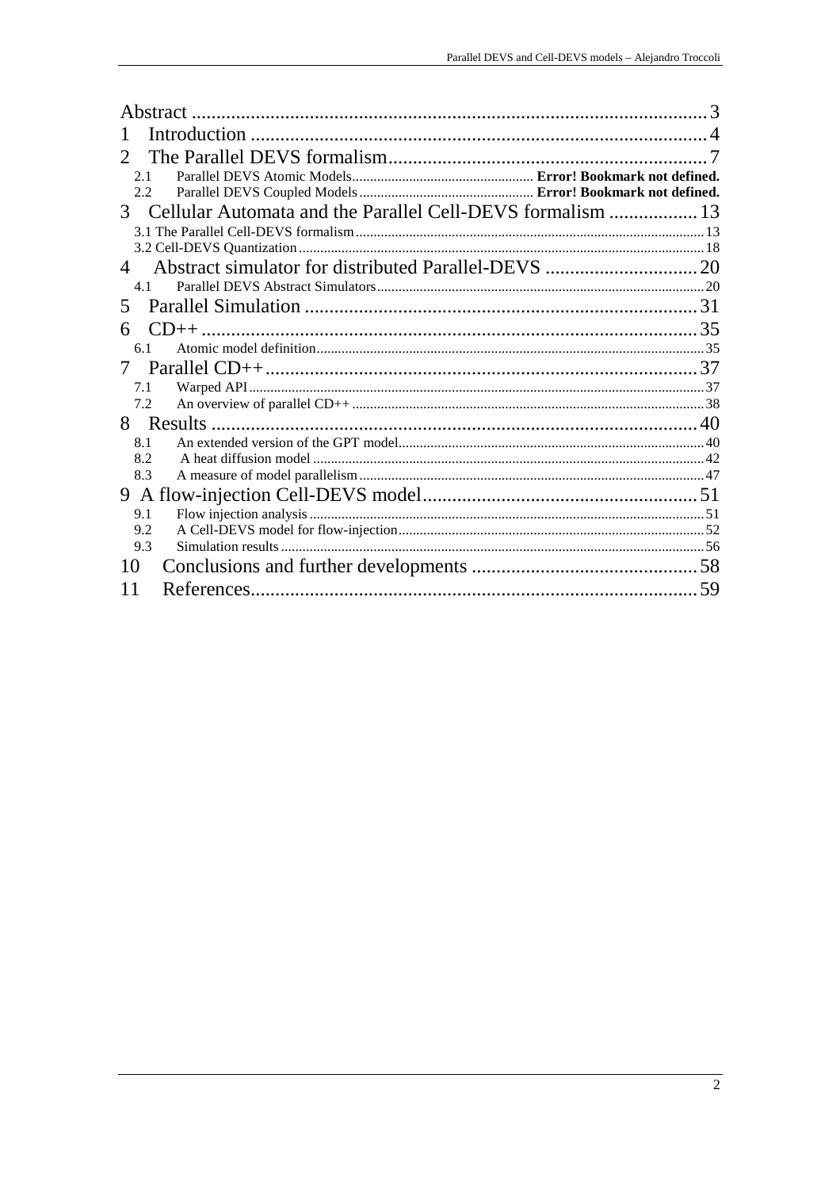Abstract ........................................................................................................ 3
1 Introduction ............................................................................................ 4
2 The Parallel DEVS formalism................................................................. 7
 2.1 Parallel DEVS Atomic Models .................................................. **Error! Bookmark not defined.**
 2.2 Parallel DEVS Coupled Models ................................................. **Error! Bookmark not defined.**
3 Cellular Automata and the Parallel Cell-DEVS formalism .................. 13
 3.1 The Parallel Cell-DEVS formalism ................................................................................................ 13
 3.2 Cell-DEVS Quantization ................................................................................................................ 18
4 Abstract simulator for distributed Parallel-DEVS ............................... 20
 4.1 Parallel DEVS Abstract Simulators ............................................................................................ 20
5 Parallel Simulation ............................................................................... 31
6 CD++ .................................................................................................... 35
 6.1 Atomic model definition ............................................................................................................ 35
7 Parallel CD++ ....................................................................................... 37
 7.1 Warped API ............................................................................................................................... 37
 7.2 An overview of parallel CD++ .................................................................................................. 38
8 Results .................................................................................................. 40
 8.1 An extended version of the GPT model ..................................................................................... 40
 8.2 A heat diffusion model ............................................................................................................. 42
 8.3 A measure of model parallelism ................................................................................................ 47
9 A flow-injection Cell-DEVS model ........................................................ 51
 9.1 Flow injection analysis .............................................................................................................. 51
 9.2 A Cell-DEVS model for flow-injection ...................................................................................... 52
 9.3 Simulation results ...................................................................................................................... 56
10 Conclusions and further developments ............................................. 58
11 References .......................................................................................... 59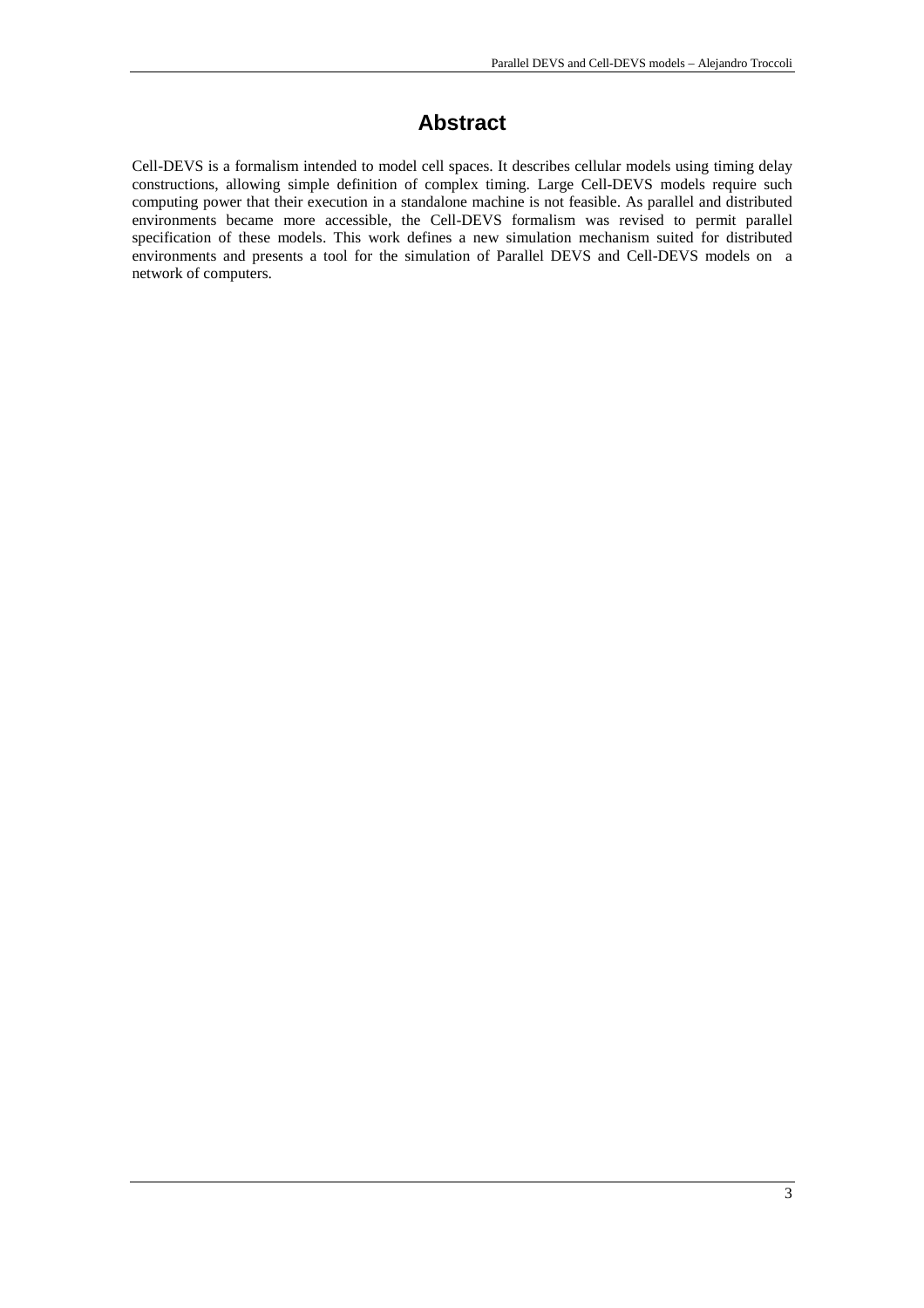# Abstract

Cell-DEVS is a formalism intended to model cell spaces. It describes cellular models using timing delay constructions, allowing simple definition of complex timing. Large Cell-DEVS models require such computing power that their execution in a standalone machine is not feasible. As parallel and distributed environments became more accessible, the Cell-DEVS formalism was revised to permit parallel specification of these models. This work defines a new simulation mechanism suited for distributed environments and presents a tool for the simulation of Parallel DEVS and Cell-DEVS models on a network of computers.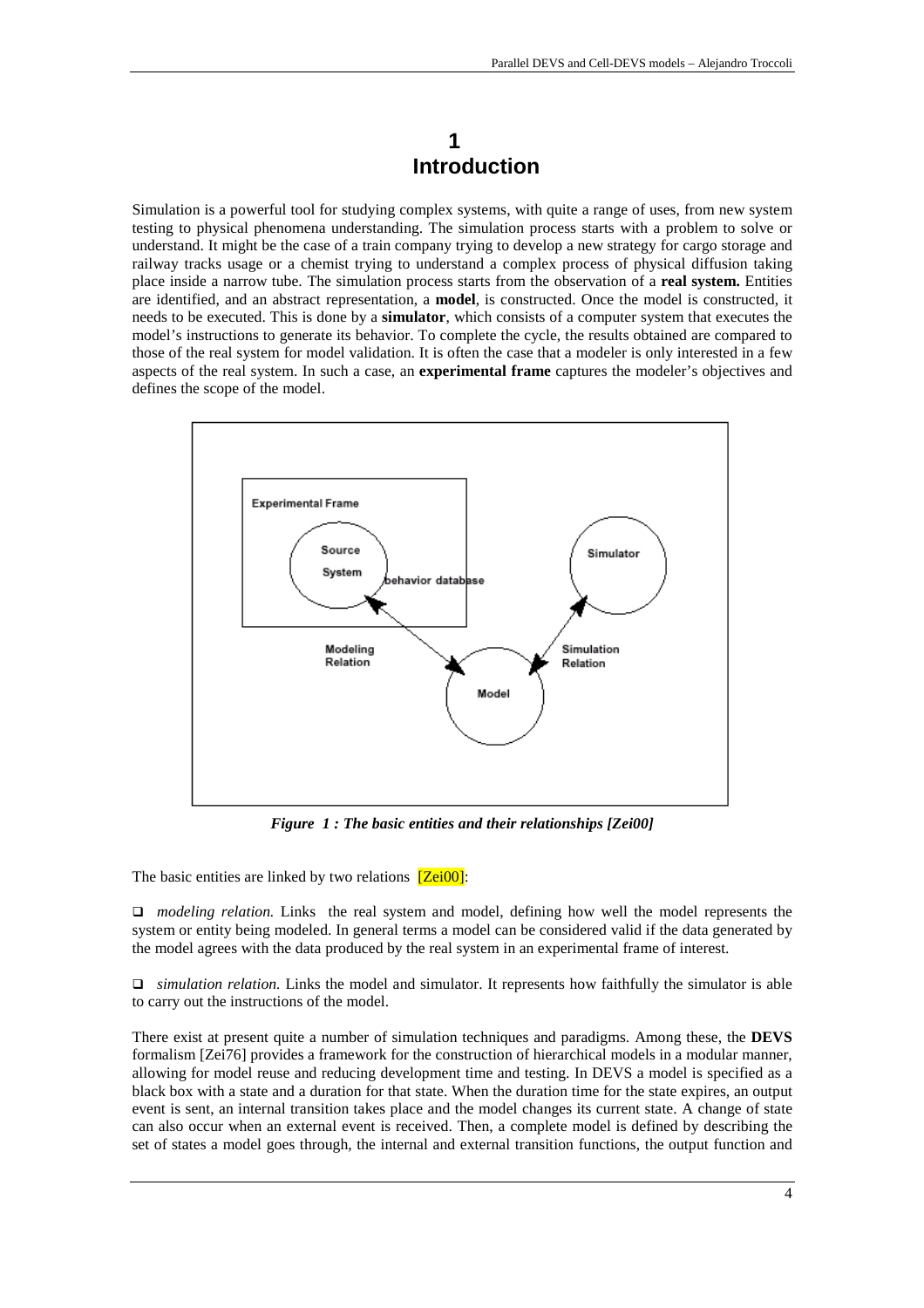# 1 Introduction

Simulation is a powerful tool for studying complex systems, with quite a range of uses, from new system testing to physical phenomena understanding. The simulation process starts with a problem to solve or understand. It might be the case of a train company trying to develop a new strategy for cargo storage and railway tracks usage or a chemist trying to understand a complex process of physical diffusion taking place inside a narrow tube. The simulation process starts from the observation of a **real system.** Entities are identified, and an abstract representation, a **model**, is constructed. Once the model is constructed, it needs to be executed. This is done by a **simulator**, which consists of a computer system that executes the model's instructions to generate its behavior. To complete the cycle, the results obtained are compared to those of the real system for model validation. It is often the case that a modeler is only interested in a few aspects of the real system. In such a case, an **experimental frame** captures the modeler's objectives and defines the scope of the model.

*Figure 1 : The basic entities and their relationships [Zei00]*

The basic entities are linked by two relations [Zei00]:

- *modeling relation.* Links the real system and model, defining how well the model represents the system or entity being modeled. In general terms a model can be considered valid if the data generated by the model agrees with the data produced by the real system in an experimental frame of interest.

- *simulation relation.* Links the model and simulator. It represents how faithfully the simulator is able to carry out the instructions of the model.

There exist at present quite a number of simulation techniques and paradigms. Among these, the **DEVS** formalism [Zei76] provides a framework for the construction of hierarchical models in a modular manner, allowing for model reuse and reducing development time and testing. In DEVS a model is specified as a black box with a state and a duration for that state. When the duration time for the state expires, an output event is sent, an internal transition takes place and the model changes its current state. A change of state can also occur when an external event is received. Then, a complete model is defined by describing the set of states a model goes through, the internal and external transition functions, the output function and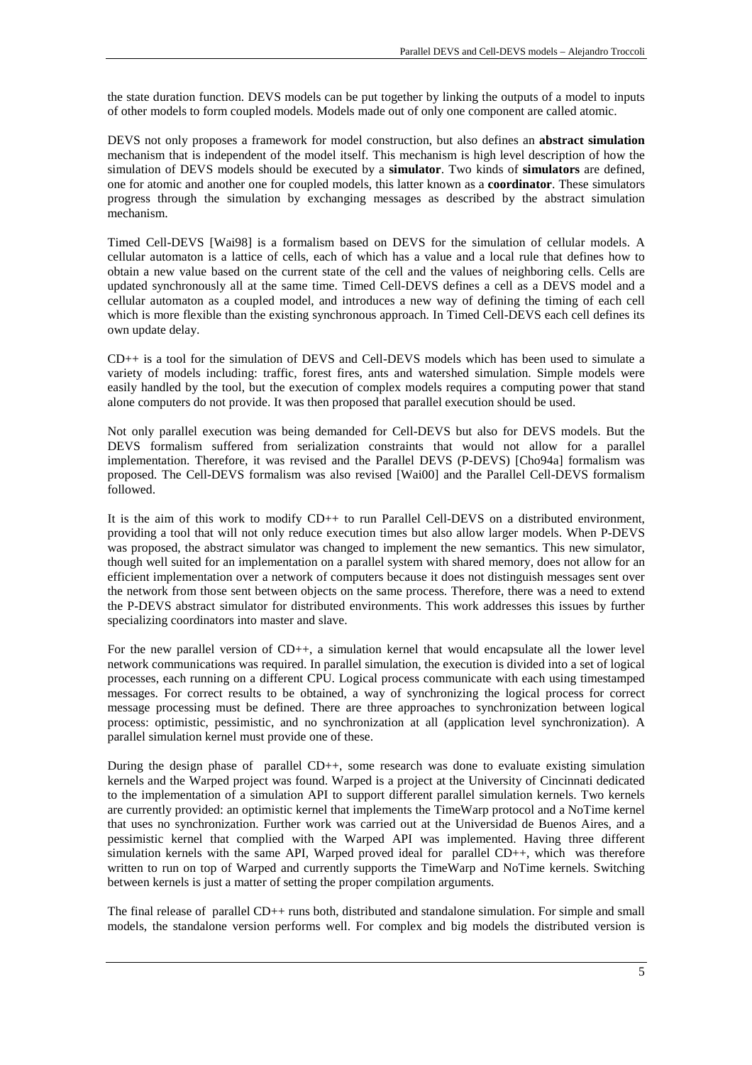the state duration function. DEVS models can be put together by linking the outputs of a model to inputs of other models to form coupled models. Models made out of only one component are called atomic.

DEVS not only proposes a framework for model construction, but also defines an **abstract simulation** mechanism that is independent of the model itself. This mechanism is high level description of how the simulation of DEVS models should be executed by a **simulator**. Two kinds of **simulators** are defined, one for atomic and another one for coupled models, this latter known as a **coordinator**. These simulators progress through the simulation by exchanging messages as described by the abstract simulation mechanism.

Timed Cell-DEVS [Wai98] is a formalism based on DEVS for the simulation of cellular models. A cellular automaton is a lattice of cells, each of which has a value and a local rule that defines how to obtain a new value based on the current state of the cell and the values of neighboring cells. Cells are updated synchronously all at the same time. Timed Cell-DEVS defines a cell as a DEVS model and a cellular automaton as a coupled model, and introduces a new way of defining the timing of each cell which is more flexible than the existing synchronous approach. In Timed Cell-DEVS each cell defines its own update delay.

CD++ is a tool for the simulation of DEVS and Cell-DEVS models which has been used to simulate a variety of models including: traffic, forest fires, ants and watershed simulation. Simple models were easily handled by the tool, but the execution of complex models requires a computing power that stand alone computers do not provide. It was then proposed that parallel execution should be used.

Not only parallel execution was being demanded for Cell-DEVS but also for DEVS models. But the DEVS formalism suffered from serialization constraints that would not allow for a parallel implementation. Therefore, it was revised and the Parallel DEVS (P-DEVS) [Cho94a] formalism was proposed. The Cell-DEVS formalism was also revised [Wai00] and the Parallel Cell-DEVS formalism followed.

It is the aim of this work to modify CD++ to run Parallel Cell-DEVS on a distributed environment, providing a tool that will not only reduce execution times but also allow larger models. When P-DEVS was proposed, the abstract simulator was changed to implement the new semantics. This new simulator, though well suited for an implementation on a parallel system with shared memory, does not allow for an efficient implementation over a network of computers because it does not distinguish messages sent over the network from those sent between objects on the same process. Therefore, there was a need to extend the P-DEVS abstract simulator for distributed environments. This work addresses this issues by further specializing coordinators into master and slave.

For the new parallel version of CD++, a simulation kernel that would encapsulate all the lower level network communications was required. In parallel simulation, the execution is divided into a set of logical processes, each running on a different CPU. Logical process communicate with each using timestamped messages. For correct results to be obtained, a way of synchronizing the logical process for correct message processing must be defined. There are three approaches to synchronization between logical process: optimistic, pessimistic, and no synchronization at all (application level synchronization). A parallel simulation kernel must provide one of these.

During the design phase of parallel CD++, some research was done to evaluate existing simulation kernels and the Warped project was found. Warped is a project at the University of Cincinnati dedicated to the implementation of a simulation API to support different parallel simulation kernels. Two kernels are currently provided: an optimistic kernel that implements the TimeWarp protocol and a NoTime kernel that uses no synchronization. Further work was carried out at the Universidad de Buenos Aires, and a pessimistic kernel that complied with the Warped API was implemented. Having three different simulation kernels with the same API, Warped proved ideal for parallel CD++, which was therefore written to run on top of Warped and currently supports the TimeWarp and NoTime kernels. Switching between kernels is just a matter of setting the proper compilation arguments.

The final release of parallel CD++ runs both, distributed and standalone simulation. For simple and small models, the standalone version performs well. For complex and big models the distributed version is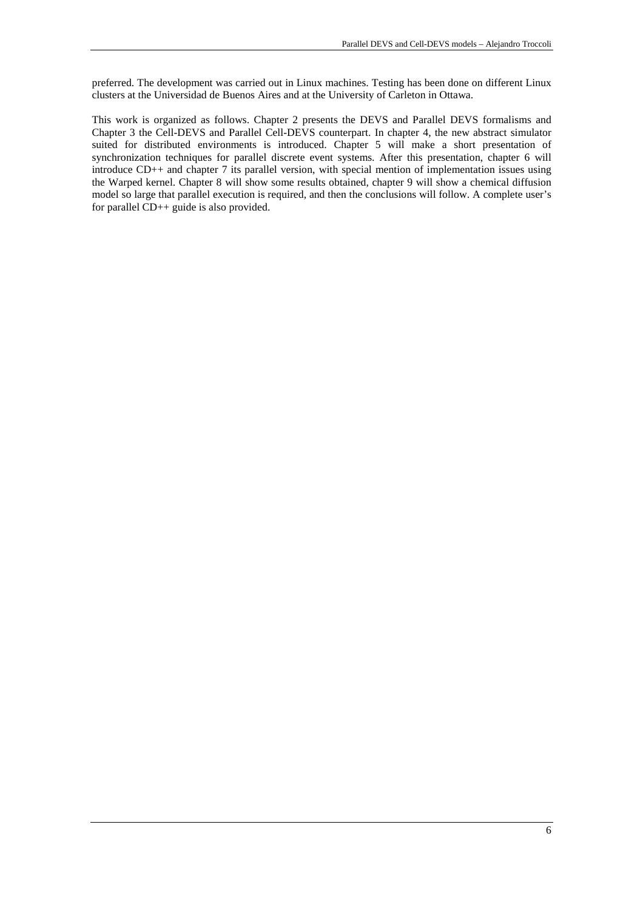preferred. The development was carried out in Linux machines. Testing has been done on different Linux clusters at the Universidad de Buenos Aires and at the University of Carleton in Ottawa.

This work is organized as follows. Chapter 2 presents the DEVS and Parallel DEVS formalisms and Chapter 3 the Cell-DEVS and Parallel Cell-DEVS counterpart. In chapter 4, the new abstract simulator suited for distributed environments is introduced. Chapter 5 will make a short presentation of synchronization techniques for parallel discrete event systems. After this presentation, chapter 6 will introduce CD++ and chapter 7 its parallel version, with special mention of implementation issues using the Warped kernel. Chapter 8 will show some results obtained, chapter 9 will show a chemical diffusion model so large that parallel execution is required, and then the conclusions will follow. A complete user's for parallel CD++ guide is also provided.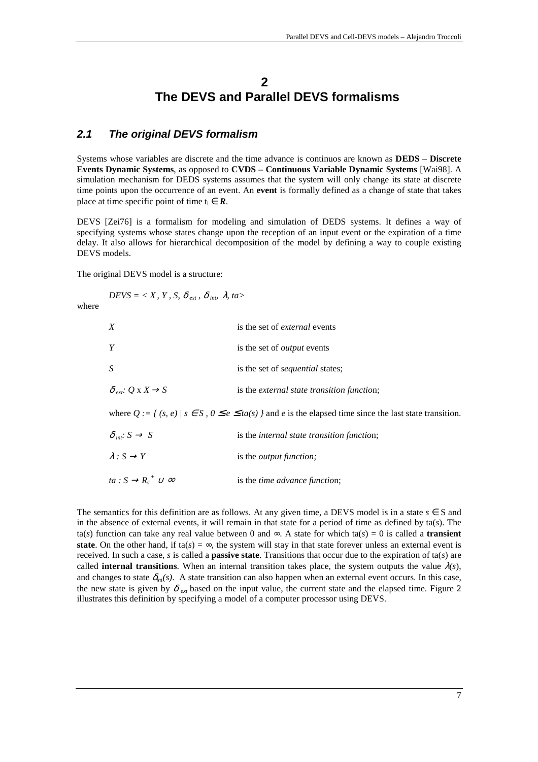# 2
# The DEVS and Parallel DEVS formalisms

## 2.1 *The original DEVS formalism*

Systems whose variables are discrete and the time advance is continuos are known as **DEDS** – **Discrete Events Dynamic Systems**, as opposed to **CVDS – Continuous Variable Dynamic Systems** [Wai98]. A simulation mechanism for DEDS systems assumes that the system will only change its state at discrete time points upon the occurrence of an event. An **event** is formally defined as a change of state that takes place at time specific point of time $t_i \in \boldsymbol{R}$.

DEVS [Zei76] is a formalism for modeling and simulation of DEDS systems. It defines a way of specifying systems whose states change upon the reception of an input event or the expiration of a time delay. It also allows for hierarchical decomposition of the model by defining a way to couple existing DEVS models.

The original DEVS model is a structure:

$$DEVS = < X , Y , S, \delta_{ext} , \delta_{int}, \lambda, ta>$$

where

| | |
|---|---|
| $X$ | is the set of *external* events |
| $Y$ | is the set of *output* events |
| $S$ | is the set of *sequential* states; |
| $\delta_{ext}: Q \times X \rightarrow S$ | is the *external state transition functio*n; |

where $Q := \{ (s, e) \mid s \in S , 0 \leq e \leq ta(s) \}$ and $e$ is the elapsed time since the last state transition.

| | |
|---|---|
| $\delta_{int}: S \rightarrow S$ | is the *internal state transition functio*n; |
| $\lambda : S \rightarrow Y$ | is the *output function;* |
| $ta : S \rightarrow R_0^{+} \cup \infty$ | is the *time advance functio*n; |

The semantics for this definition are as follows. At any given time, a DEVS model is in a state $s \in S$ and in the absence of external events, it will remain in that state for a period of time as defined by ta($s$). The ta($s$) function can take any real value between 0 and ∞. A state for which ta($s$) = 0 is called a **transient state**. On the other hand, if ta($s$) = ∞, the system will stay in that state forever unless an external event is received. In such a case, $s$ is called a **passive state**. Transitions that occur due to the expiration of ta($s$) are called **internal transitions**. When an internal transition takes place, the system outputs the value $\lambda(s)$, and changes to state $\delta_{int}(s)$. A state transition can also happen when an external event occurs. In this case, the new state is given by $\delta_{ext}$ based on the input value, the current state and the elapsed time. Figure 2 illustrates this definition by specifying a model of a computer processor using DEVS.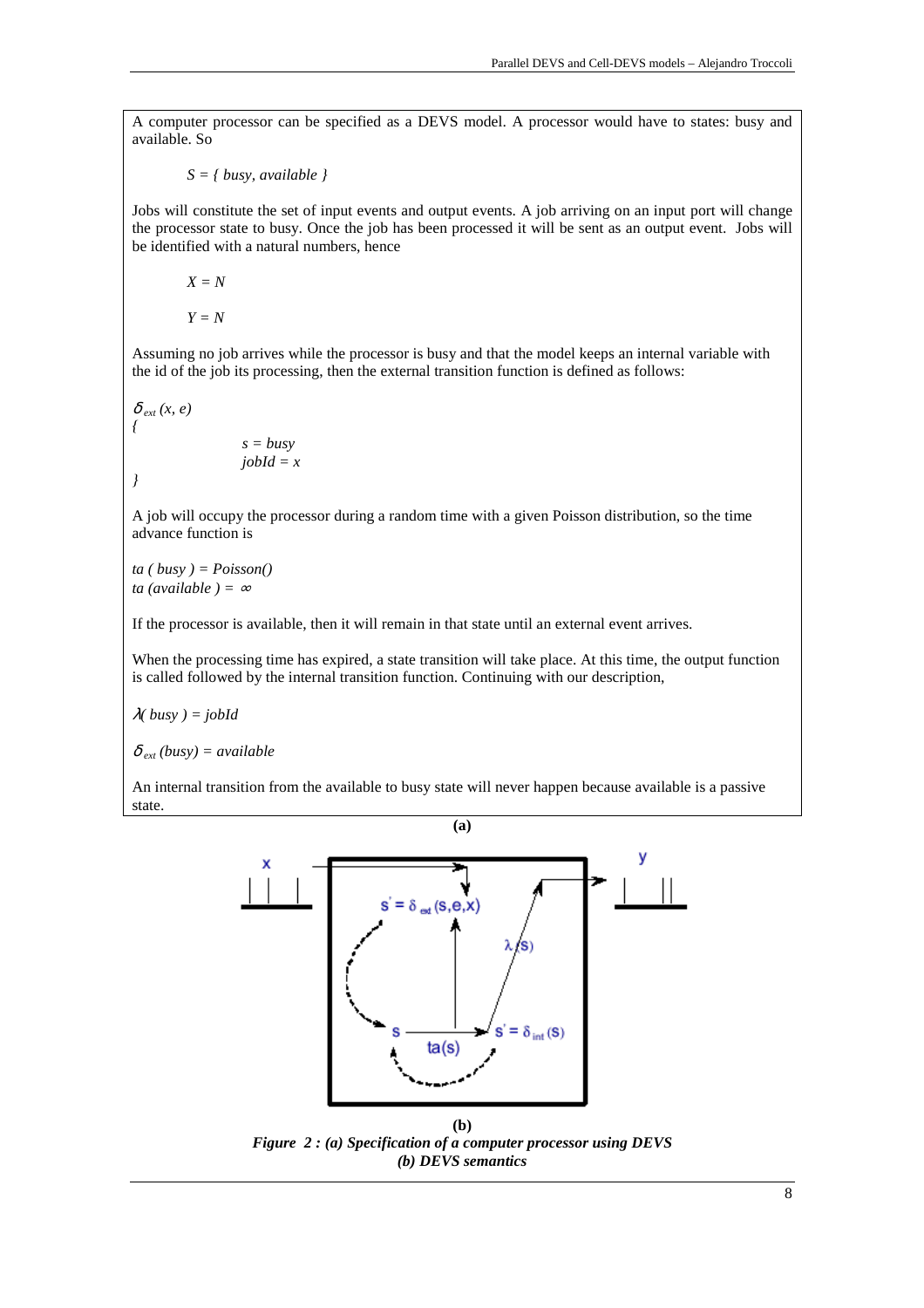A computer processor can be specified as a DEVS model. A processor would have to states: busy and available. So

$S = \{ busy, available \}$

Jobs will constitute the set of input events and output events. A job arriving on an input port will change the processor state to busy. Once the job has been processed it will be sent as an output event. Jobs will be identified with a natural numbers, hence

$X = N$

$Y = N$

Assuming no job arrives while the processor is busy and that the model keeps an internal variable with the id of the job its processing, then the external transition function is defined as follows:

```
δext (x, e)
{
        s = busy
        jobId = x
}
```

A job will occupy the processor during a random time with a given Poisson distribution, so the time advance function is

$ta\ (\ busy\ ) = Poisson()$
$ta\ (available\ ) = \infty$

If the processor is available, then it will remain in that state until an external event arrives.

When the processing time has expired, a state transition will take place. At this time, the output function is called followed by the internal transition function. Continuing with our description,

$\lambda(\ busy\ ) = jobId$

$\delta_{ext}\ (busy) = available$

An internal transition from the available to busy state will never happen because available is a passive state.

**(a)**

**(b)**

***Figure 2 : (a) Specification of a computer processor using DEVS (b) DEVS semantics***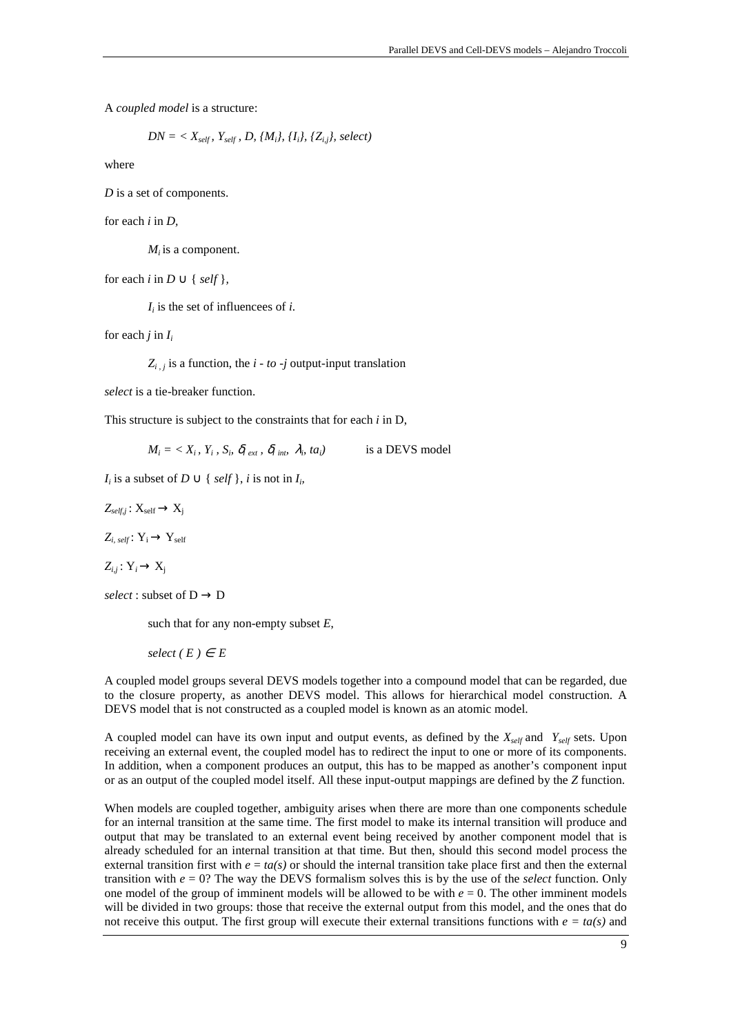A *coupled model* is a structure:

$$DN = < X_{self}, Y_{self}, D, \{M_i\}, \{I_i\}, \{Z_{i,j}\}, select)$$

where

*D* is a set of components.

for each *i* in *D*,

$M_i$ is a component.

for each *i* in $D \cup \{ self \}$,

$I_i$ is the set of influencees of *i*.

for each *j* in $I_i$

$Z_{i,j}$ is a function, the *i - to -j* output-input translation

*select* is a tie-breaker function.

This structure is subject to the constraints that for each *i* in D,

$M_i = < X_i, Y_i, S_i, \delta_{ext}, \delta_{int}, \lambda_i, ta_i)$ is a DEVS model

$I_i$ is a subset of $D \cup \{ self \}$, *i* is not in $I_i$,

$Z_{self,j} : X_{self} \rightarrow X_j$

$Z_{i, self} : Y_i \rightarrow Y_{self}$

$Z_{i,j} : Y_i \rightarrow X_j$

*select* : subset of $D \rightarrow D$

such that for any non-empty subset *E*,

$select ( E ) \in E$

A coupled model groups several DEVS models together into a compound model that can be regarded, due to the closure property, as another DEVS model. This allows for hierarchical model construction. A DEVS model that is not constructed as a coupled model is known as an atomic model.

A coupled model can have its own input and output events, as defined by the $X_{self}$ and $Y_{self}$ sets. Upon receiving an external event, the coupled model has to redirect the input to one or more of its components. In addition, when a component produces an output, this has to be mapped as another's component input or as an output of the coupled model itself. All these input-output mappings are defined by the *Z* function.

When models are coupled together, ambiguity arises when there are more than one components schedule for an internal transition at the same time. The first model to make its internal transition will produce and output that may be translated to an external event being received by another component model that is already scheduled for an internal transition at that time. But then, should this second model process the external transition first with $e = ta(s)$ or should the internal transition take place first and then the external transition with $e = 0$? The way the DEVS formalism solves this is by the use of the *select* function. Only one model of the group of imminent models will be allowed to be with $e = 0$. The other imminent models will be divided in two groups: those that receive the external output from this model, and the ones that do not receive this output. The first group will execute their external transitions functions with $e = ta(s)$ and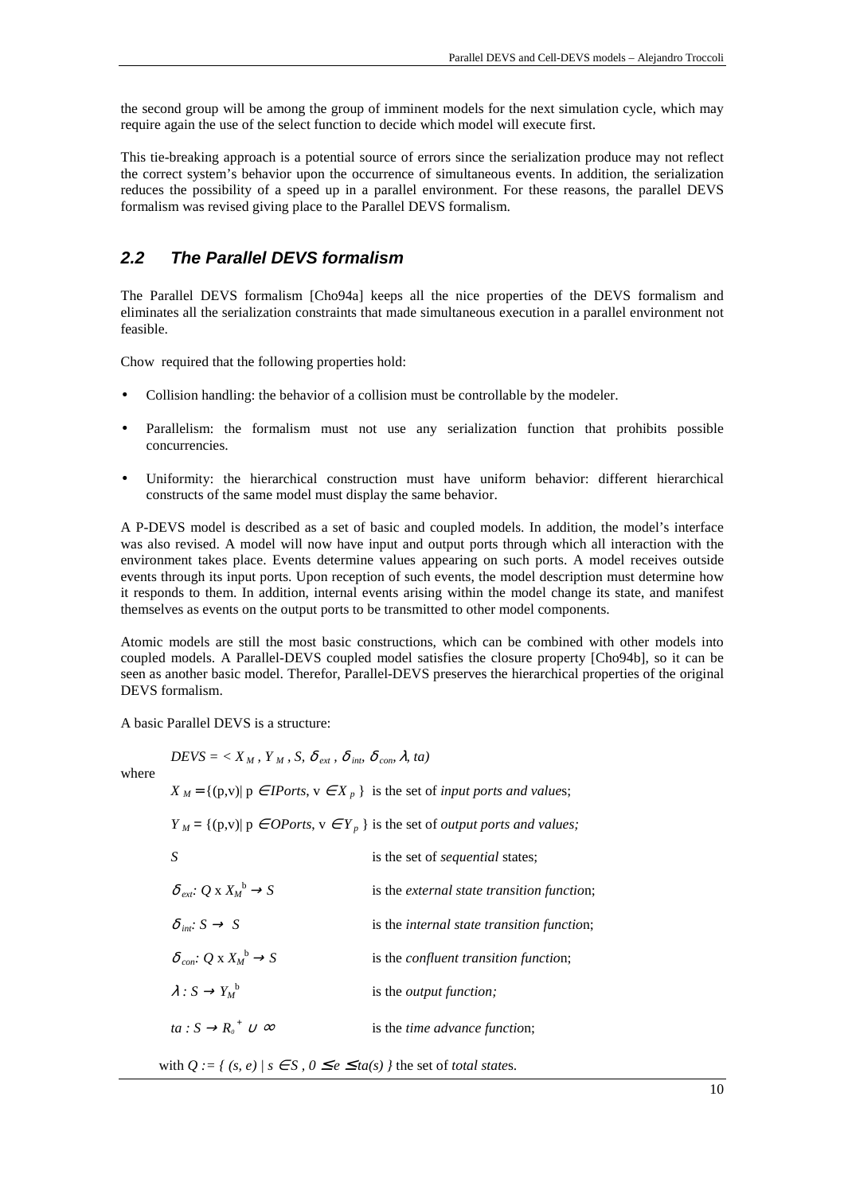the second group will be among the group of imminent models for the next simulation cycle, which may require again the use of the select function to decide which model will execute first.

This tie-breaking approach is a potential source of errors since the serialization produce may not reflect the correct system's behavior upon the occurrence of simultaneous events. In addition, the serialization reduces the possibility of a speed up in a parallel environment. For these reasons, the parallel DEVS formalism was revised giving place to the Parallel DEVS formalism.

## *2.2 The Parallel DEVS formalism*

The Parallel DEVS formalism [Cho94a] keeps all the nice properties of the DEVS formalism and eliminates all the serialization constraints that made simultaneous execution in a parallel environment not feasible.

Chow required that the following properties hold:

- Collision handling: the behavior of a collision must be controllable by the modeler.
- Parallelism: the formalism must not use any serialization function that prohibits possible concurrencies.
- Uniformity: the hierarchical construction must have uniform behavior: different hierarchical constructs of the same model must display the same behavior.

A P-DEVS model is described as a set of basic and coupled models. In addition, the model's interface was also revised. A model will now have input and output ports through which all interaction with the environment takes place. Events determine values appearing on such ports. A model receives outside events through its input ports. Upon reception of such events, the model description must determine how it responds to them. In addition, internal events arising within the model change its state, and manifest themselves as events on the output ports to be transmitted to other model components.

Atomic models are still the most basic constructions, which can be combined with other models into coupled models. A Parallel-DEVS coupled model satisfies the closure property [Cho94b], so it can be seen as another basic model. Therefor, Parallel-DEVS preserves the hierarchical properties of the original DEVS formalism.

A basic Parallel DEVS is a structure:

$$DEVS = < X_M , Y_M , S, \delta_{ext} , \delta_{int}, \delta_{con}, \lambda, ta)$$

where

$X_M = \{(p,v) \mid p \in IPorts, v \in X_p \}$ is the set of *input ports and value*s;

$Y_M = \{(p,v) \mid p \in OPorts, v \in Y_p \}$ is the set of *output ports and values;*

$S$ is the set of *sequential* states;

$\delta_{ext}: Q \times X_M^b \rightarrow S$ is the *external state transition functio*n;

$\delta_{int}: S \rightarrow S$ is the *internal state transition functio*n;

$\delta_{con}: Q \times X_M^b \rightarrow S$ is the *confluent transition functio*n;

$\lambda : S \rightarrow Y_M^b$ is the *output function;*

$ta : S \rightarrow R_o^+ \cup \infty$ is the *time advance functio*n;

with $Q := \{ (s, e) \mid s \in S , 0 \leq e \leq ta(s) \}$ the set of *total state*s.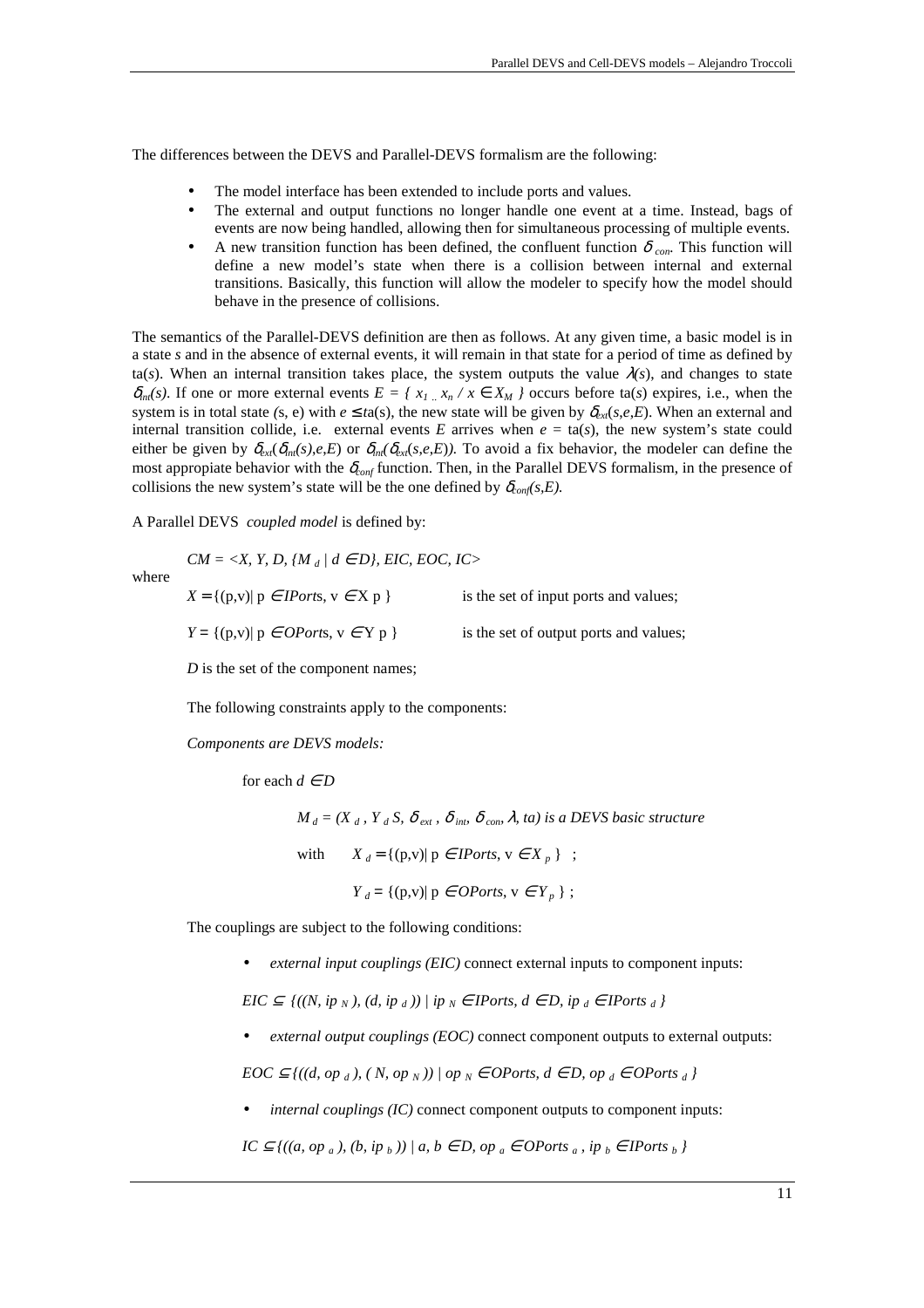The differences between the DEVS and Parallel-DEVS formalism are the following:

- The model interface has been extended to include ports and values.
- The external and output functions no longer handle one event at a time. Instead, bags of events are now being handled, allowing then for simultaneous processing of multiple events.
- A new transition function has been defined, the confluent function $\delta_{con}$. This function will define a new model's state when there is a collision between internal and external transitions. Basically, this function will allow the modeler to specify how the model should behave in the presence of collisions.

The semantics of the Parallel-DEVS definition are then as follows. At any given time, a basic model is in a state *s* and in the absence of external events, it will remain in that state for a period of time as defined by ta(*s*). When an internal transition takes place, the system outputs the value $\lambda(s)$, and changes to state $\delta_{int}(s)$. If one or more external events $E = \{ x_1 .. x_n / x \in X_M \}$ occurs before ta(*s*) expires, i.e., when the system is in total state (s, e) with $e \leq$ ta(s), the new state will be given by $\delta_{ext}(s,e,E)$. When an external and internal transition collide, i.e. external events *E* arrives when $e$ = ta($s$), the new system's state could either be given by $\delta_{ext}(\delta_{int}(s),e,E)$ or $\delta_{int}(\delta_{ext}(s,e,E))$. To avoid a fix behavior, the modeler can define the most appropiate behavior with the $\delta_{conf}$ function. Then, in the Parallel DEVS formalism, in the presence of collisions the new system's state will be the one defined by $\delta_{conf}(s,E)$.

A Parallel DEVS *coupled model* is defined by:

$$CM = \langle X, Y, D, \{M_d \mid d \in D\}, EIC, EOC, IC \rangle$$

where

$X = \{(p,v) \mid p \in IPorts, v \in X_p\}$ is the set of input ports and values;

$Y = \{(p,v) \mid p \in OPorts, v \in Y_p\}$ is the set of output ports and values;

*D* is the set of the component names;

The following constraints apply to the components:

*Components are DEVS models:*

for each $d \in D$

$M_d = (X_d, Y_d S, \delta_{ext}, \delta_{int}, \delta_{con}, \lambda, ta)$ *is a DEVS basic structure*

with $X_d = \{(p,v) \mid p \in IPorts, v \in X_p\}$ ;

$Y_d = \{(p,v) \mid p \in OPorts, v \in Y_p\}$ ;

The couplings are subject to the following conditions:

- *external input couplings (EIC)* connect external inputs to component inputs:

$EIC \subseteq \{((N, ip_N), (d, ip_d)) \mid ip_N \in IPorts, d \in D, ip_d \in IPorts_d\}$

- *external output couplings (EOC)* connect component outputs to external outputs:

$EOC \subseteq \{((d, op_d), (N, op_N)) \mid op_N \in OPorts, d \in D, op_d \in OPorts_d\}$

- *internal couplings (IC)* connect component outputs to component inputs:

$IC \subseteq \{((a, op_a), (b, ip_b)) \mid a, b \in D, op_a \in OPorts_a, ip_b \in IPorts_b\}$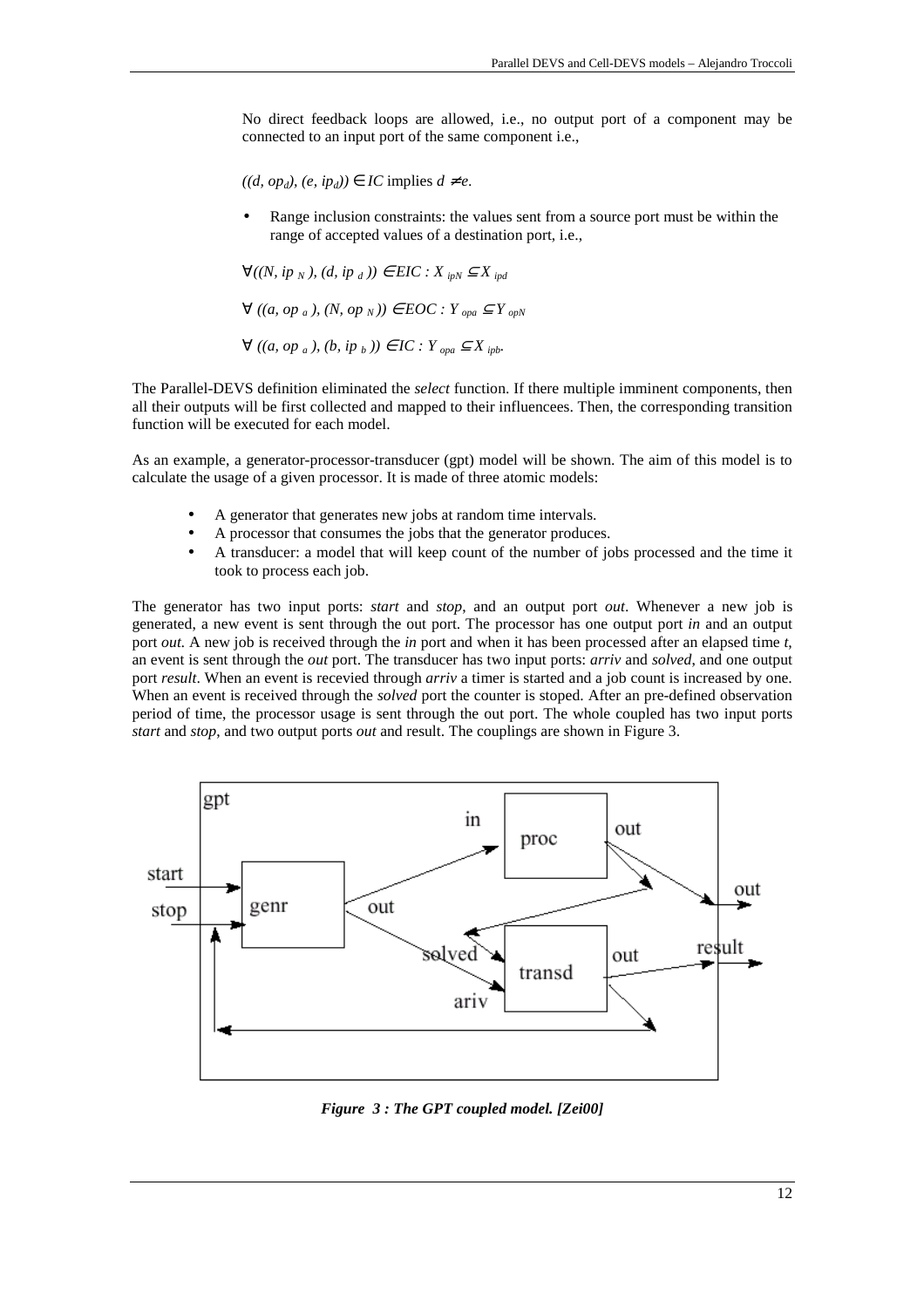No direct feedback loops are allowed, i.e., no output port of a component may be connected to an input port of the same component i.e.,

$((d, op_d), (e, ip_d)) \in IC$ implies $d \neq e$.

- Range inclusion constraints: the values sent from a source port must be within the range of accepted values of a destination port, i.e.,

$\forall ((N, ip_N), (d, ip_d)) \in EIC : X_{ipN} \subseteq X_{ipd}$

$\forall ((a, op_a), (N, op_N)) \in EOC : Y_{opa} \subseteq Y_{opN}$

$\forall ((a, op_a), (b, ip_b)) \in IC : Y_{opa} \subseteq X_{ipb}$.

The Parallel-DEVS definition eliminated the *select* function. If there multiple imminent components, then all their outputs will be first collected and mapped to their influencees. Then, the corresponding transition function will be executed for each model.

As an example, a generator-processor-transducer (gpt) model will be shown. The aim of this model is to calculate the usage of a given processor. It is made of three atomic models:

- A generator that generates new jobs at random time intervals.
- A processor that consumes the jobs that the generator produces.
- A transducer: a model that will keep count of the number of jobs processed and the time it took to process each job.

The generator has two input ports: *start* and *stop*, and an output port *out*. Whenever a new job is generated, a new event is sent through the out port. The processor has one output port *in* and an output port *out*. A new job is received through the *in* port and when it has been processed after an elapsed time *t*, an event is sent through the *out* port. The transducer has two input ports: *arriv* and *solved*, and one output port *result*. When an event is recevied through *arriv* a timer is started and a job count is increased by one. When an event is received through the *solved* port the counter is stoped. After an pre-defined observation period of time, the processor usage is sent through the out port. The whole coupled has two input ports *start* and *stop*, and two output ports *out* and result. The couplings are shown in Figure 3.

***Figure 3 : The GPT coupled model. [Zei00]***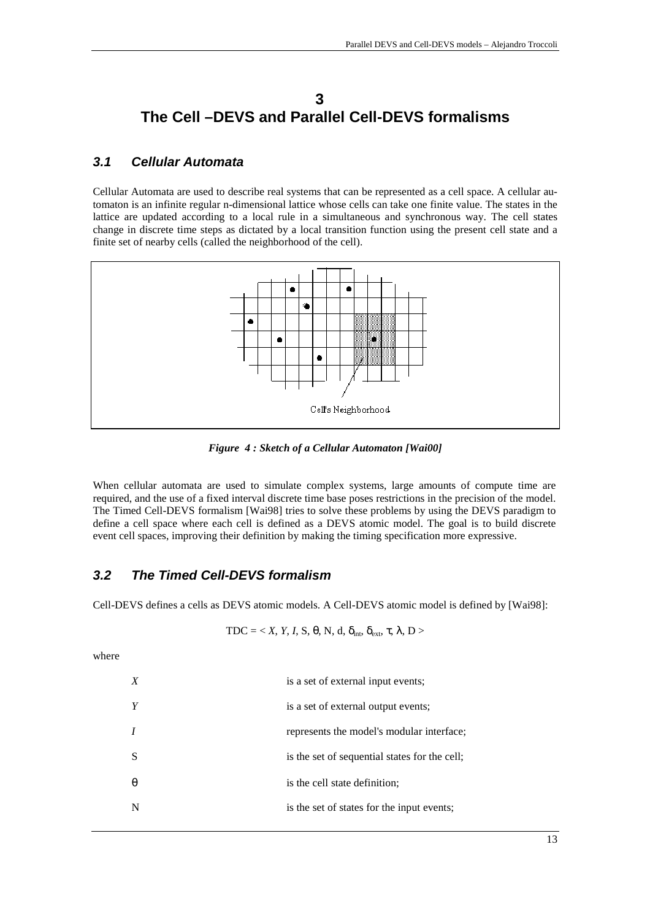# 3
# The Cell –DEVS and Parallel Cell-DEVS formalisms

## *3.1 Cellular Automata*

Cellular Automata are used to describe real systems that can be represented as a cell space. A cellular automaton is an infinite regular n-dimensional lattice whose cells can take one finite value. The states in the lattice are updated according to a local rule in a simultaneous and synchronous way. The cell states change in discrete time steps as dictated by a local transition function using the present cell state and a finite set of nearby cells (called the neighborhood of the cell).

Cell's Neighborhood

***Figure 4 : Sketch of a Cellular Automaton [Wai00]***

When cellular automata are used to simulate complex systems, large amounts of compute time are required, and the use of a fixed interval discrete time base poses restrictions in the precision of the model. The Timed Cell-DEVS formalism [Wai98] tries to solve these problems by using the DEVS paradigm to define a cell space where each cell is defined as a DEVS atomic model. The goal is to build discrete event cell spaces, improving their definition by making the timing specification more expressive.

## *3.2 The Timed Cell-DEVS formalism*

Cell-DEVS defines a cells as DEVS atomic models. A Cell-DEVS atomic model is defined by [Wai98]:

$$TDC = < X, Y, I, S, \theta, N, d, \delta_{int}, \delta_{ext}, \tau, \lambda, D >$$

where

| | |
|---|---|
| *X* | is a set of external input events; |
| *Y* | is a set of external output events; |
| *I* | represents the model's modular interface; |
| S | is the set of sequential states for the cell; |
| $\theta$ | is the cell state definition; |
| N | is the set of states for the input events; |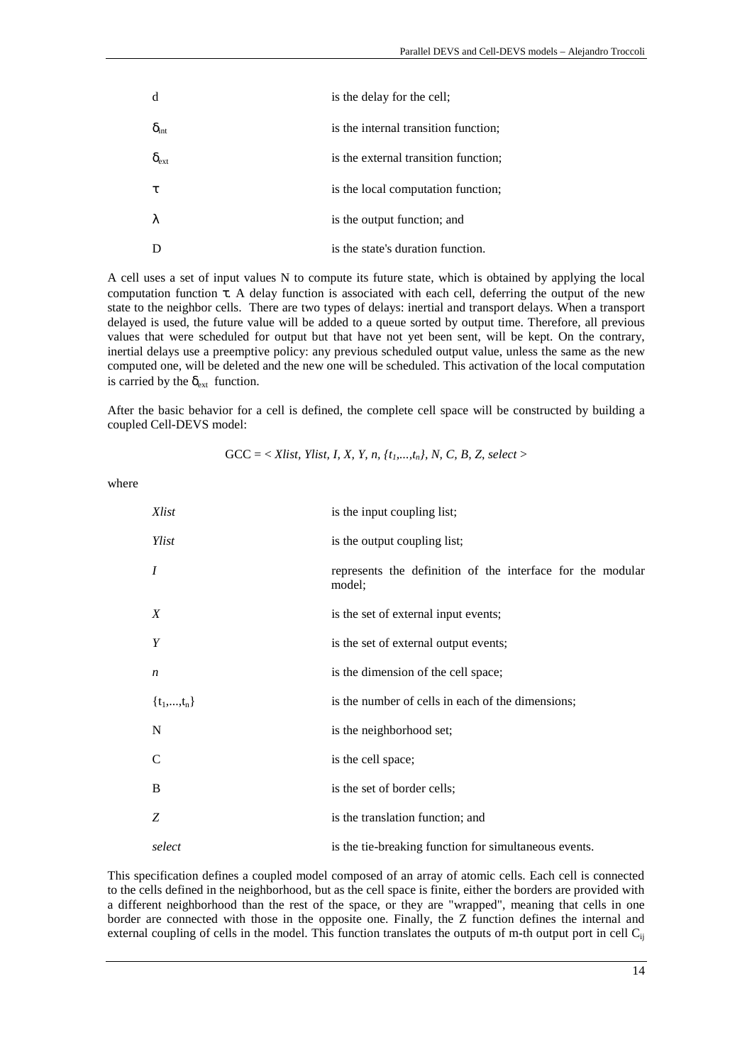| | |
|---|---|
| d | is the delay for the cell; |
| $\delta_{int}$ | is the internal transition function; |
| $\delta_{ext}$ | is the external transition function; |
| $\tau$ | is the local computation function; |
| $\lambda$ | is the output function; and |
| D | is the state's duration function. |

A cell uses a set of input values N to compute its future state, which is obtained by applying the local computation function $\tau$. A delay function is associated with each cell, deferring the output of the new state to the neighbor cells. There are two types of delays: inertial and transport delays. When a transport delayed is used, the future value will be added to a queue sorted by output time. Therefore, all previous values that were scheduled for output but that have not yet been sent, will be kept. On the contrary, inertial delays use a preemptive policy: any previous scheduled output value, unless the same as the new computed one, will be deleted and the new one will be scheduled. This activation of the local computation is carried by the $\delta_{ext}$ function.

After the basic behavior for a cell is defined, the complete cell space will be constructed by building a coupled Cell-DEVS model:

$$GCC = < Xlist, Ylist, I, X, Y, n, \{t_1,...,t_n\}, N, C, B, Z, select >$$

where

| | |
|---|---|
| *Xlist* | is the input coupling list; |
| *Ylist* | is the output coupling list; |
| *I* | represents the definition of the interface for the modular model; |
| *X* | is the set of external input events; |
| *Y* | is the set of external output events; |
| *n* | is the dimension of the cell space; |
| $\{t_1,...,t_n\}$ | is the number of cells in each of the dimensions; |
| N | is the neighborhood set; |
| C | is the cell space; |
| B | is the set of border cells; |
| *Z* | is the translation function; and |
| *select* | is the tie-breaking function for simultaneous events. |

This specification defines a coupled model composed of an array of atomic cells. Each cell is connected to the cells defined in the neighborhood, but as the cell space is finite, either the borders are provided with a different neighborhood than the rest of the space, or they are "wrapped", meaning that cells in one border are connected with those in the opposite one. Finally, the Z function defines the internal and external coupling of cells in the model. This function translates the outputs of m-th output port in cell $C_{ij}$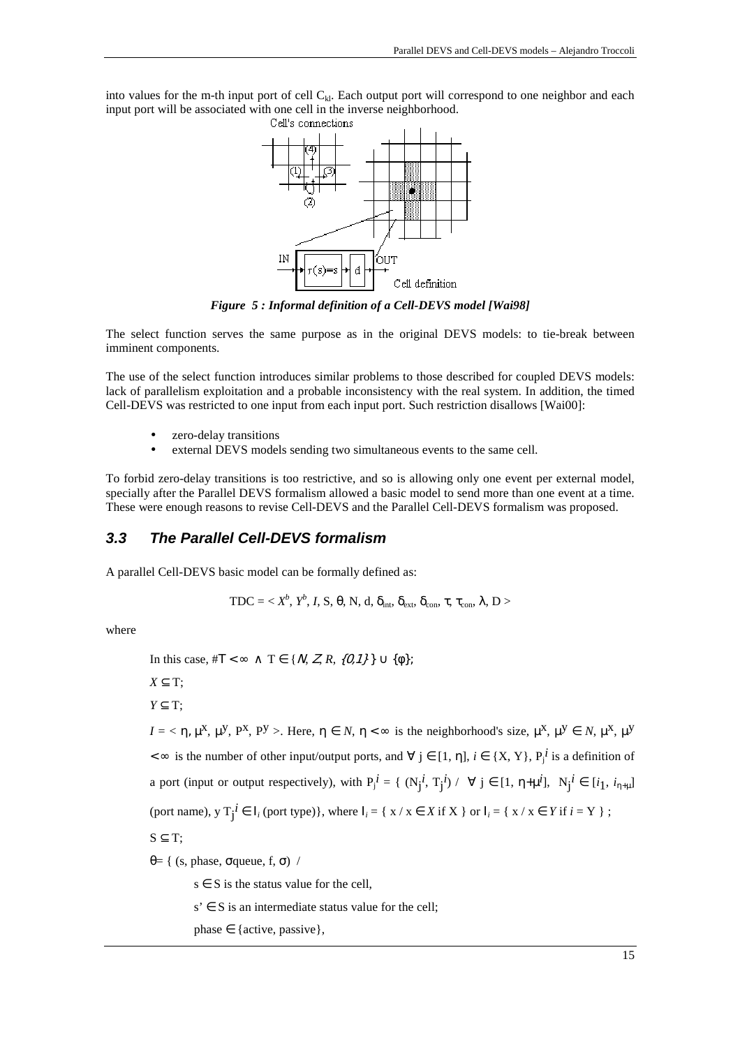into values for the m-th input port of cell $C_{kl}$. Each output port will correspond to one neighbor and each input port will be associated with one cell in the inverse neighborhood.

***Figure 5 : Informal definition of a Cell-DEVS model [Wai98]***

The select function serves the same purpose as in the original DEVS models: to tie-break between imminent components.

The use of the select function introduces similar problems to those described for coupled DEVS models: lack of parallelism exploitation and a probable inconsistency with the real system. In addition, the timed Cell-DEVS was restricted to one input from each input port. Such restriction disallows [Wai00]:

- zero-delay transitions
- external DEVS models sending two simultaneous events to the same cell.

To forbid zero-delay transitions is too restrictive, and so is allowing only one event per external model, specially after the Parallel DEVS formalism allowed a basic model to send more than one event at a time. These were enough reasons to revise Cell-DEVS and the Parallel Cell-DEVS formalism was proposed.

## 3.3 The Parallel Cell-DEVS formalism

A parallel Cell-DEVS basic model can be formally defined as:

$$TDC = < X^b, Y^b, I, S, \theta, N, d, \delta_{int}, \delta_{ext}, \delta_{con}, \tau, \tau_{con}, \lambda, D >$$

where

In this case, $\#T < \infty \wedge T \in \{N, Z, R, \{0,1\}\} \cup \{\phi\}$;

$X \subseteq T$;

$Y \subseteq T$;

$I = < \eta, \mu^X, \mu^Y, P^X, P^Y >$. Here, $\eta \in N$, $\eta < \infty$ is the neighborhood's size, $\mu^X, \mu^Y \in N$, $\mu^X, \mu^Y < \infty$ is the number of other input/output ports, and $\forall\ j \in [1, \eta]$, $i \in \{X, Y\}$, $P_j^i$ is a definition of a port (input or output respectively), with $P_j^i = \{ (N_j^i, T_j^i) / \ \forall\ j \in [1, \eta+\mu^i],\ N_j^i \in [i_1, i_{\eta+\mu}]$ (port name), y $T_j^i \in I_i$ (port type)}, where $I_i = \{ x / x \in X$ if X } or $I_i = \{ x / x \in Y$ if $i = Y$ } ;

$S \subseteq T$;

$\theta = \{ (s, phase, \sigma queue, f, \sigma)\ /$

$s \in S$ is the status value for the cell,

$s' \in S$ is an intermediate status value for the cell;

phase $\in$ {active, passive},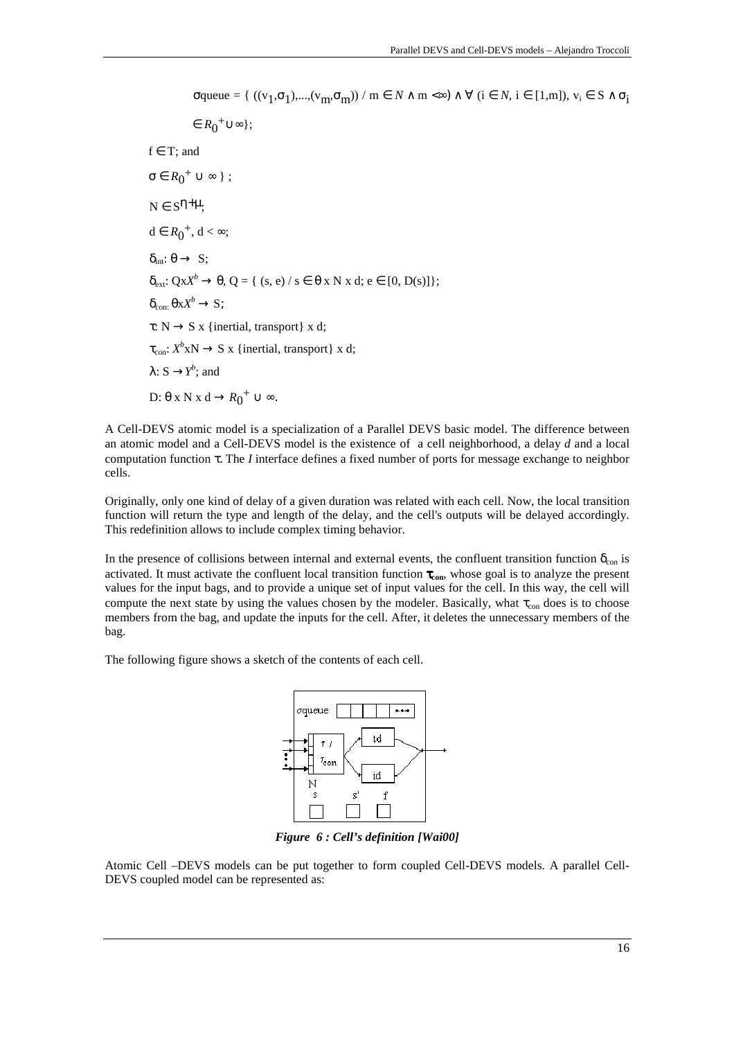$\sigma$queue = { $((v_1,\sigma_1),...,(v_m,\sigma_m))$ / $m \in N \wedge m < \infty) \wedge \forall (i \in N, i \in [1,m]), v_i \in S \wedge \sigma_i \in R_0^+ \cup \infty$};

$f \in T$; and

$\sigma \in R_0^+ \cup \infty$ } ;

$N \in S^{\eta+\mu}$;

$d \in R_0^+, d < \infty$;

$\delta_{int}: \theta \rightarrow S$;

$\delta_{ext}: QxX^b \rightarrow \theta$, Q = { (s, e) / $s \in \theta$ x N x d; $e \in [0, D(s)]$};

$\delta_{con}: \theta x X^b \rightarrow S$;

$\tau$: N $\rightarrow$ S x {inertial, transport} x d;

$\tau_{con}$: $X^b$xN $\rightarrow$ S x {inertial, transport} x d;

$\lambda: S \rightarrow Y^b$; and

D: $\theta$ x N x d $\rightarrow R_0^+ \cup \infty$.

A Cell-DEVS atomic model is a specialization of a Parallel DEVS basic model. The difference between an atomic model and a Cell-DEVS model is the existence of a cell neighborhood, a delay *d* and a local computation function $\tau$. The *I* interface defines a fixed number of ports for message exchange to neighbor cells.

Originally, only one kind of delay of a given duration was related with each cell. Now, the local transition function will return the type and length of the delay, and the cell's outputs will be delayed accordingly. This redefinition allows to include complex timing behavior.

In the presence of collisions between internal and external events, the confluent transition function $\delta_{con}$ is activated. It must activate the confluent local transition function $\tau_{con}$, whose goal is to analyze the present values for the input bags, and to provide a unique set of input values for the cell. In this way, the cell will compute the next state by using the values chosen by the modeler. Basically, what $\tau_{con}$ does is to choose members from the bag, and update the inputs for the cell. After, it deletes the unnecessary members of the bag.

The following figure shows a sketch of the contents of each cell.

***Figure 6 : Cell's definition [Wai00]***

Atomic Cell –DEVS models can be put together to form coupled Cell-DEVS models. A parallel Cell-DEVS coupled model can be represented as: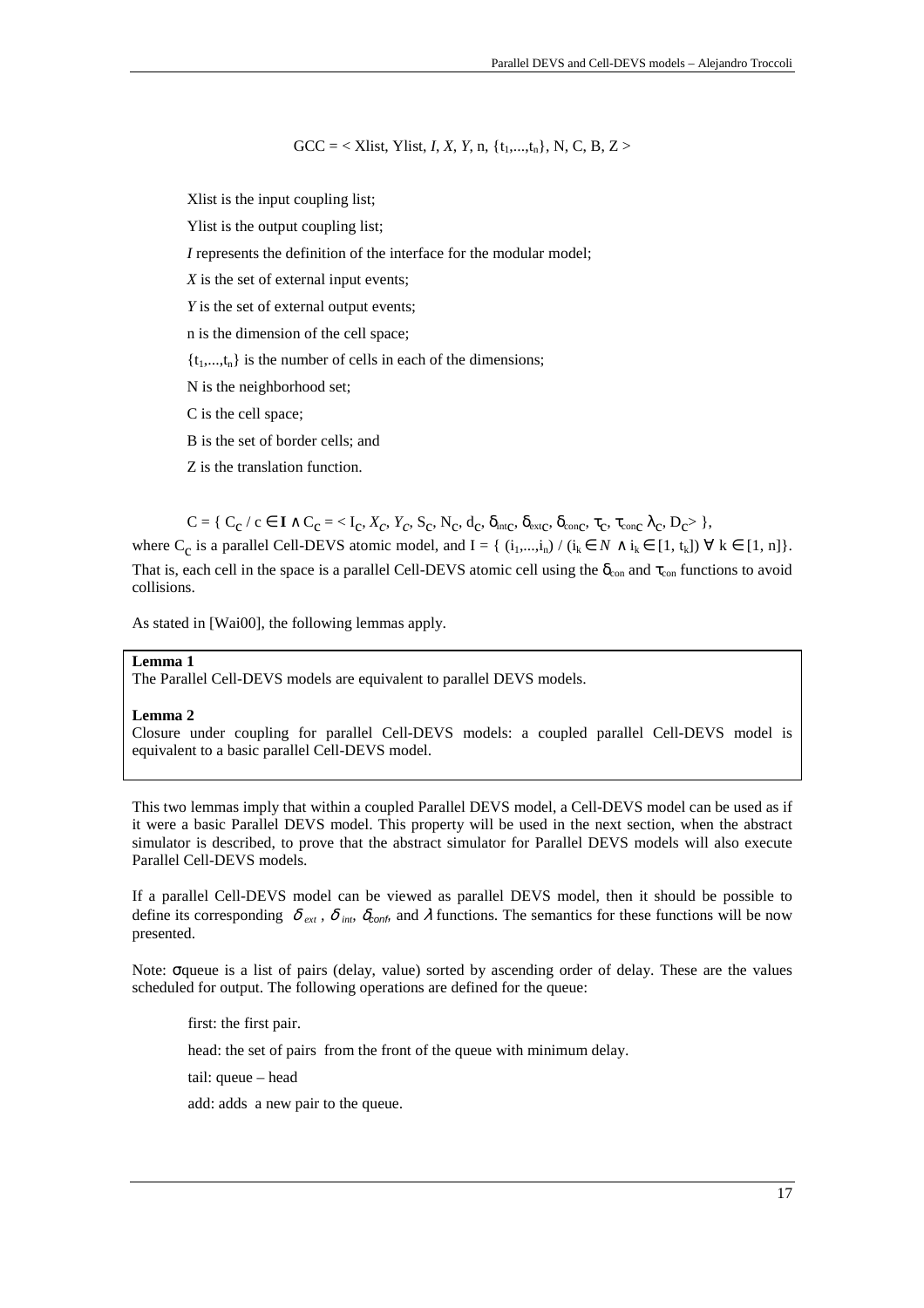$$GCC = < \text{Xlist}, \text{Ylist}, I, X, Y, n, \{t_1,...,t_n\}, N, C, B, Z >$$

Xlist is the input coupling list;

Ylist is the output coupling list;

*I* represents the definition of the interface for the modular model;

*X* is the set of external input events;

*Y* is the set of external output events;

n is the dimension of the cell space;

$\{t_1,...,t_n\}$ is the number of cells in each of the dimensions;

N is the neighborhood set;

C is the cell space;

B is the set of border cells; and

Z is the translation function.

$$C = \{ C_c \,/\, c \in \mathbf{I} \wedge C_c = < I_c, X_c, Y_c, S_c, N_c, d_c, \delta_{int_c}, \delta_{ext_c}, \delta_{con_c}, \tau_c, \tau_{con_c}, \lambda_c, D_c > \},$$

where $C_c$ is a parallel Cell-DEVS atomic model, and $I = \{ (i_1,...,i_n) \,/\, (i_k \in N \wedge i_k \in [1, t_k]) \; \forall \; k \in [1, n]\}$. That is, each cell in the space is a parallel Cell-DEVS atomic cell using the $\delta_{con}$ and $\tau_{con}$ functions to avoid collisions.

As stated in [Wai00], the following lemmas apply.

**Lemma 1**
The Parallel Cell-DEVS models are equivalent to parallel DEVS models.

**Lemma 2**
Closure under coupling for parallel Cell-DEVS models: a coupled parallel Cell-DEVS model is equivalent to a basic parallel Cell-DEVS model.

This two lemmas imply that within a coupled Parallel DEVS model, a Cell-DEVS model can be used as if it were a basic Parallel DEVS model. This property will be used in the next section, when the abstract simulator is described, to prove that the abstract simulator for Parallel DEVS models will also execute Parallel Cell-DEVS models.

If a parallel Cell-DEVS model can be viewed as parallel DEVS model, then it should be possible to define its corresponding $\delta_{ext}$, $\delta_{int}$, $\delta_{conf}$, and $\lambda$ functions. The semantics for these functions will be now presented.

Note: $\sigma$queue is a list of pairs (delay, value) sorted by ascending order of delay. These are the values scheduled for output. The following operations are defined for the queue:

first: the first pair.

head: the set of pairs from the front of the queue with minimum delay.

tail: queue – head

add: adds a new pair to the queue.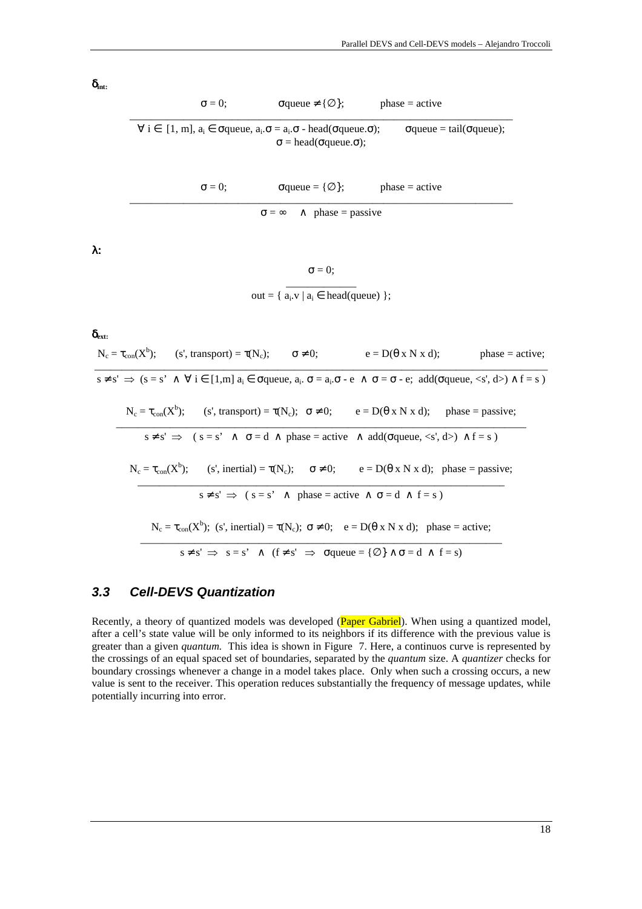$\delta_{int}$:

$$\frac{\sigma = 0; \qquad \sigma queue \neq \{\emptyset\}; \qquad phase = active}{\forall\, i \in [1, m],\ a_i \in \sigma queue,\ a_i.\sigma = a_i.\sigma - head(\sigma queue.\sigma); \qquad \sigma queue = tail(\sigma queue); \quad \sigma = head(\sigma queue.\sigma);}$$

$$\frac{\sigma = 0; \qquad \sigma queue = \{\emptyset\}; \qquad phase = active}{\sigma = \infty \ \wedge\ phase = passive}$$

$\lambda$:

$$\frac{\sigma = 0;}{out = \{\ a_i.v \mid a_i \in head(queue)\ \};}$$

$\delta_{ext}$:

$$\frac{N_c = \tau_{con}(X^b); \quad (s', transport) = \tau(N_c); \quad \sigma \neq 0; \quad e = D(\theta \times N \times d); \quad phase = active;}{s \neq s' \Rightarrow (s = s' \ \wedge\ \forall\, i \in [1,m]\ a_i \in \sigma queue,\ a_i.\sigma = a_i.\sigma - e \ \wedge\ \sigma = \sigma - e;\ add(\sigma queue, \langle s', d\rangle) \wedge f = s)}$$

$$\frac{N_c = \tau_{con}(X^b); \quad (s', transport) = \tau(N_c); \quad \sigma \neq 0; \quad e = D(\theta \times N \times d); \quad phase = passive;}{s \neq s' \Rightarrow (s = s' \ \wedge\ \sigma = d \ \wedge\ phase = active \ \wedge\ add(\sigma queue, \langle s', d\rangle) \wedge f = s)}$$

$$\frac{N_c = \tau_{con}(X^b); \quad (s', inertial) = \tau(N_c); \quad \sigma \neq 0; \quad e = D(\theta \times N \times d); \quad phase = passive;}{s \neq s' \Rightarrow (s = s' \ \wedge\ phase = active \ \wedge\ \sigma = d \ \wedge\ f = s)}$$

$$\frac{N_c = \tau_{con}(X^b); \quad (s', inertial) = \tau(N_c); \quad \sigma \neq 0; \quad e = D(\theta \times N \times d); \quad phase = active;}{s \neq s' \Rightarrow s = s' \ \wedge\ (f \neq s' \Rightarrow \sigma queue = \{\emptyset\} \wedge \sigma = d \ \wedge\ f = s)}$$

### 3.3 Cell-DEVS Quantization

Recently, a theory of quantized models was developed (Paper Gabriel). When using a quantized model, after a cell's state value will be only informed to its neighbors if its difference with the previous value is greater than a given *quantum.* This idea is shown in Figure 7. Here, a continuos curve is represented by the crossings of an equal spaced set of boundaries, separated by the *quantum* size. A *quantizer* checks for boundary crossings whenever a change in a model takes place. Only when such a crossing occurs, a new value is sent to the receiver. This operation reduces substantially the frequency of message updates, while potentially incurring into error.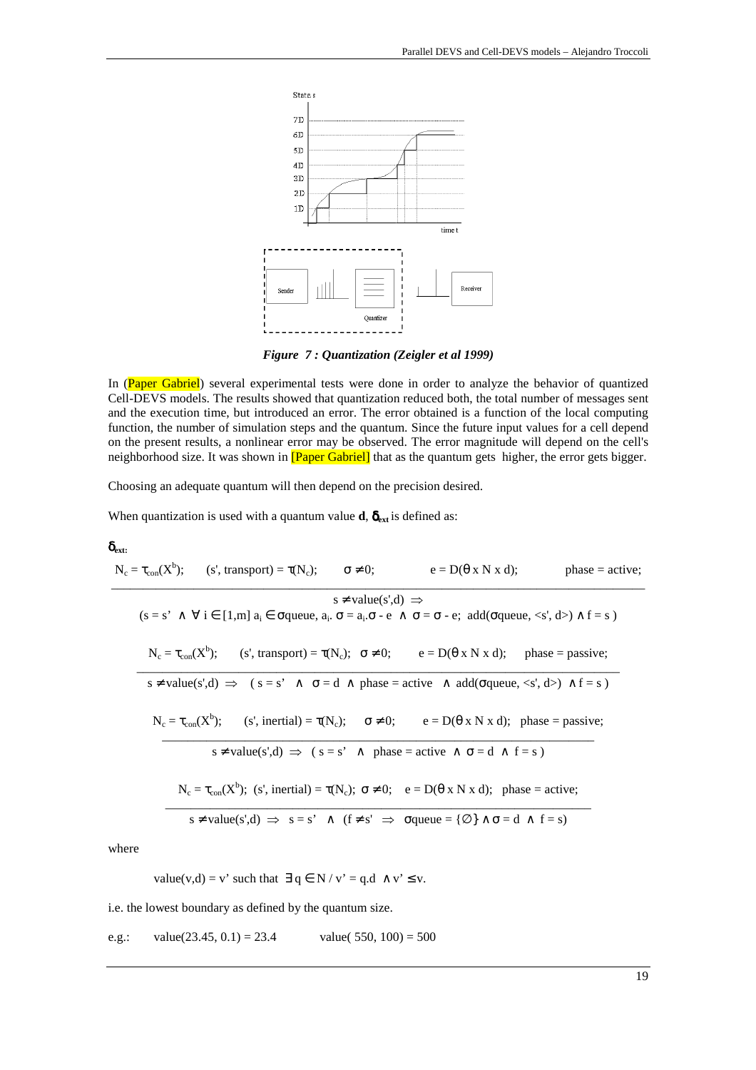Figure 7 : Quantization (Zeigler et al 1999)

In (Paper Gabriel) several experimental tests were done in order to analyze the behavior of quantized Cell-DEVS models. The results showed that quantization reduced both, the total number of messages sent and the execution time, but introduced an error. The error obtained is a function of the local computing function, the number of simulation steps and the quantum. Since the future input values for a cell depend on the present results, a nonlinear error may be observed. The error magnitude will depend on the cell's neighborhood size. It was shown in [Paper Gabriel] that as the quantum gets higher, the error gets bigger.

Choosing an adequate quantum will then depend on the precision desired.

When quantization is used with a quantum value **d**, $\delta_{ext}$ is defined as:

$\delta_{ext}$:

$$\frac{N_c = \tau_{con}(X^b); \quad (s', transport) = \tau(N_c); \quad \sigma \neq 0; \quad e = D(\theta \times N \times d); \quad phase = active;}{s \neq value(s',d) \Rightarrow (s = s' \wedge \forall\, i \in [1,m]\ a_i \in \sigma queue,\ a_i.\sigma = a_i.\sigma - e \wedge \sigma = \sigma - e;\ add(\sigma queue, \langle s', d \rangle) \wedge f = s)}$$

$$\frac{N_c = \tau_{con}(X^b); \quad (s', transport) = \tau(N_c); \quad \sigma \neq 0; \quad e = D(\theta \times N \times d); \quad phase = passive;}{s \neq value(s',d) \Rightarrow (s = s' \wedge \sigma = d \wedge phase = active \wedge add(\sigma queue, \langle s', d \rangle) \wedge f = s)}$$

$$\frac{N_c = \tau_{con}(X^b); \quad (s', inertial) = \tau(N_c); \quad \sigma \neq 0; \quad e = D(\theta \times N \times d); \quad phase = passive;}{s \neq value(s',d) \Rightarrow (s = s' \wedge phase = active \wedge \sigma = d \wedge f = s)}$$

$$\frac{N_c = \tau_{con}(X^b); \quad (s', inertial) = \tau(N_c); \quad \sigma \neq 0; \quad e = D(\theta \times N \times d); \quad phase = active;}{s \neq value(s',d) \Rightarrow s = s' \wedge (f \neq s' \Rightarrow \sigma queue = \{\emptyset\} \wedge \sigma = d \wedge f = s)}$$

where

$$value(v,d) = v' \text{ such that } \exists\, q \in N \,/\, v' = q.d \wedge v' \leq v.$$

i.e. the lowest boundary as defined by the quantum size.

e.g.: value(23.45, 0.1) = 23.4 value( 550, 100) = 500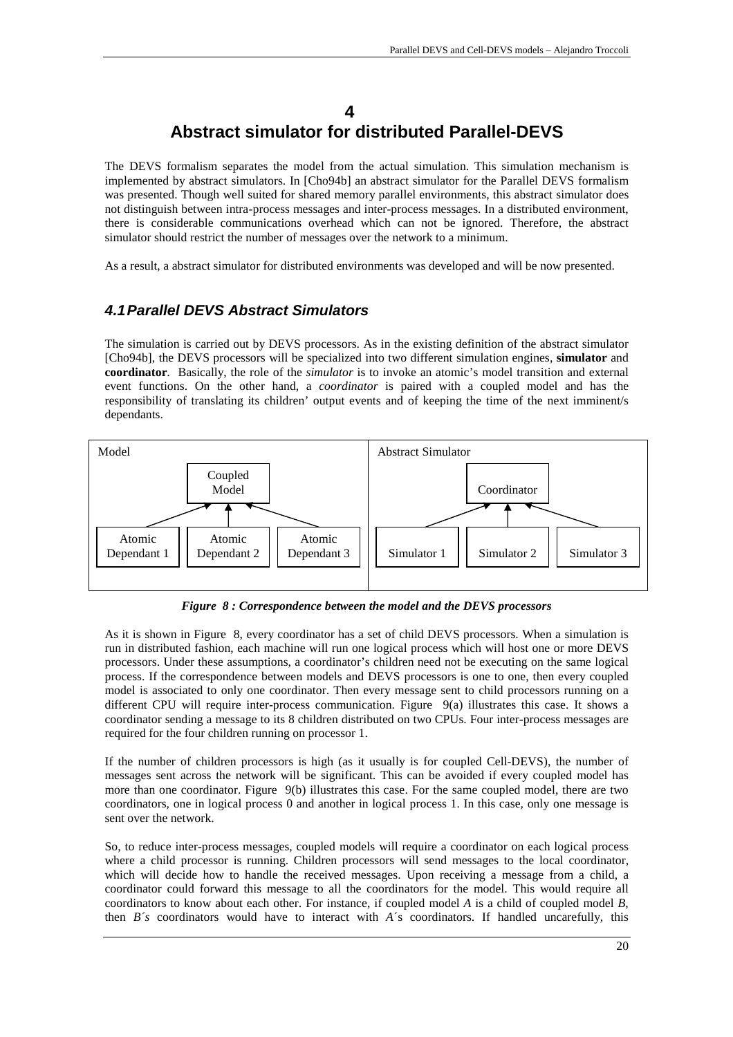# 4
# Abstract simulator for distributed Parallel-DEVS

The DEVS formalism separates the model from the actual simulation. This simulation mechanism is implemented by abstract simulators. In [Cho94b] an abstract simulator for the Parallel DEVS formalism was presented. Though well suited for shared memory parallel environments, this abstract simulator does not distinguish between intra-process messages and inter-process messages. In a distributed environment, there is considerable communications overhead which can not be ignored. Therefore, the abstract simulator should restrict the number of messages over the network to a minimum.

As a result, a abstract simulator for distributed environments was developed and will be now presented.

## *4.1 Parallel DEVS Abstract Simulators*

The simulation is carried out by DEVS processors. As in the existing definition of the abstract simulator [Cho94b], the DEVS processors will be specialized into two different simulation engines, **simulator** and **coordinator**. Basically, the role of the *simulator* is to invoke an atomic's model transition and external event functions. On the other hand, a *coordinator* is paired with a coupled model and has the responsibility of translating its children' output events and of keeping the time of the next imminent/s dependants.

| Model | | | Abstract Simulator | | |
|---|---|---|---|---|---|
| | Coupled Model | | | Coordinator | |
| Atomic Dependant 1 | Atomic Dependant 2 | Atomic Dependant 3 | Simulator 1 | Simulator 2 | Simulator 3 |

***Figure 8 : Correspondence between the model and the DEVS processors***

As it is shown in Figure 8, every coordinator has a set of child DEVS processors. When a simulation is run in distributed fashion, each machine will run one logical process which will host one or more DEVS processors. Under these assumptions, a coordinator's children need not be executing on the same logical process. If the correspondence between models and DEVS processors is one to one, then every coupled model is associated to only one coordinator. Then every message sent to child processors running on a different CPU will require inter-process communication. Figure 9(a) illustrates this case. It shows a coordinator sending a message to its 8 children distributed on two CPUs. Four inter-process messages are required for the four children running on processor 1.

If the number of children processors is high (as it usually is for coupled Cell-DEVS), the number of messages sent across the network will be significant. This can be avoided if every coupled model has more than one coordinator. Figure 9(b) illustrates this case. For the same coupled model, there are two coordinators, one in logical process 0 and another in logical process 1. In this case, only one message is sent over the network.

So, to reduce inter-process messages, coupled models will require a coordinator on each logical process where a child processor is running. Children processors will send messages to the local coordinator, which will decide how to handle the received messages. Upon receiving a message from a child, a coordinator could forward this message to all the coordinators for the model. This would require all coordinators to know about each other. For instance, if coupled model *A* is a child of coupled model *B*, then *B´s* coordinators would have to interact with *A´s* coordinators. If handled uncarefully, this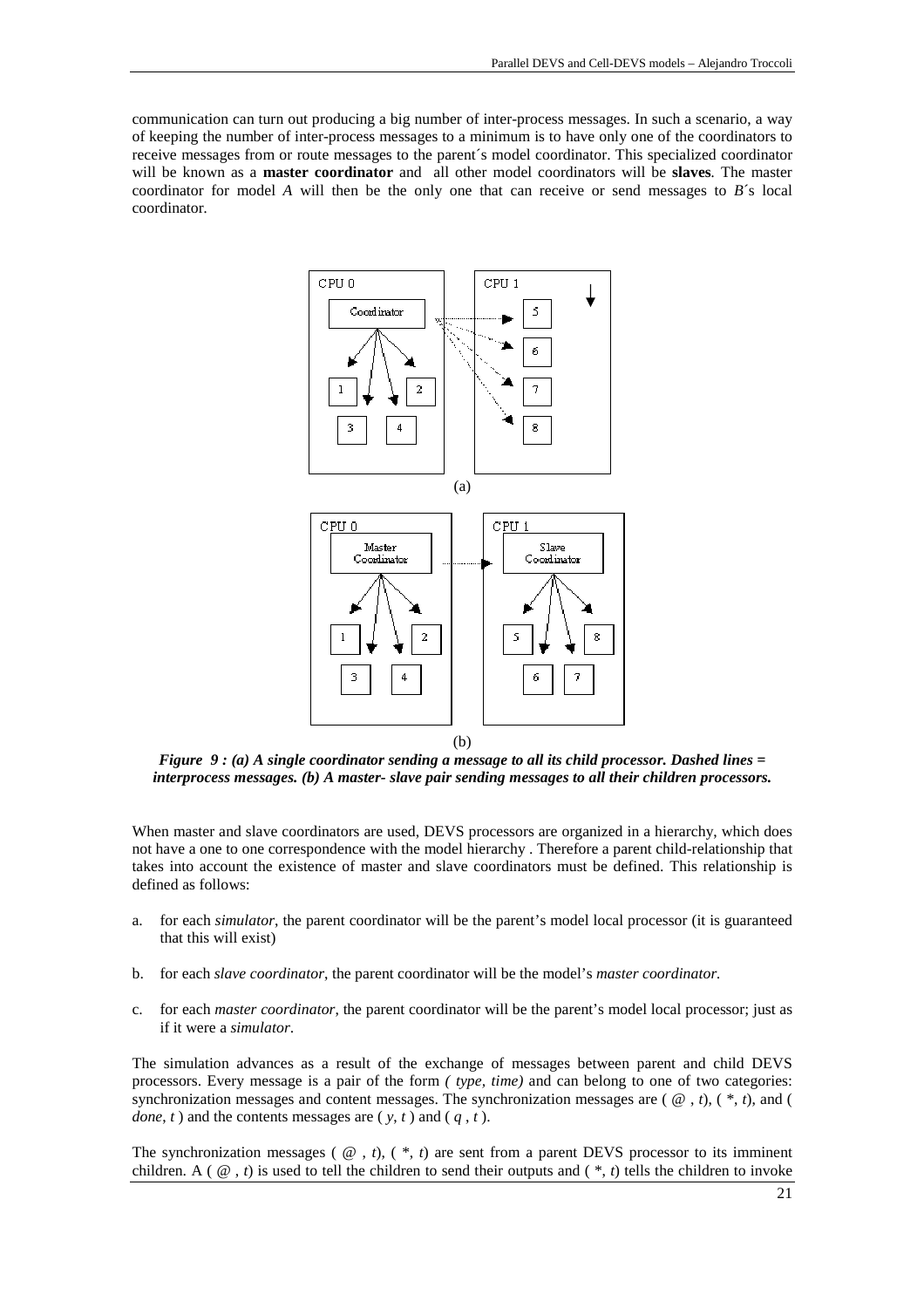communication can turn out producing a big number of inter-process messages. In such a scenario, a way of keeping the number of inter-process messages to a minimum is to have only one of the coordinators to receive messages from or route messages to the parent´s model coordinator. This specialized coordinator will be known as a **master coordinator** and all other model coordinators will be **slaves**. The master coordinator for model *A* will then be the only one that can receive or send messages to *B*´s local coordinator.

***Figure 9 : (a) A single coordinator sending a message to all its child processor. Dashed lines = interprocess messages. (b) A master- slave pair sending messages to all their children processors.***

When master and slave coordinators are used, DEVS processors are organized in a hierarchy, which does not have a one to one correspondence with the model hierarchy . Therefore a parent child-relationship that takes into account the existence of master and slave coordinators must be defined. This relationship is defined as follows:

a. for each *simulator*, the parent coordinator will be the parent's model local processor (it is guaranteed that this will exist)

b. for each *slave coordinator*, the parent coordinator will be the model's *master coordinator.*

c. for each *master coordinator*, the parent coordinator will be the parent's model local processor; just as if it were a *simulator*.

The simulation advances as a result of the exchange of messages between parent and child DEVS processors. Every message is a pair of the form *( type, time)* and can belong to one of two categories: synchronization messages and content messages. The synchronization messages are ( @ , *t*), ( *, *t*), and ( *done*, *t* ) and the contents messages are ( *y*, *t* ) and ( *q* , *t* ).

The synchronization messages ( @ , *t*), ( *, *t*) are sent from a parent DEVS processor to its imminent children. A ( @ , *t*) is used to tell the children to send their outputs and ( *, *t*) tells the children to invoke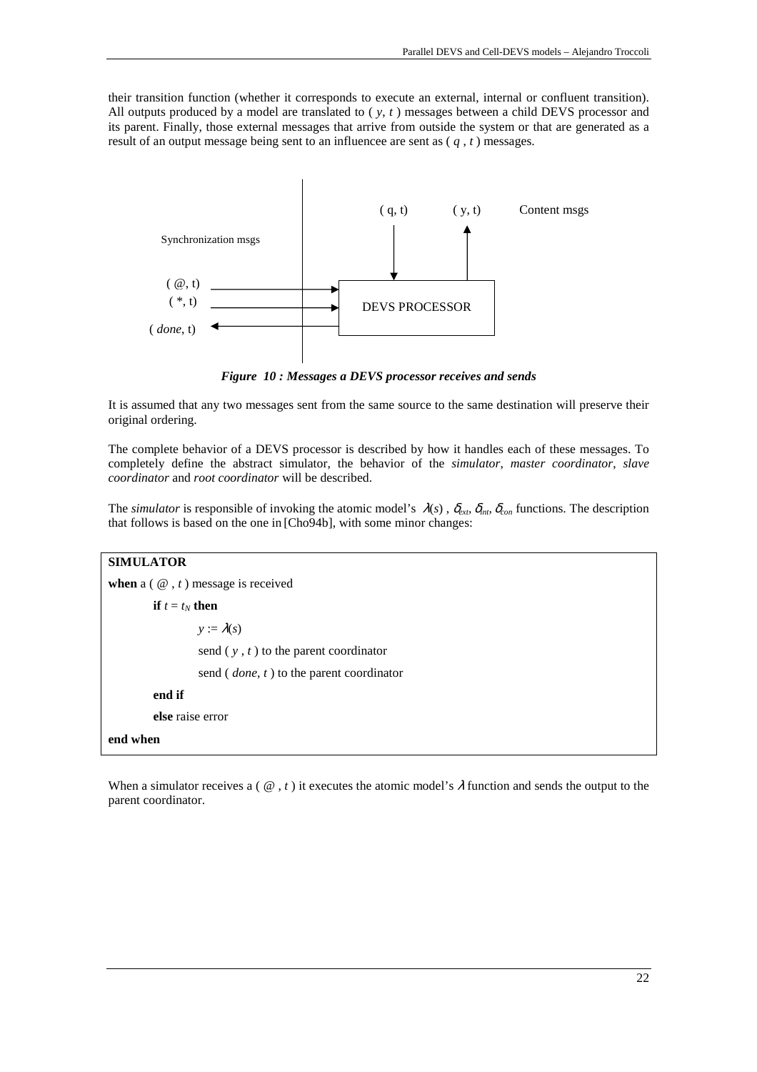their transition function (whether it corresponds to execute an external, internal or confluent transition). All outputs produced by a model are translated to ( *y*, *t* ) messages between a child DEVS processor and its parent. Finally, those external messages that arrive from outside the system or that are generated as a result of an output message being sent to an influencee are sent as ( *q* , *t* ) messages.

*Figure 10 : Messages a DEVS processor receives and sends*

It is assumed that any two messages sent from the same source to the same destination will preserve their original ordering.

The complete behavior of a DEVS processor is described by how it handles each of these messages. To completely define the abstract simulator, the behavior of the *simulator*, *master coordinator*, *slave coordinator* and *root coordinator* will be described.

The *simulator* is responsible of invoking the atomic model's $\lambda(s)$ , $\delta_{ext}$, $\delta_{int}$, $\delta_{con}$ functions. The description that follows is based on the one in [Cho94b], with some minor changes:

```
SIMULATOR
when a ( @ , t ) message is received
        if t = tN then
                y := λ(s)
                send ( y , t ) to the parent coordinator
                send ( done, t ) to the parent coordinator
        end if
        else raise error
end when
```

When a simulator receives a ( @ , *t* ) it executes the atomic model's $\lambda$ function and sends the output to the parent coordinator.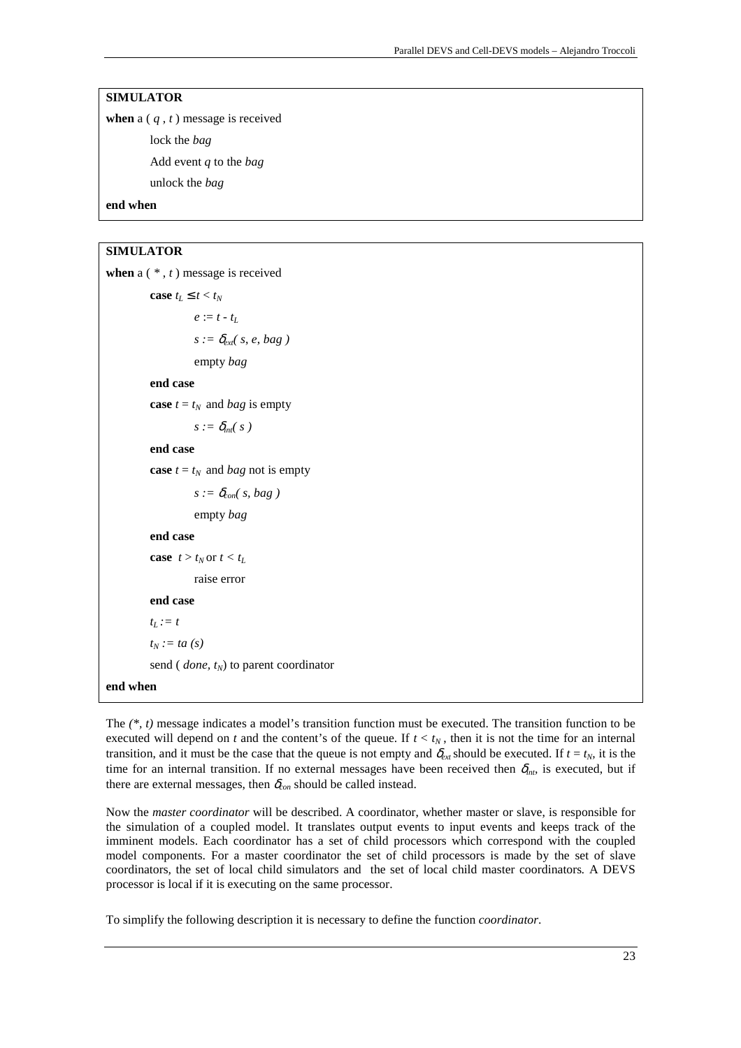**SIMULATOR**

**when** a ( $q$ , $t$ ) message is received

lock the *bag*

Add event $q$ to the *bag*

unlock the *bag*

**end when**

**SIMULATOR**

**when** a ( * , $t$ ) message is received

**case** $t_L \le t < t_N$

$e := t - t_L$

$s := \delta_{ext}( s, e, bag )$

empty *bag*

**end case**

**case** $t = t_N$ and *bag* is empty

$s := \delta_{int}( s )$

**end case**

**case** $t = t_N$ and *bag* not is empty

$s := \delta_{con}( s, bag )$

empty *bag*

**end case**

**case** $t > t_N$ or $t < t_L$

raise error

**end case**

$t_L := t$

$t_N := ta (s)$

send ( *done*, $t_N$) to parent coordinator

**end when**

The *(*, t)* message indicates a model's transition function must be executed. The transition function to be executed will depend on $t$ and the content's of the queue. If $t < t_N$ , then it is not the time for an internal transition, and it must be the case that the queue is not empty and $\delta_{ext}$ should be executed. If $t = t_N$, it is the time for an internal transition. If no external messages have been received then $\delta_{int}$, is executed, but if there are external messages, then $\delta_{con}$ should be called instead.

Now the *master coordinator* will be described. A coordinator, whether master or slave, is responsible for the simulation of a coupled model. It translates output events to input events and keeps track of the imminent models. Each coordinator has a set of child processors which correspond with the coupled model components. For a master coordinator the set of child processors is made by the set of slave coordinators, the set of local child simulators and the set of local child master coordinators. A DEVS processor is local if it is executing on the same processor.

To simplify the following description it is necessary to define the function *coordinator*.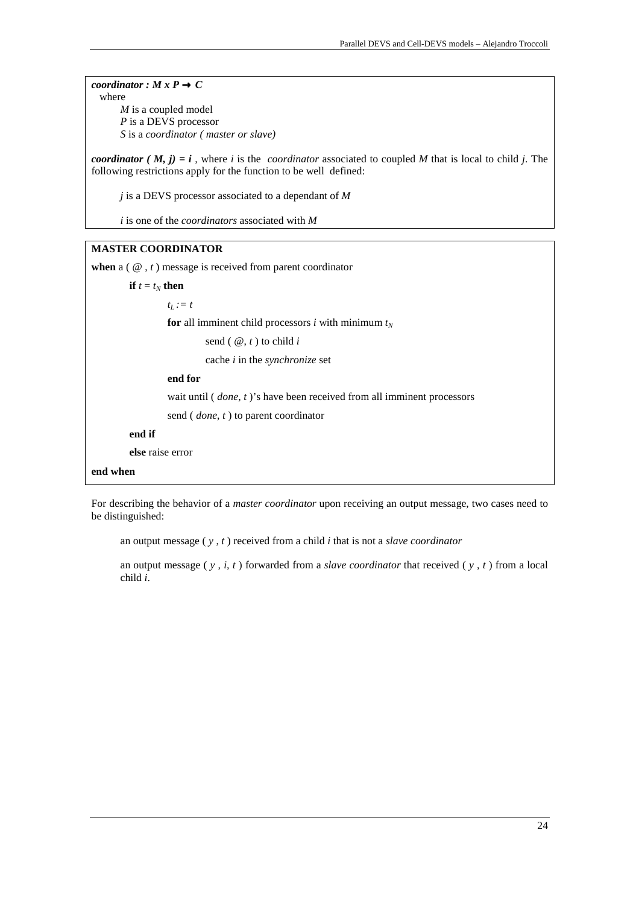***coordinator : M x P → C***
where
*M* is a coupled model
*P* is a DEVS processor
*S* is a *coordinator ( master or slave)*

***coordinator ( M, j) = i*** , where *i* is the *coordinator* associated to coupled *M* that is local to child *j*. The following restrictions apply for the function to be well defined:

*j* is a DEVS processor associated to a dependant of *M*

*i* is one of the *coordinators* associated with *M*

**MASTER COORDINATOR**

```
when a ( @ , t ) message is received from parent coordinator
    if t = tN then
        tL := t
        for all imminent child processors i with minimum tN
            send ( @, t ) to child i
            cache i in the synchronize set
        end for
        wait until ( done, t )'s have been received from all imminent processors
        send ( done, t ) to parent coordinator
    end if
    else raise error
end when
```

For describing the behavior of a *master coordinator* upon receiving an output message, two cases need to be distinguished:

an output message ( *y* , *t* ) received from a child *i* that is not a *slave coordinator*

an output message ( *y* , *i*, *t* ) forwarded from a *slave coordinator* that received ( *y* , *t* ) from a local child *i*.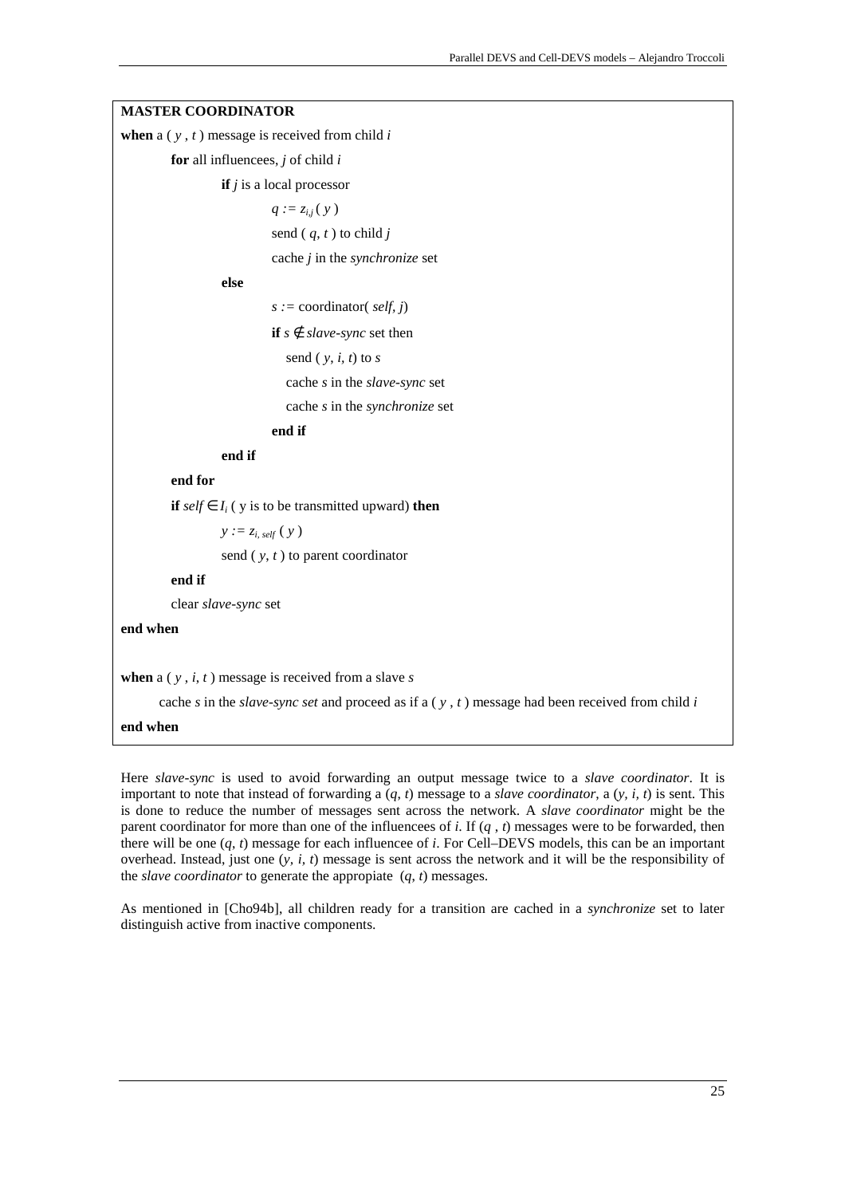**MASTER COORDINATOR**

**when** a ( $y$ , $t$ ) message is received from child $i$

&emsp;**for** all influencees, $j$ of child $i$

&emsp;&emsp;**if** $j$ is a local processor

&emsp;&emsp;&emsp;$q := z_{i,j}(y)$

&emsp;&emsp;&emsp;send ( $q$, $t$ ) to child $j$

&emsp;&emsp;&emsp;cache $j$ in the *synchronize* set

&emsp;&emsp;**else**

&emsp;&emsp;&emsp;$s :=$ coordinator( *self*, $j$)

&emsp;&emsp;&emsp;**if** $s \notin$ *slave-sync* set then

&emsp;&emsp;&emsp;&emsp;send ( $y$, $i$, $t$) to $s$

&emsp;&emsp;&emsp;&emsp;cache $s$ in the *slave-sync* set

&emsp;&emsp;&emsp;&emsp;cache $s$ in the *synchronize* set

&emsp;&emsp;&emsp;**end if**

&emsp;&emsp;**end if**

&emsp;**end for**

&emsp;**if** $self \in I_i$ ( y is to be transmitted upward) **then**

&emsp;&emsp;$y := z_{i,\,self}(y)$

&emsp;&emsp;send ( $y$, $t$ ) to parent coordinator

&emsp;**end if**

&emsp;clear *slave-sync* set

**end when**

**when** a ( $y$ , $i$, $t$ ) message is received from a slave $s$

&emsp;cache $s$ in the *slave-sync set* and proceed as if a ( $y$ , $t$ ) message had been received from child $i$

**end when**

Here *slave-sync* is used to avoid forwarding an output message twice to a *slave coordinator*. It is important to note that instead of forwarding a ($q$, $t$) message to a *slave coordinator*, a ($y$, $i$, $t$) is sent. This is done to reduce the number of messages sent across the network. A *slave coordinator* might be the parent coordinator for more than one of the influencees of $i$. If ($q$ , $t$) messages were to be forwarded, then there will be one ($q$, $t$) message for each influencee of $i$. For Cell–DEVS models, this can be an important overhead. Instead, just one ($y$, $i$, $t$) message is sent across the network and it will be the responsibility of the *slave coordinator* to generate the appropiate ($q$, $t$) messages.

As mentioned in [Cho94b], all children ready for a transition are cached in a *synchronize* set to later distinguish active from inactive components.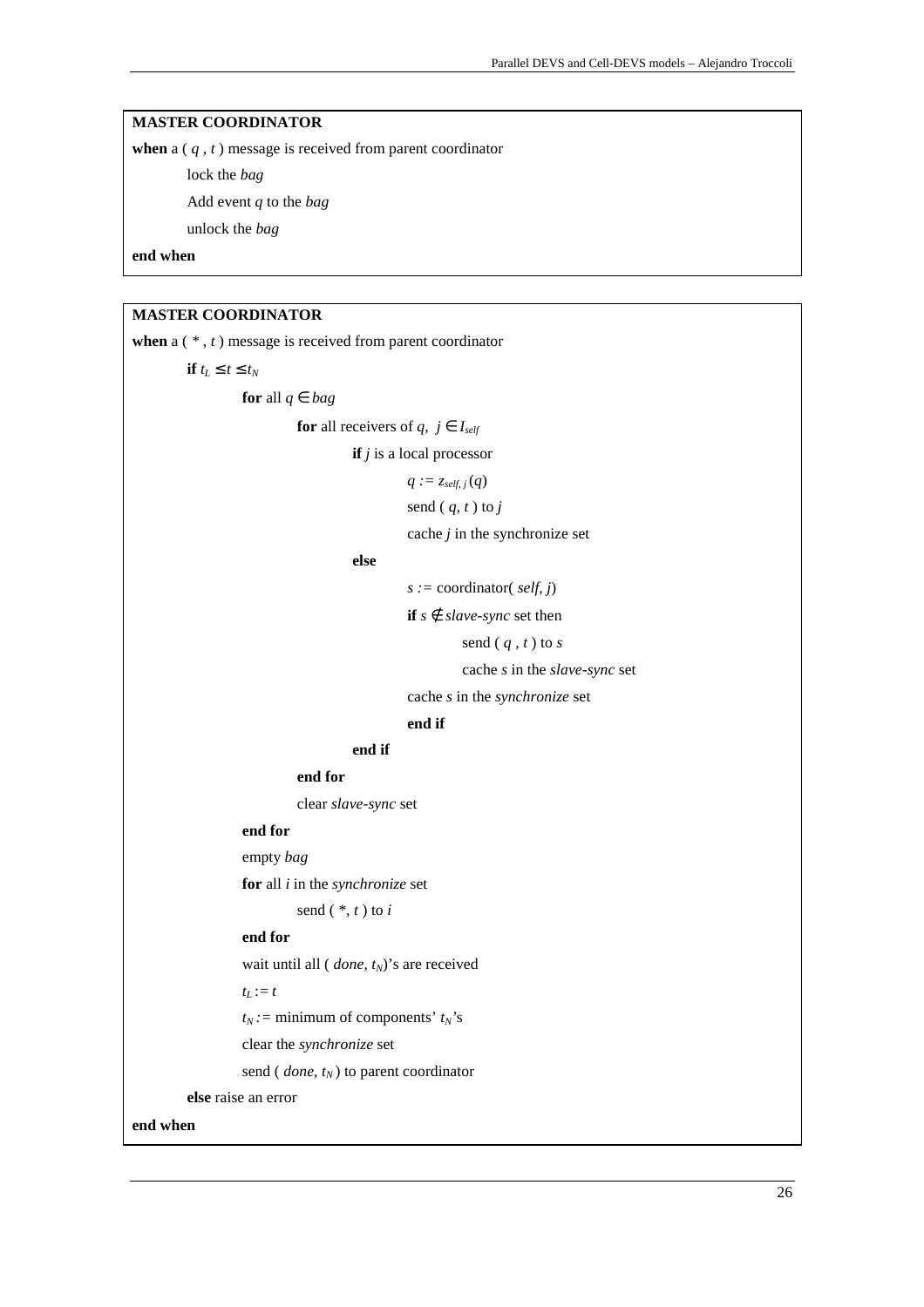**MASTER COORDINATOR**

**when** a ( *q* , *t* ) message is received from parent coordinator

        lock the *bag*

        Add event *q* to the *bag*

        unlock the *bag*

**end when**

---

**MASTER COORDINATOR**

**when** a ( * , *t* ) message is received from parent coordinator

        **if** $t_L \leq t \leq t_N$

                **for** all $q \in bag$

                        **for** all receivers of *q*, $j \in I_{self}$

                                **if** *j* is a local processor

                                        $q := z_{self,\,j}(q)$

                                        send ( *q*, *t* ) to *j*

                                        cache *j* in the synchronize set

                                **else**

                                        *s* := coordinator( *self*, *j*)

                                        **if** $s \notin$ *slave-sync* set then

                                                send ( *q* , *t* ) to *s*

                                                cache *s* in the *slave-sync* set

                                        cache *s* in the *synchronize* set

                                        **end if**

                                **end if**

                        **end for**

                        clear *slave-sync* set

                **end for**

                empty *bag*

                **for** all *i* in the *synchronize* set

                        send ( *, *t* ) to *i*

                **end for**

                wait until all ( *done*, $t_N$)'s are received

                $t_L := t$

                $t_N :=$ minimum of components' $t_N$'s

                clear the *synchronize* set

                send ( *done*, $t_N$ ) to parent coordinator

        **else** raise an error

**end when**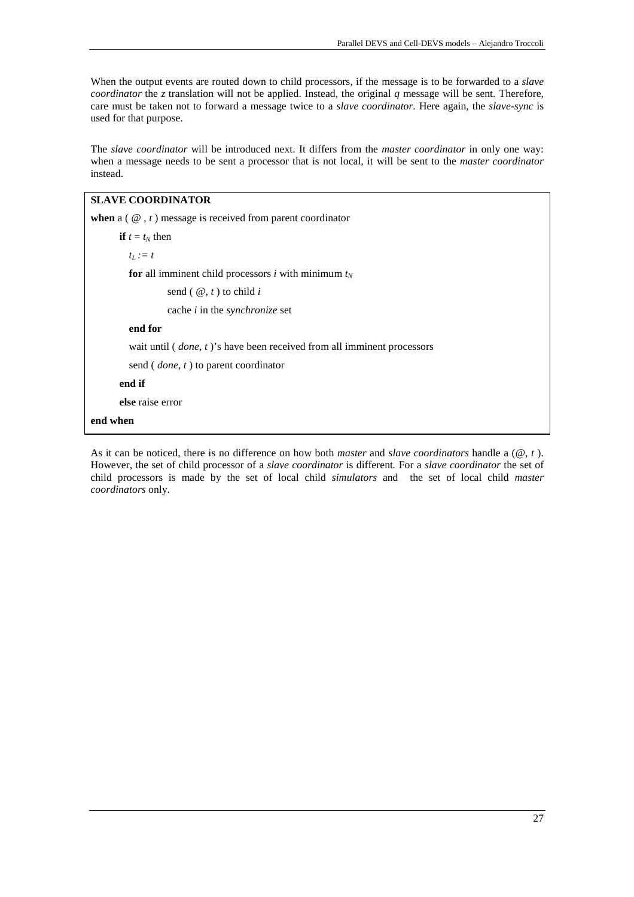When the output events are routed down to child processors, if the message is to be forwarded to a *slave coordinator* the *z* translation will not be applied. Instead, the original *q* message will be sent. Therefore, care must be taken not to forward a message twice to a *slave coordinator*. Here again, the *slave-sync* is used for that purpose.

The *slave coordinator* will be introduced next. It differs from the *master coordinator* in only one way: when a message needs to be sent a processor that is not local, it will be sent to the *master coordinator* instead.

```
SLAVE COORDINATOR
when a ( @ , t ) message is received from parent coordinator
    if t = t_N then
        t_L := t
        for all imminent child processors i with minimum t_N
                send ( @, t ) to child i
                cache i in the synchronize set
        end for
        wait until ( done, t )'s have been received from all imminent processors
        send ( done, t ) to parent coordinator
    end if
    else raise error
end when
```

As it can be noticed, there is no difference on how both *master* and *slave coordinators* handle a ($@$, $t$ ). However, the set of child processor of a *slave coordinator* is different. For a *slave coordinator* the set of child processors is made by the set of local child *simulators* and the set of local child *master coordinators* only.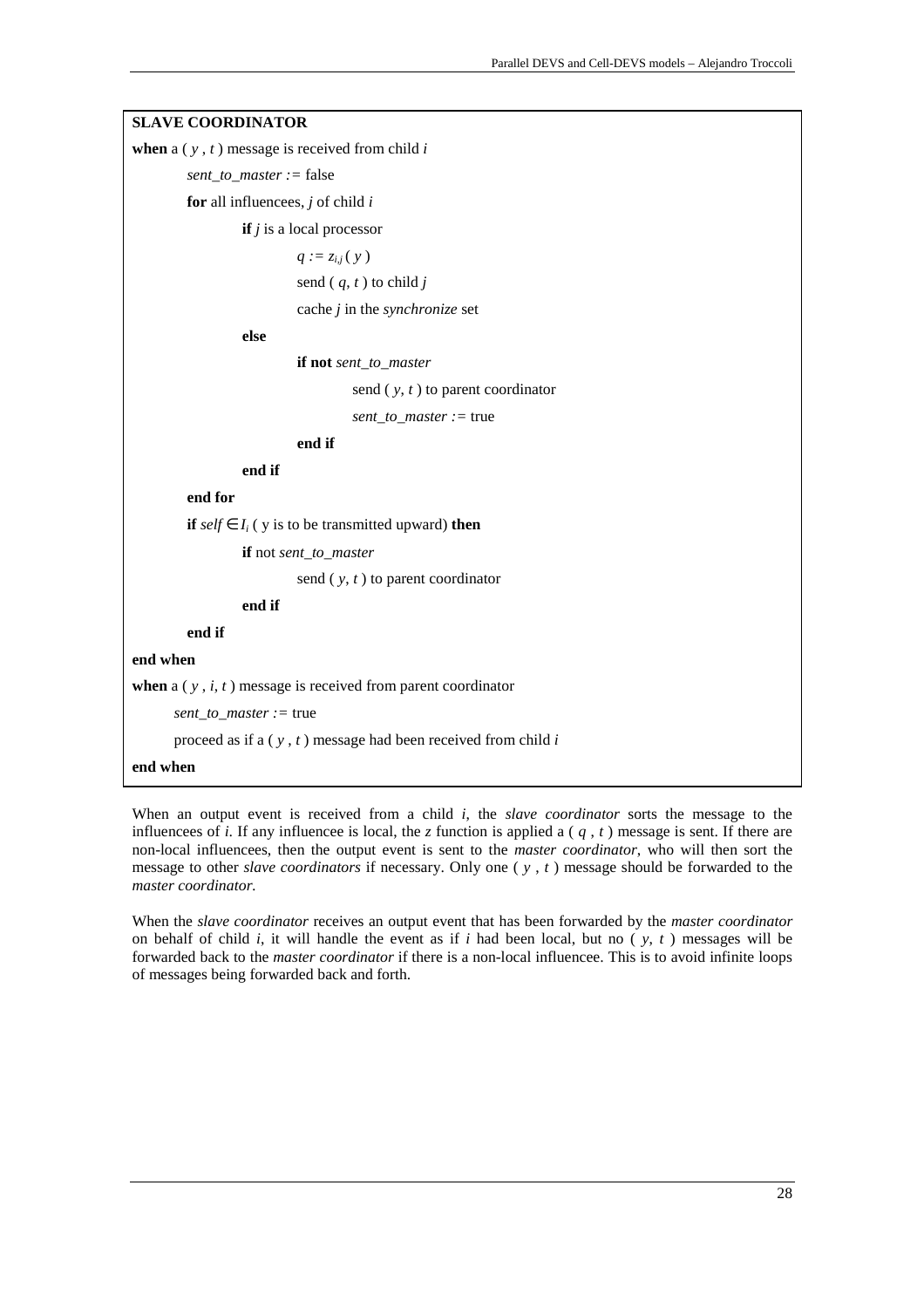**SLAVE COORDINATOR**

**when** a ( $y$ , $t$ ) message is received from child $i$

&nbsp;&nbsp;&nbsp;&nbsp;*sent_to_master* := false

&nbsp;&nbsp;&nbsp;&nbsp;**for** all influencees, $j$ of child $i$

&nbsp;&nbsp;&nbsp;&nbsp;&nbsp;&nbsp;&nbsp;&nbsp;**if** $j$ is a local processor

&nbsp;&nbsp;&nbsp;&nbsp;&nbsp;&nbsp;&nbsp;&nbsp;&nbsp;&nbsp;&nbsp;&nbsp;$q := z_{i,j}( y )$

&nbsp;&nbsp;&nbsp;&nbsp;&nbsp;&nbsp;&nbsp;&nbsp;&nbsp;&nbsp;&nbsp;&nbsp;send ( $q$, $t$ ) to child $j$

&nbsp;&nbsp;&nbsp;&nbsp;&nbsp;&nbsp;&nbsp;&nbsp;&nbsp;&nbsp;&nbsp;&nbsp;cache $j$ in the *synchronize* set

&nbsp;&nbsp;&nbsp;&nbsp;&nbsp;&nbsp;&nbsp;&nbsp;**else**

&nbsp;&nbsp;&nbsp;&nbsp;&nbsp;&nbsp;&nbsp;&nbsp;&nbsp;&nbsp;&nbsp;&nbsp;**if not** *sent_to_master*

&nbsp;&nbsp;&nbsp;&nbsp;&nbsp;&nbsp;&nbsp;&nbsp;&nbsp;&nbsp;&nbsp;&nbsp;&nbsp;&nbsp;&nbsp;&nbsp;send ( $y$, $t$ ) to parent coordinator

&nbsp;&nbsp;&nbsp;&nbsp;&nbsp;&nbsp;&nbsp;&nbsp;&nbsp;&nbsp;&nbsp;&nbsp;&nbsp;&nbsp;&nbsp;&nbsp;*sent_to_master* := true

&nbsp;&nbsp;&nbsp;&nbsp;&nbsp;&nbsp;&nbsp;&nbsp;&nbsp;&nbsp;&nbsp;&nbsp;**end if**

&nbsp;&nbsp;&nbsp;&nbsp;&nbsp;&nbsp;&nbsp;&nbsp;**end if**

&nbsp;&nbsp;&nbsp;&nbsp;**end for**

&nbsp;&nbsp;&nbsp;&nbsp;**if** $self \in I_i$ ( y is to be transmitted upward) **then**

&nbsp;&nbsp;&nbsp;&nbsp;&nbsp;&nbsp;&nbsp;&nbsp;**if** not *sent_to_master*

&nbsp;&nbsp;&nbsp;&nbsp;&nbsp;&nbsp;&nbsp;&nbsp;&nbsp;&nbsp;&nbsp;&nbsp;send ( $y$, $t$ ) to parent coordinator

&nbsp;&nbsp;&nbsp;&nbsp;&nbsp;&nbsp;&nbsp;&nbsp;**end if**

&nbsp;&nbsp;&nbsp;&nbsp;**end if**

**end when**

**when** a ( $y$ , $i$, $t$ ) message is received from parent coordinator

&nbsp;&nbsp;&nbsp;&nbsp;*sent_to_master* := true

&nbsp;&nbsp;&nbsp;&nbsp;proceed as if a ( $y$ , $t$ ) message had been received from child $i$

**end when**

When an output event is received from a child $i$, the *slave coordinator* sorts the message to the influencees of $i$. If any influencee is local, the $z$ function is applied a ( $q$ , $t$ ) message is sent. If there are non-local influencees, then the output event is sent to the *master coordinator*, who will then sort the message to other *slave coordinators* if necessary. Only one ( $y$ , $t$ ) message should be forwarded to the *master coordinator.*

When the *slave coordinator* receives an output event that has been forwarded by the *master coordinator* on behalf of child $i$, it will handle the event as if $i$ had been local, but no ( $y$, $t$ ) messages will be forwarded back to the *master coordinator* if there is a non-local influencee. This is to avoid infinite loops of messages being forwarded back and forth.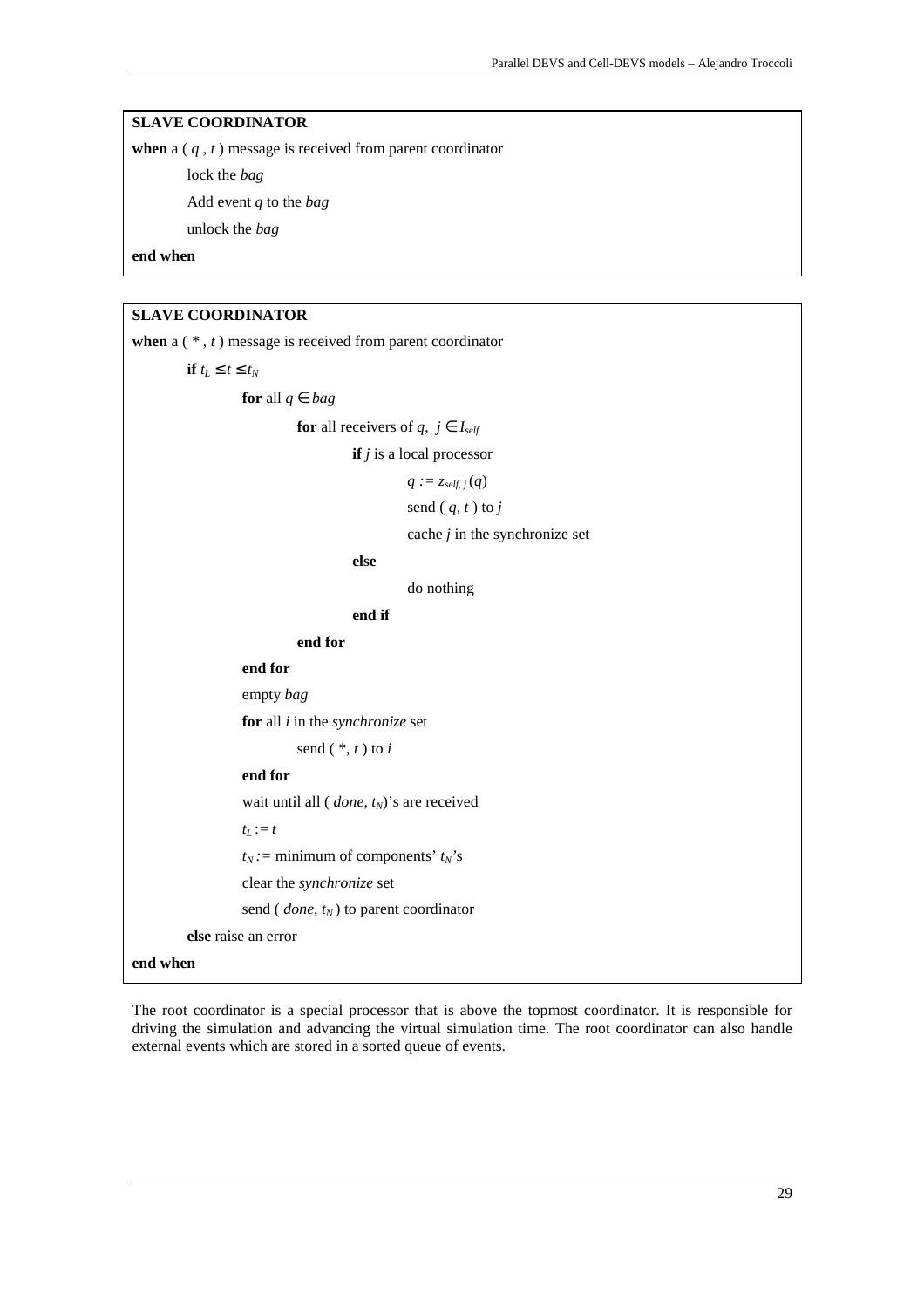**SLAVE COORDINATOR**

**when** a ( $q$ , $t$ ) message is received from parent coordinator

  lock the *bag*

  Add event $q$ to the *bag*

  unlock the *bag*

**end when**

**SLAVE COORDINATOR**

**when** a ( * , $t$ ) message is received from parent coordinator

  **if** $t_L \leq t \leq t_N$

    **for** all $q \in bag$

      **for** all receivers of $q$, $j \in I_{self}$

        **if** $j$ is a local processor

          $q := z_{self,\, j}\,(q)$

          send ( $q$, $t$ ) to $j$

          cache $j$ in the synchronize set

        **else**

          do nothing

        **end if**

      **end for**

    **end for**

    empty *bag*

    **for** all $i$ in the *synchronize* set

      send ( *, $t$ ) to $i$

    **end for**

    wait until all ( *done*, $t_N$)'s are received

    $t_L := t$

    $t_N :=$ minimum of components' $t_N$'s

    clear the *synchronize* set

    send ( *done*, $t_N$ ) to parent coordinator

  **else** raise an error

**end when**

The root coordinator is a special processor that is above the topmost coordinator. It is responsible for driving the simulation and advancing the virtual simulation time. The root coordinator can also handle external events which are stored in a sorted queue of events.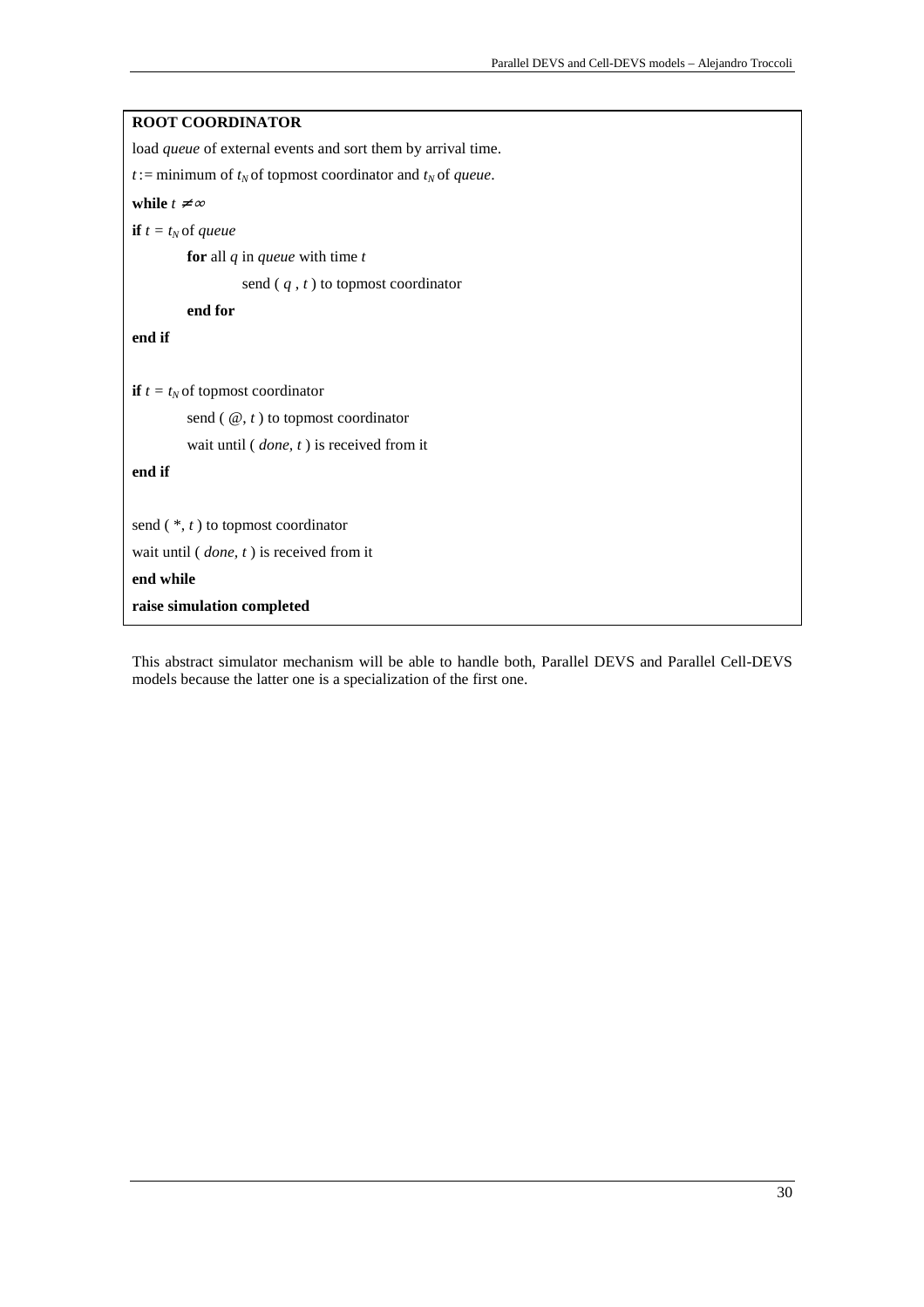**ROOT COORDINATOR**

load *queue* of external events and sort them by arrival time.

$t :=$ minimum of $t_N$ of topmost coordinator and $t_N$ of *queue*.

**while** $t \neq \infty$

**if** $t = t_N$ of *queue*

&nbsp;&nbsp;&nbsp;&nbsp;&nbsp;&nbsp;&nbsp;&nbsp;**for** all $q$ in *queue* with time $t$

&nbsp;&nbsp;&nbsp;&nbsp;&nbsp;&nbsp;&nbsp;&nbsp;&nbsp;&nbsp;&nbsp;&nbsp;&nbsp;&nbsp;&nbsp;&nbsp;send ( $q$ , $t$ ) to topmost coordinator

&nbsp;&nbsp;&nbsp;&nbsp;&nbsp;&nbsp;&nbsp;&nbsp;**end for**

**end if**

**if** $t = t_N$ of topmost coordinator

&nbsp;&nbsp;&nbsp;&nbsp;&nbsp;&nbsp;&nbsp;&nbsp;send ( @, $t$ ) to topmost coordinator

&nbsp;&nbsp;&nbsp;&nbsp;&nbsp;&nbsp;&nbsp;&nbsp;wait until ( *done*, $t$ ) is received from it

**end if**

send ( *, $t$ ) to topmost coordinator

wait until ( *done*, $t$ ) is received from it

**end while**

**raise simulation completed**

This abstract simulator mechanism will be able to handle both, Parallel DEVS and Parallel Cell-DEVS models because the latter one is a specialization of the first one.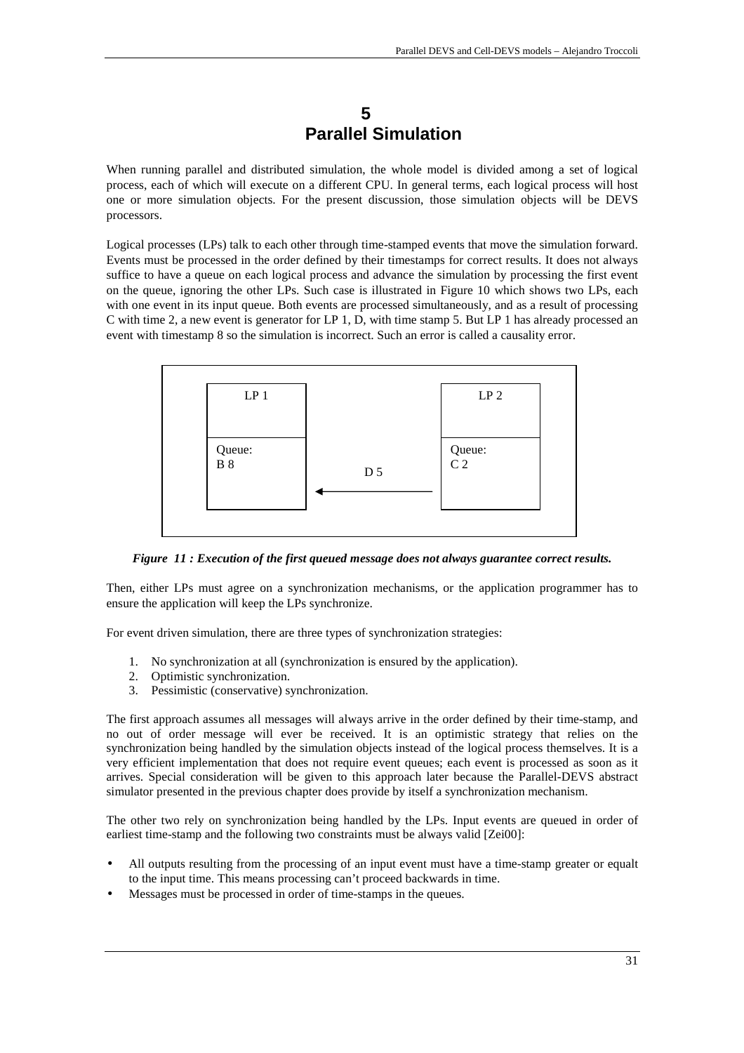# 5
# Parallel Simulation

When running parallel and distributed simulation, the whole model is divided among a set of logical process, each of which will execute on a different CPU. In general terms, each logical process will host one or more simulation objects. For the present discussion, those simulation objects will be DEVS processors.

Logical processes (LPs) talk to each other through time-stamped events that move the simulation forward. Events must be processed in the order defined by their timestamps for correct results. It does not always suffice to have a queue on each logical process and advance the simulation by processing the first event on the queue, ignoring the other LPs. Such case is illustrated in Figure 10 which shows two LPs, each with one event in its input queue. Both events are processed simultaneously, and as a result of processing C with time 2, a new event is generator for LP 1, D, with time stamp 5. But LP 1 has already processed an event with timestamp 8 so the simulation is incorrect. Such an error is called a causality error.

| LP 1 | | LP 2 |
|---|---|---|
| Queue: B 8 | ← D 5 | Queue: C 2 |

***Figure 11 : Execution of the first queued message does not always guarantee correct results.***

Then, either LPs must agree on a synchronization mechanisms, or the application programmer has to ensure the application will keep the LPs synchronize.

For event driven simulation, there are three types of synchronization strategies:

1. No synchronization at all (synchronization is ensured by the application).
2. Optimistic synchronization.
3. Pessimistic (conservative) synchronization.

The first approach assumes all messages will always arrive in the order defined by their time-stamp, and no out of order message will ever be received. It is an optimistic strategy that relies on the synchronization being handled by the simulation objects instead of the logical process themselves. It is a very efficient implementation that does not require event queues; each event is processed as soon as it arrives. Special consideration will be given to this approach later because the Parallel-DEVS abstract simulator presented in the previous chapter does provide by itself a synchronization mechanism.

The other two rely on synchronization being handled by the LPs. Input events are queued in order of earliest time-stamp and the following two constraints must be always valid [Zei00]:

- All outputs resulting from the processing of an input event must have a time-stamp greater or equalt to the input time. This means processing can't proceed backwards in time.
- Messages must be processed in order of time-stamps in the queues.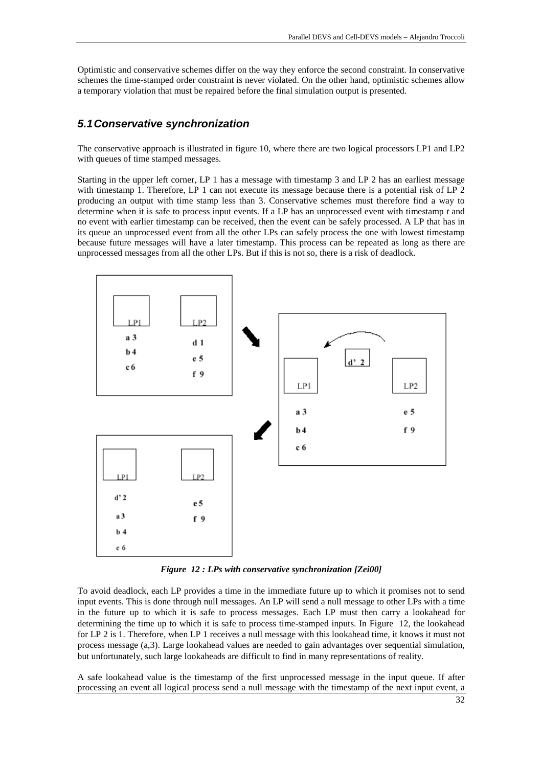Optimistic and conservative schemes differ on the way they enforce the second constraint. In conservative schemes the time-stamped order constraint is never violated. On the other hand, optimistic schemes allow a temporary violation that must be repaired before the final simulation output is presented.

## 5.1 Conservative synchronization

The conservative approach is illustrated in figure 10, where there are two logical processors LP1 and LP2 with queues of time stamped messages.

Starting in the upper left corner, LP 1 has a message with timestamp 3 and LP 2 has an earliest message with timestamp 1. Therefore, LP 1 can not execute its message because there is a potential risk of LP 2 producing an output with time stamp less than 3. Conservative schemes must therefore find a way to determine when it is safe to process input events. If a LP has an unprocessed event with timestamp *t* and no event with earlier timestamp can be received, then the event can be safely processed. A LP that has in its queue an unprocessed event from all the other LPs can safely process the one with lowest timestamp because future messages will have a later timestamp. This process can be repeated as long as there are unprocessed messages from all the other LPs. But if this is not so, there is a risk of deadlock.

| LP1 | LP2 |
|---|---|
| a 3 | d 1 |
| b 4 | e 5 |
| c 6 | f 9 |

| LP1 | d' 2 | LP2 |
|---|---|---|
| a 3 | | e 5 |
| b 4 | | f 9 |
| c 6 | | |

| LP1 | LP2 |
|---|---|
| d' 2 | e 5 |
| a 3 | f 9 |
| b 4 | |
| c 6 | |

***Figure 12 : LPs with conservative synchronization [Zei00]***

To avoid deadlock, each LP provides a time in the immediate future up to which it promises not to send input events. This is done through null messages. An LP will send a null message to other LPs with a time in the future up to which it is safe to process messages. Each LP must then carry a lookahead for determining the time up to which it is safe to process time-stamped inputs. In Figure 12, the lookahead for LP 2 is 1. Therefore, when LP 1 receives a null message with this lookahead time, it knows it must not process message (a,3). Large lookahead values are needed to gain advantages over sequential simulation, but unfortunately, such large lookaheads are difficult to find in many representations of reality.

A safe lookahead value is the timestamp of the first unprocessed message in the input queue. If after processing an event all logical process send a null message with the timestamp of the next input event, a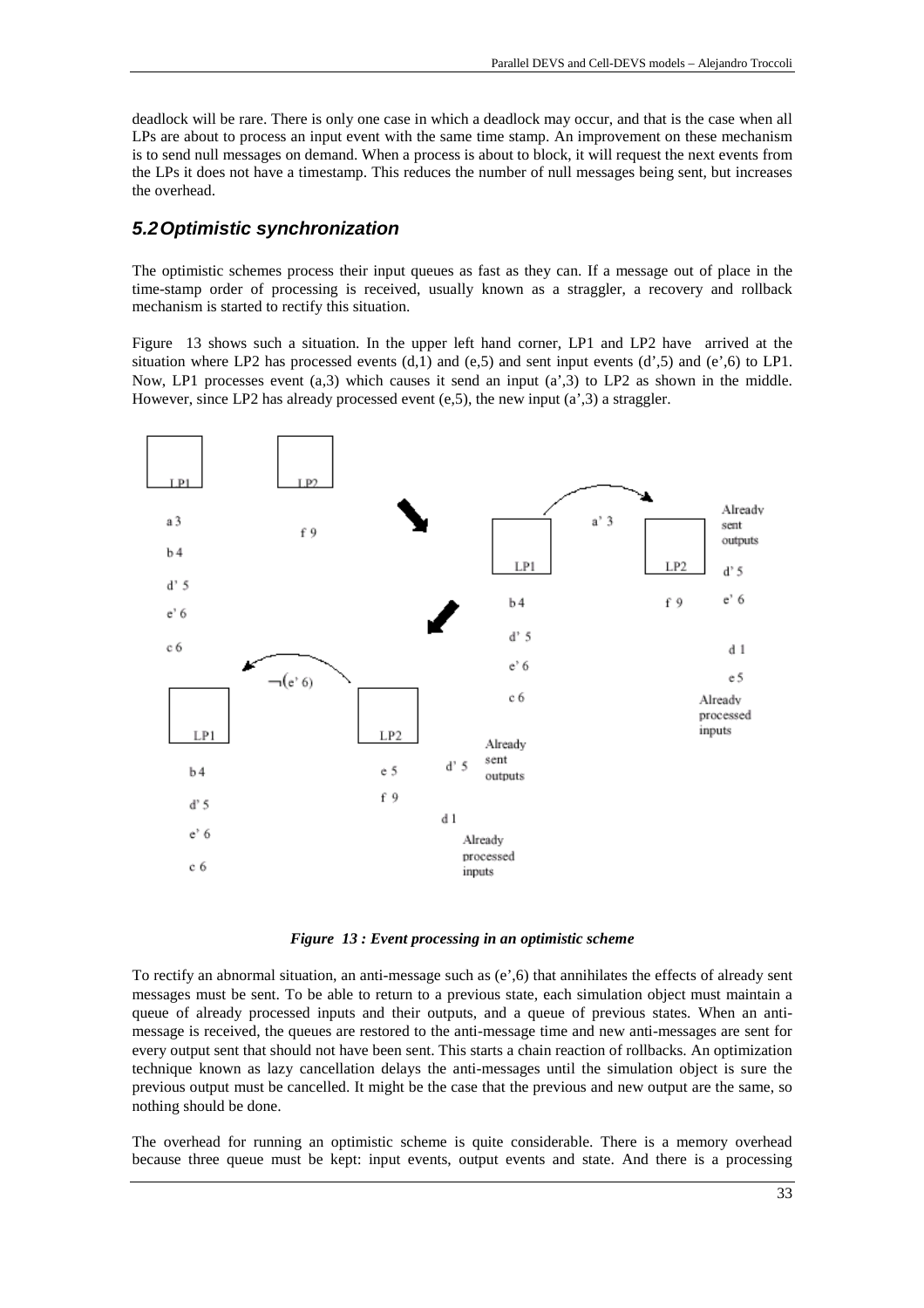deadlock will be rare. There is only one case in which a deadlock may occur, and that is the case when all LPs are about to process an input event with the same time stamp. An improvement on these mechanism is to send null messages on demand. When a process is about to block, it will request the next events from the LPs it does not have a timestamp. This reduces the number of null messages being sent, but increases the overhead.

## *5.2 Optimistic synchronization*

The optimistic schemes process their input queues as fast as they can. If a message out of place in the time-stamp order of processing is received, usually known as a straggler, a recovery and rollback mechanism is started to rectify this situation.

Figure 13 shows such a situation. In the upper left hand corner, LP1 and LP2 have arrived at the situation where LP2 has processed events (d,1) and (e,5) and sent input events (d',5) and (e',6) to LP1. Now, LP1 processes event (a,3) which causes it send an input (a',3) to LP2 as shown in the middle. However, since LP2 has already processed event (e,5), the new input (a',3) a straggler.

*Figure 13 : Event processing in an optimistic scheme*

To rectify an abnormal situation, an anti-message such as (e',6) that annihilates the effects of already sent messages must be sent. To be able to return to a previous state, each simulation object must maintain a queue of already processed inputs and their outputs, and a queue of previous states. When an anti-message is received, the queues are restored to the anti-message time and new anti-messages are sent for every output sent that should not have been sent. This starts a chain reaction of rollbacks. An optimization technique known as lazy cancellation delays the anti-messages until the simulation object is sure the previous output must be cancelled. It might be the case that the previous and new output are the same, so nothing should be done.

The overhead for running an optimistic scheme is quite considerable. There is a memory overhead because three queue must be kept: input events, output events and state. And there is a processing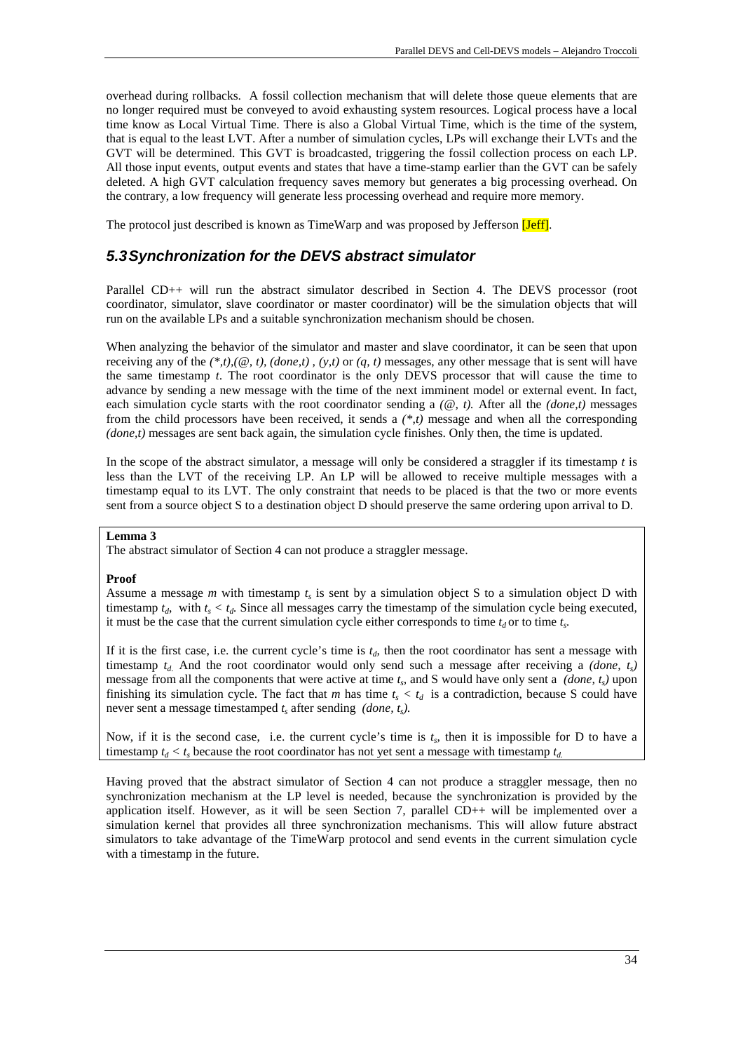overhead during rollbacks. A fossil collection mechanism that will delete those queue elements that are no longer required must be conveyed to avoid exhausting system resources. Logical process have a local time know as Local Virtual Time. There is also a Global Virtual Time, which is the time of the system, that is equal to the least LVT. After a number of simulation cycles, LPs will exchange their LVTs and the GVT will be determined. This GVT is broadcasted, triggering the fossil collection process on each LP. All those input events, output events and states that have a time-stamp earlier than the GVT can be safely deleted. A high GVT calculation frequency saves memory but generates a big processing overhead. On the contrary, a low frequency will generate less processing overhead and require more memory.

The protocol just described is known as TimeWarp and was proposed by Jefferson [Jeff].

## 5.3 Synchronization for the DEVS abstract simulator

Parallel CD++ will run the abstract simulator described in Section 4. The DEVS processor (root coordinator, simulator, slave coordinator or master coordinator) will be the simulation objects that will run on the available LPs and a suitable synchronization mechanism should be chosen.

When analyzing the behavior of the simulator and master and slave coordinator, it can be seen that upon receiving any of the *(\*,t)*,*(@, t)*, *(done,t)* , *(y,t)* or *(q, t)* messages, any other message that is sent will have the same timestamp *t*. The root coordinator is the only DEVS processor that will cause the time to advance by sending a new message with the time of the next imminent model or external event. In fact, each simulation cycle starts with the root coordinator sending a *(@, t)*. After all the *(done,t)* messages from the child processors have been received, it sends a *(\*,t)* message and when all the corresponding *(done,t)* messages are sent back again, the simulation cycle finishes. Only then, the time is updated.

In the scope of the abstract simulator, a message will only be considered a straggler if its timestamp *t* is less than the LVT of the receiving LP. An LP will be allowed to receive multiple messages with a timestamp equal to its LVT. The only constraint that needs to be placed is that the two or more events sent from a source object S to a destination object D should preserve the same ordering upon arrival to D.

**Lemma 3**

The abstract simulator of Section 4 can not produce a straggler message.

**Proof**

Assume a message *m* with timestamp $t_s$ is sent by a simulation object S to a simulation object D with timestamp $t_d$, with $t_s < t_d$. Since all messages carry the timestamp of the simulation cycle being executed, it must be the case that the current simulation cycle either corresponds to time $t_d$ or to time $t_s$.

If it is the first case, i.e. the current cycle's time is $t_d$, then the root coordinator has sent a message with timestamp $t_d$. And the root coordinator would only send such a message after receiving a *(done,* $t_s$*)* message from all the components that were active at time $t_s$, and S would have only sent a *(done,* $t_s$*)* upon finishing its simulation cycle. The fact that *m* has time $t_s < t_d$ is a contradiction, because S could have never sent a message timestamped $t_s$ after sending *(done,* $t_s$*)*.

Now, if it is the second case, i.e. the current cycle's time is $t_s$, then it is impossible for D to have a timestamp $t_d < t_s$ because the root coordinator has not yet sent a message with timestamp $t_d$.

Having proved that the abstract simulator of Section 4 can not produce a straggler message, then no synchronization mechanism at the LP level is needed, because the synchronization is provided by the application itself. However, as it will be seen Section 7, parallel CD++ will be implemented over a simulation kernel that provides all three synchronization mechanisms. This will allow future abstract simulators to take advantage of the TimeWarp protocol and send events in the current simulation cycle with a timestamp in the future.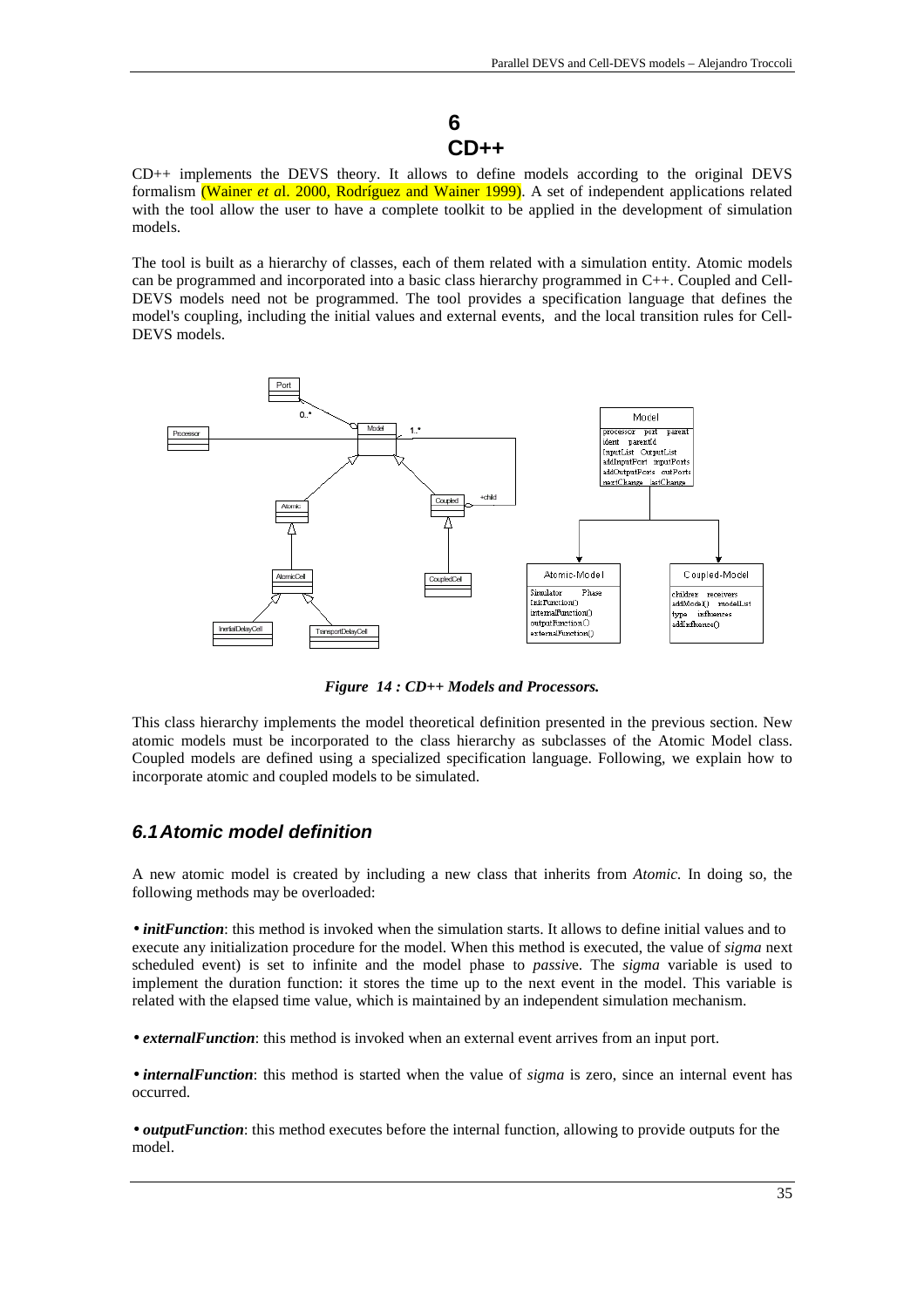# 6 CD++

CD++ implements the DEVS theory. It allows to define models according to the original DEVS formalism (Wainer *et a*l. 2000, Rodríguez and Wainer 1999). A set of independent applications related with the tool allow the user to have a complete toolkit to be applied in the development of simulation models.

The tool is built as a hierarchy of classes, each of them related with a simulation entity. Atomic models can be programmed and incorporated into a basic class hierarchy programmed in C++. Coupled and Cell-DEVS models need not be programmed. The tool provides a specification language that defines the model's coupling, including the initial values and external events, and the local transition rules for Cell-DEVS models.

***Figure 14 : CD++ Models and Processors.***

This class hierarchy implements the model theoretical definition presented in the previous section. New atomic models must be incorporated to the class hierarchy as subclasses of the Atomic Model class. Coupled models are defined using a specialized specification language. Following, we explain how to incorporate atomic and coupled models to be simulated.

## *6.1 Atomic model definition*

A new atomic model is created by including a new class that inherits from *Atomic.* In doing so, the following methods may be overloaded:

• ***initFunction***: this method is invoked when the simulation starts. It allows to define initial values and to execute any initialization procedure for the model. When this method is executed, the value of *sigma* next scheduled event) is set to infinite and the model phase to *passiv*e. The *sigma* variable is used to implement the duration function: it stores the time up to the next event in the model. This variable is related with the elapsed time value, which is maintained by an independent simulation mechanism.

• ***externalFunction***: this method is invoked when an external event arrives from an input port.

• ***internalFunction***: this method is started when the value of *sigma* is zero, since an internal event has occurred.

• ***outputFunction***: this method executes before the internal function, allowing to provide outputs for the model.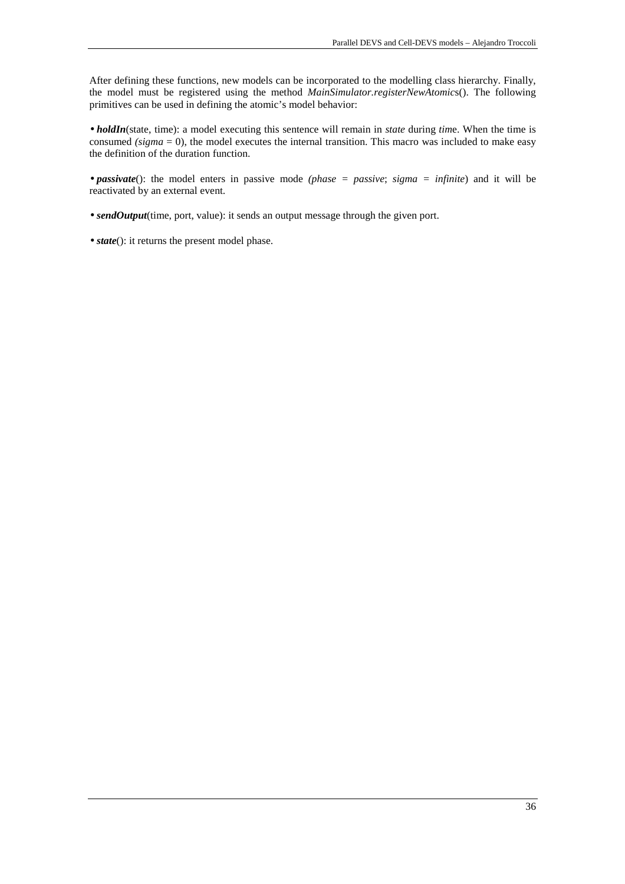After defining these functions, new models can be incorporated to the modelling class hierarchy. Finally, the model must be registered using the method *MainSimulator.registerNewAtomics*(). The following primitives can be used in defining the atomic's model behavior:

• ***holdIn***(state, time): a model executing this sentence will remain in *state* during *tim*e. When the time is consumed *(sigma* = 0), the model executes the internal transition. This macro was included to make easy the definition of the duration function.

• ***passivate***(): the model enters in passive mode *(phase* = *passive*; *sigma* = *infinite*) and it will be reactivated by an external event.

• ***sendOutput***(time, port, value): it sends an output message through the given port.

• ***state***(): it returns the present model phase.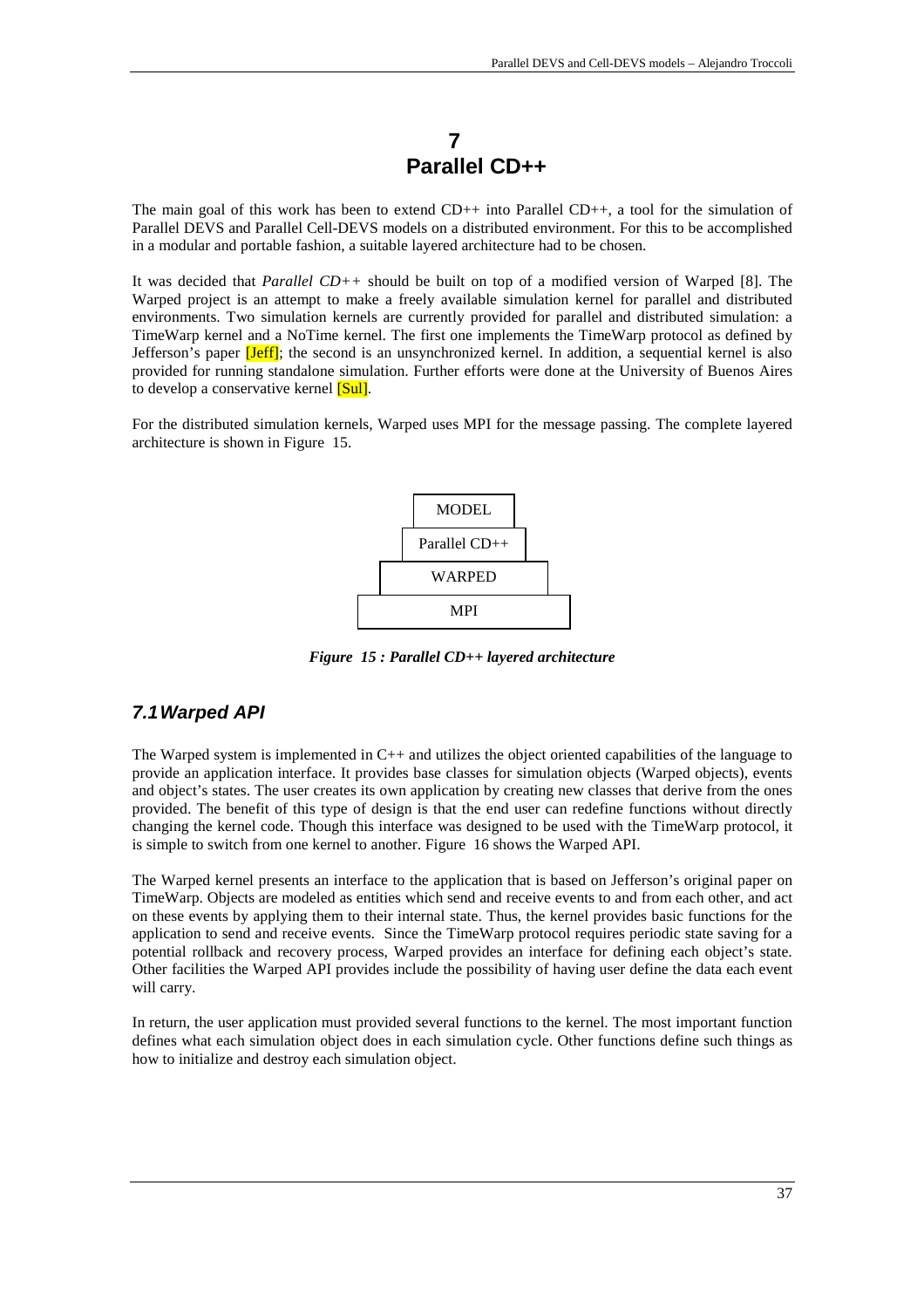# 7 Parallel CD++

The main goal of this work has been to extend CD++ into Parallel CD++, a tool for the simulation of Parallel DEVS and Parallel Cell-DEVS models on a distributed environment. For this to be accomplished in a modular and portable fashion, a suitable layered architecture had to be chosen.

It was decided that *Parallel CD++* should be built on top of a modified version of Warped [8]. The Warped project is an attempt to make a freely available simulation kernel for parallel and distributed environments. Two simulation kernels are currently provided for parallel and distributed simulation: a TimeWarp kernel and a NoTime kernel. The first one implements the TimeWarp protocol as defined by Jefferson's paper [Jeff]; the second is an unsynchronized kernel. In addition, a sequential kernel is also provided for running standalone simulation. Further efforts were done at the University of Buenos Aires to develop a conservative kernel [Sul].

For the distributed simulation kernels, Warped uses MPI for the message passing. The complete layered architecture is shown in Figure 15.

| MODEL |
| --- |
| Parallel CD++ |
| WARPED |
| MPI |

***Figure 15 : Parallel CD++ layered architecture***

## *7.1 Warped API*

The Warped system is implemented in C++ and utilizes the object oriented capabilities of the language to provide an application interface. It provides base classes for simulation objects (Warped objects), events and object's states. The user creates its own application by creating new classes that derive from the ones provided. The benefit of this type of design is that the end user can redefine functions without directly changing the kernel code. Though this interface was designed to be used with the TimeWarp protocol, it is simple to switch from one kernel to another. Figure 16 shows the Warped API.

The Warped kernel presents an interface to the application that is based on Jefferson's original paper on TimeWarp. Objects are modeled as entities which send and receive events to and from each other, and act on these events by applying them to their internal state. Thus, the kernel provides basic functions for the application to send and receive events. Since the TimeWarp protocol requires periodic state saving for a potential rollback and recovery process, Warped provides an interface for defining each object's state. Other facilities the Warped API provides include the possibility of having user define the data each event will carry.

In return, the user application must provided several functions to the kernel. The most important function defines what each simulation object does in each simulation cycle. Other functions define such things as how to initialize and destroy each simulation object.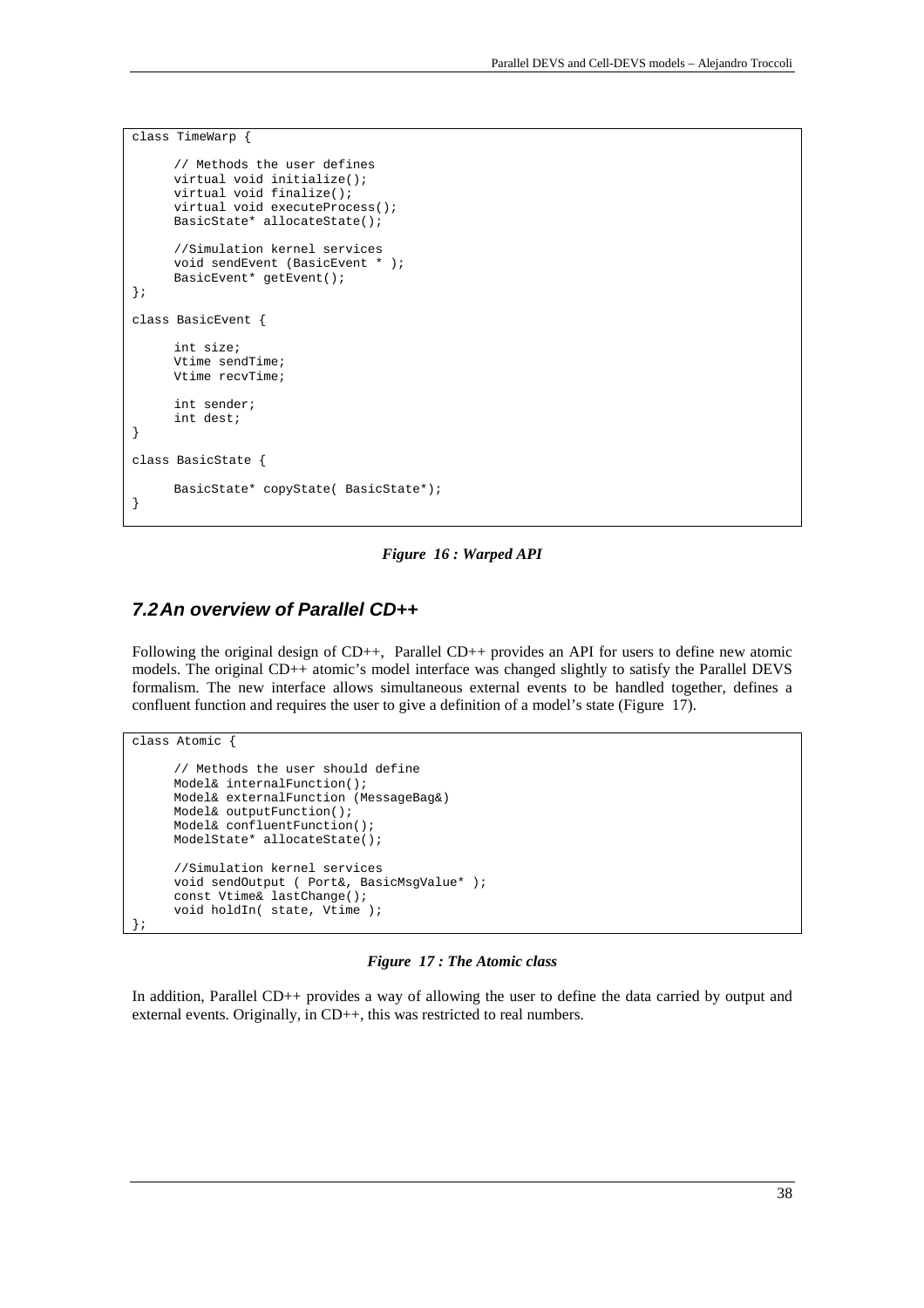```
class TimeWarp {

      // Methods the user defines
      virtual void initialize();
      virtual void finalize();
      virtual void executeProcess();
      BasicState* allocateState();

      //Simulation kernel services
      void sendEvent (BasicEvent * );
      BasicEvent* getEvent();
};

class BasicEvent {

      int size;
      Vtime sendTime;
      Vtime recvTime;

      int sender;
      int dest;
}

class BasicState {

      BasicState* copyState( BasicState*);
}
```

***Figure 16 : Warped API***

## 7.2 An overview of Parallel CD++

Following the original design of CD++, Parallel CD++ provides an API for users to define new atomic models. The original CD++ atomic's model interface was changed slightly to satisfy the Parallel DEVS formalism. The new interface allows simultaneous external events to be handled together, defines a confluent function and requires the user to give a definition of a model's state (Figure 17).

```
class Atomic {

      // Methods the user should define
      Model& internalFunction();
      Model& externalFunction (MessageBag&)
      Model& outputFunction();
      Model& confluentFunction();
      ModelState* allocateState();

      //Simulation kernel services
      void sendOutput ( Port&, BasicMsgValue* );
      const Vtime& lastChange();
      void holdIn( state, Vtime );
};
```

***Figure 17 : The Atomic class***

In addition, Parallel CD++ provides a way of allowing the user to define the data carried by output and external events. Originally, in CD++, this was restricted to real numbers.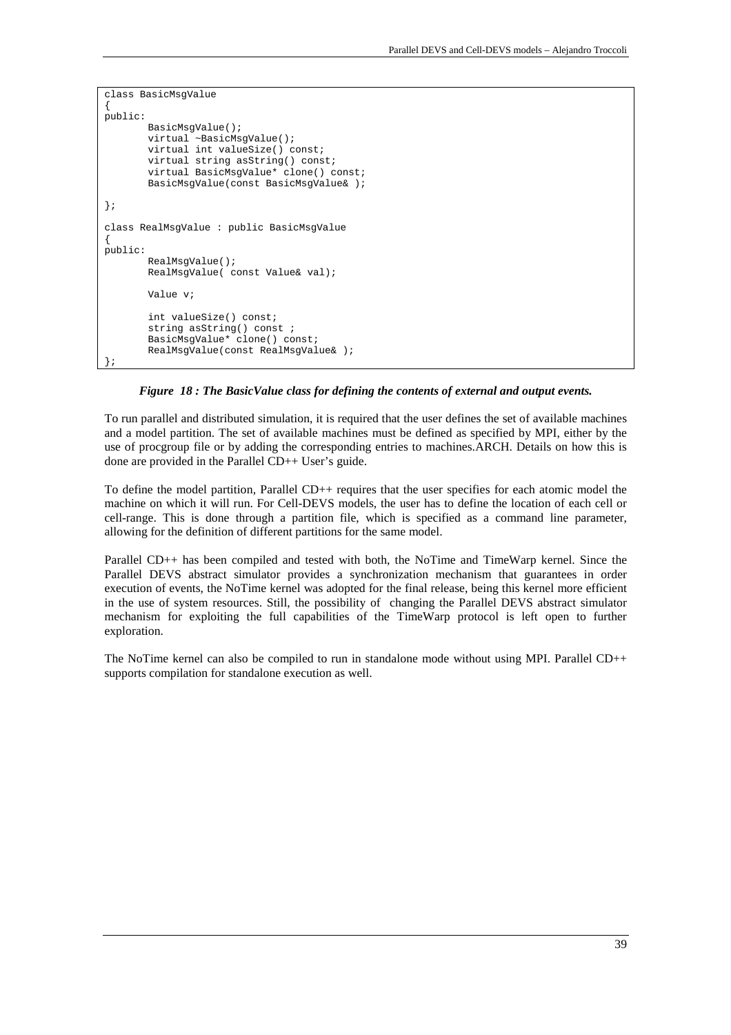```
class BasicMsgValue
{
public:
        BasicMsgValue();
        virtual ~BasicMsgValue();
        virtual int valueSize() const;
        virtual string asString() const;
        virtual BasicMsgValue* clone() const;
        BasicMsgValue(const BasicMsgValue& );

};

class RealMsgValue : public BasicMsgValue
{
public:
        RealMsgValue();
        RealMsgValue( const Value& val);

        Value v;

        int valueSize() const;
        string asString() const ;
        BasicMsgValue* clone() const;
        RealMsgValue(const RealMsgValue& );
};
```

***Figure 18 : The BasicValue class for defining the contents of external and output events.***

To run parallel and distributed simulation, it is required that the user defines the set of available machines and a model partition. The set of available machines must be defined as specified by MPI, either by the use of procgroup file or by adding the corresponding entries to machines.ARCH. Details on how this is done are provided in the Parallel CD++ User's guide.

To define the model partition, Parallel CD++ requires that the user specifies for each atomic model the machine on which it will run. For Cell-DEVS models, the user has to define the location of each cell or cell-range. This is done through a partition file, which is specified as a command line parameter, allowing for the definition of different partitions for the same model.

Parallel CD++ has been compiled and tested with both, the NoTime and TimeWarp kernel. Since the Parallel DEVS abstract simulator provides a synchronization mechanism that guarantees in order execution of events, the NoTime kernel was adopted for the final release, being this kernel more efficient in the use of system resources. Still, the possibility of changing the Parallel DEVS abstract simulator mechanism for exploiting the full capabilities of the TimeWarp protocol is left open to further exploration.

The NoTime kernel can also be compiled to run in standalone mode without using MPI. Parallel CD++ supports compilation for standalone execution as well.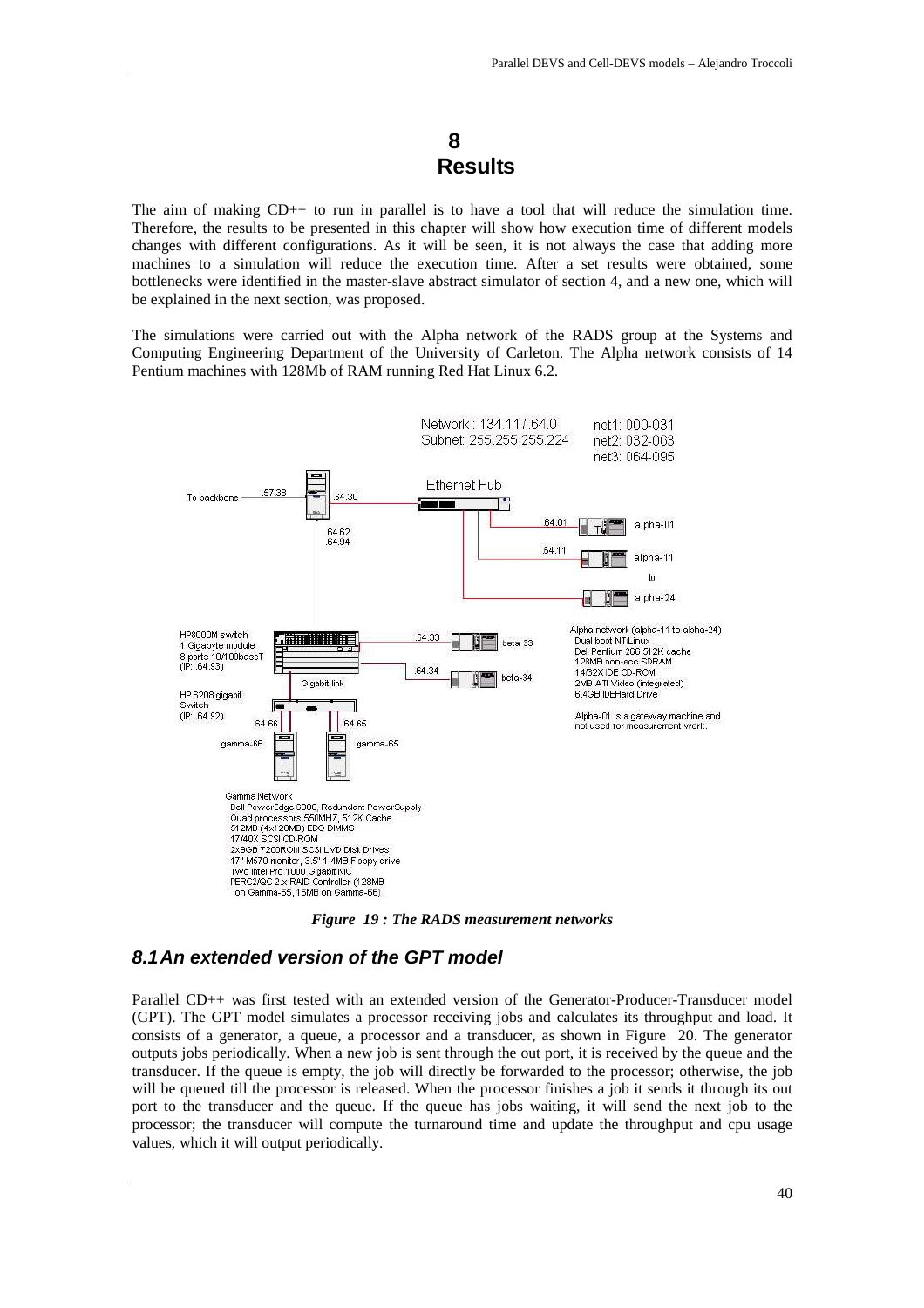# 8
# Results

The aim of making CD++ to run in parallel is to have a tool that will reduce the simulation time. Therefore, the results to be presented in this chapter will show how execution time of different models changes with different configurations. As it will be seen, it is not always the case that adding more machines to a simulation will reduce the execution time. After a set results were obtained, some bottlenecks were identified in the master-slave abstract simulator of section 4, and a new one, which will be explained in the next section, was proposed.

The simulations were carried out with the Alpha network of the RADS group at the Systems and Computing Engineering Department of the University of Carleton. The Alpha network consists of 14 Pentium machines with 128Mb of RAM running Red Hat Linux 6.2.

*Figure 19 : The RADS measurement networks*

## 8.1 An extended version of the GPT model

Parallel CD++ was first tested with an extended version of the Generator-Producer-Transducer model (GPT). The GPT model simulates a processor receiving jobs and calculates its throughput and load. It consists of a generator, a queue, a processor and a transducer, as shown in Figure 20. The generator outputs jobs periodically. When a new job is sent through the out port, it is received by the queue and the transducer. If the queue is empty, the job will directly be forwarded to the processor; otherwise, the job will be queued till the processor is released. When the processor finishes a job it sends it through its out port to the transducer and the queue. If the queue has jobs waiting, it will send the next job to the processor; the transducer will compute the turnaround time and update the throughput and cpu usage values, which it will output periodically.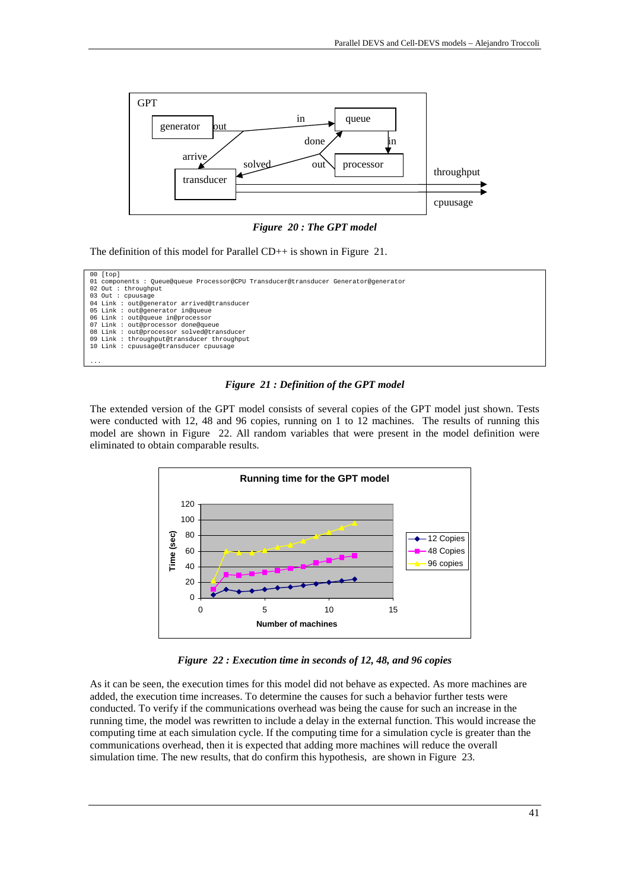*Figure 20 : The GPT model*

The definition of this model for Parallel CD++ is shown in Figure 21.

```
00 [top]
01 components : Queue@queue Processor@CPU Transducer@transducer Generator@generator
02 Out : throughput
03 Out : cpuusage
04 Link : out@generator arrived@transducer
05 Link : out@generator in@queue
06 Link : out@queue in@processor
07 Link : out@processor done@queue
08 Link : out@processor solved@transducer
09 Link : throughput@transducer throughput
10 Link : cpuusage@transducer cpuusage
...
```

*Figure 21 : Definition of the GPT model*

The extended version of the GPT model consists of several copies of the GPT model just shown. Tests were conducted with 12, 48 and 96 copies, running on 1 to 12 machines. The results of running this model are shown in Figure 22. All random variables that were present in the model definition were eliminated to obtain comparable results.

*Figure 22 : Execution time in seconds of 12, 48, and 96 copies*

As it can be seen, the execution times for this model did not behave as expected. As more machines are added, the execution time increases. To determine the causes for such a behavior further tests were conducted. To verify if the communications overhead was being the cause for such an increase in the running time, the model was rewritten to include a delay in the external function. This would increase the computing time at each simulation cycle. If the computing time for a simulation cycle is greater than the communications overhead, then it is expected that adding more machines will reduce the overall simulation time. The new results, that do confirm this hypothesis, are shown in Figure 23.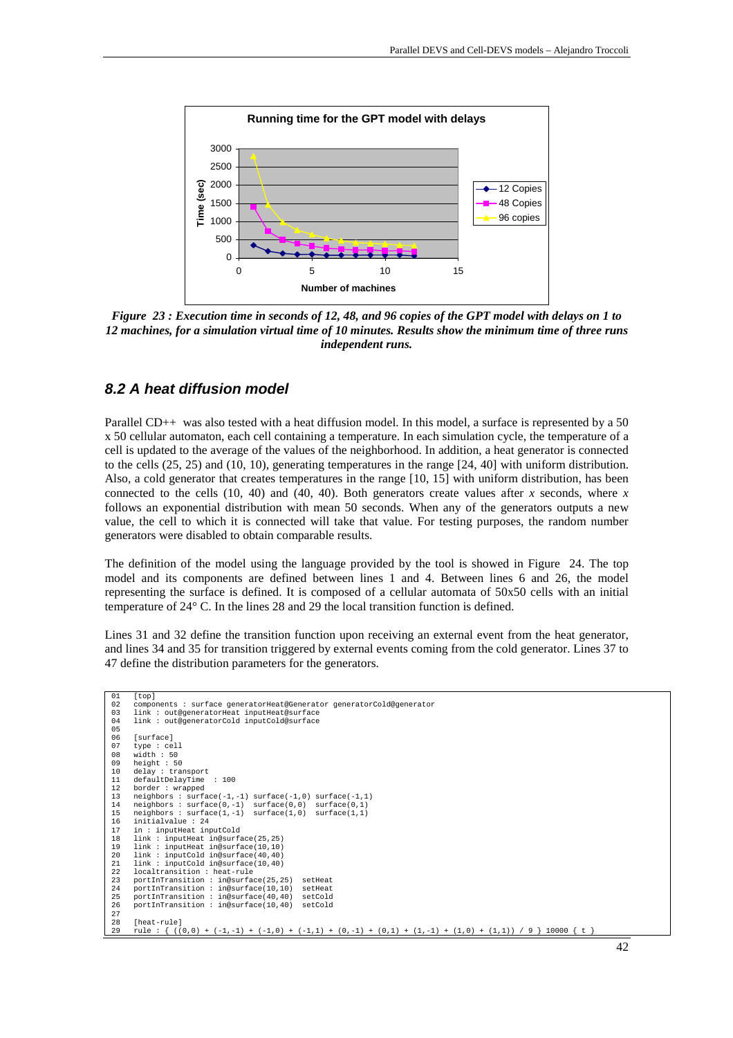Running time for the GPT model with delays

*Figure 23 : Execution time in seconds of 12, 48, and 96 copies of the GPT model with delays on 1 to 12 machines, for a simulation virtual time of 10 minutes. Results show the minimum time of three runs independent runs.*

## *8.2 A heat diffusion model*

Parallel CD++ was also tested with a heat diffusion model. In this model, a surface is represented by a 50 x 50 cellular automaton, each cell containing a temperature. In each simulation cycle, the temperature of a cell is updated to the average of the values of the neighborhood. In addition, a heat generator is connected to the cells (25, 25) and (10, 10), generating temperatures in the range [24, 40] with uniform distribution. Also, a cold generator that creates temperatures in the range [10, 15] with uniform distribution, has been connected to the cells (10, 40) and (40, 40). Both generators create values after *x* seconds, where *x* follows an exponential distribution with mean 50 seconds. When any of the generators outputs a new value, the cell to which it is connected will take that value. For testing purposes, the random number generators were disabled to obtain comparable results.

The definition of the model using the language provided by the tool is showed in Figure 24. The top model and its components are defined between lines 1 and 4. Between lines 6 and 26, the model representing the surface is defined. It is composed of a cellular automata of 50x50 cells with an initial temperature of 24° C. In the lines 28 and 29 the local transition function is defined.

Lines 31 and 32 define the transition function upon receiving an external event from the heat generator, and lines 34 and 35 for transition triggered by external events coming from the cold generator. Lines 37 to 47 define the distribution parameters for the generators.

```
01   [top]
02   components : surface generatorHeat@Generator generatorCold@generator
03   link : out@generatorHeat inputHeat@surface
04   link : out@generatorCold inputCold@surface
05
06   [surface]
07   type : cell
08   width : 50
09   height : 50
10   delay : transport
11   defaultDelayTime  : 100
12   border : wrapped
13   neighbors : surface(-1,-1) surface(-1,0) surface(-1,1)
14   neighbors : surface(0,-1)  surface(0,0)  surface(0,1)
15   neighbors : surface(1,-1)  surface(1,0)  surface(1,1)
16   initialvalue : 24
17   in : inputHeat inputCold
18   link : inputHeat in@surface(25,25)
19   link : inputHeat in@surface(10,10)
20   link : inputCold in@surface(40,40)
21   link : inputCold in@surface(10,40)
22   localtransition : heat-rule
23   portInTransition : in@surface(25,25)  setHeat
24   portInTransition : in@surface(10,10)  setHeat
25   portInTransition : in@surface(40,40)  setCold
26   portInTransition : in@surface(10,40)  setCold
27
28   [heat-rule]
29   rule : { ((0,0) + (-1,-1) + (-1,0) + (-1,1) + (0,-1) + (0,1) + (1,-1) + (1,0) + (1,1)) / 9 } 10000 { t }
```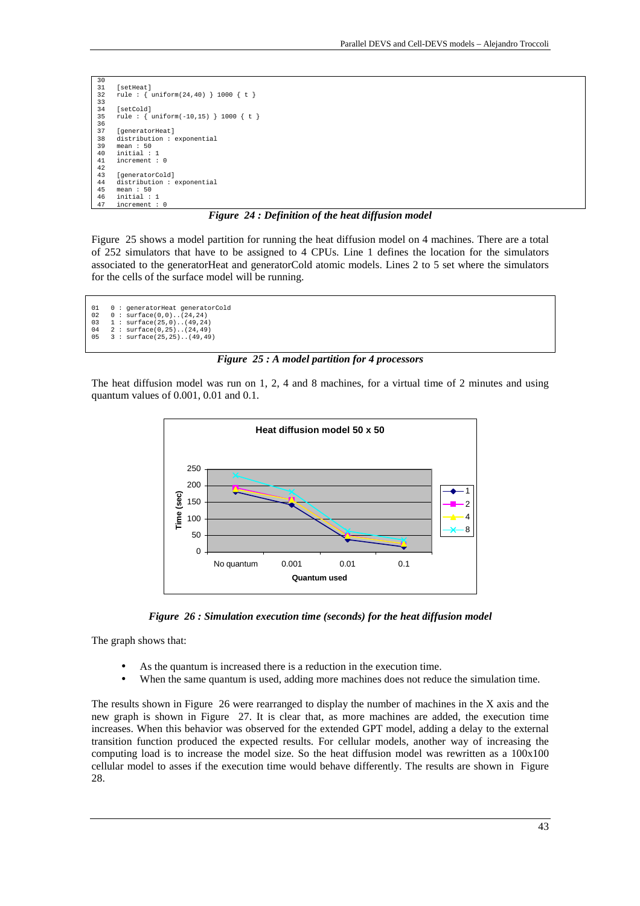```
30
31    [setHeat]
32    rule : { uniform(24,40) } 1000 { t }
33
34    [setCold]
35    rule : { uniform(-10,15) } 1000 { t }
36
37    [generatorHeat]
38    distribution : exponential
39    mean : 50
40    initial : 1
41    increment : 0
42
43    [generatorCold]
44    distribution : exponential
45    mean : 50
46    initial : 1
47    increment : 0
```

***Figure 24 : Definition of the heat diffusion model***

Figure 25 shows a model partition for running the heat diffusion model on 4 machines. There are a total of 252 simulators that have to be assigned to 4 CPUs. Line 1 defines the location for the simulators associated to the generatorHeat and generatorCold atomic models. Lines 2 to 5 set where the simulators for the cells of the surface model will be running.

```
01    0 : generatorHeat generatorCold
02    0 : surface(0,0)..(24,24)
03    1 : surface(25,0)..(49,24)
04    2 : surface(0,25)..(24,49)
05    3 : surface(25,25)..(49,49)
```

***Figure 25 : A model partition for 4 processors***

The heat diffusion model was run on 1, 2, 4 and 8 machines, for a virtual time of 2 minutes and using quantum values of 0.001, 0.01 and 0.1.

***Figure 26 : Simulation execution time (seconds) for the heat diffusion model***

The graph shows that:

- As the quantum is increased there is a reduction in the execution time.
- When the same quantum is used, adding more machines does not reduce the simulation time.

The results shown in Figure 26 were rearranged to display the number of machines in the X axis and the new graph is shown in Figure 27. It is clear that, as more machines are added, the execution time increases. When this behavior was observed for the extended GPT model, adding a delay to the external transition function produced the expected results. For cellular models, another way of increasing the computing load is to increase the model size. So the heat diffusion model was rewritten as a 100x100 cellular model to asses if the execution time would behave differently. The results are shown in Figure 28.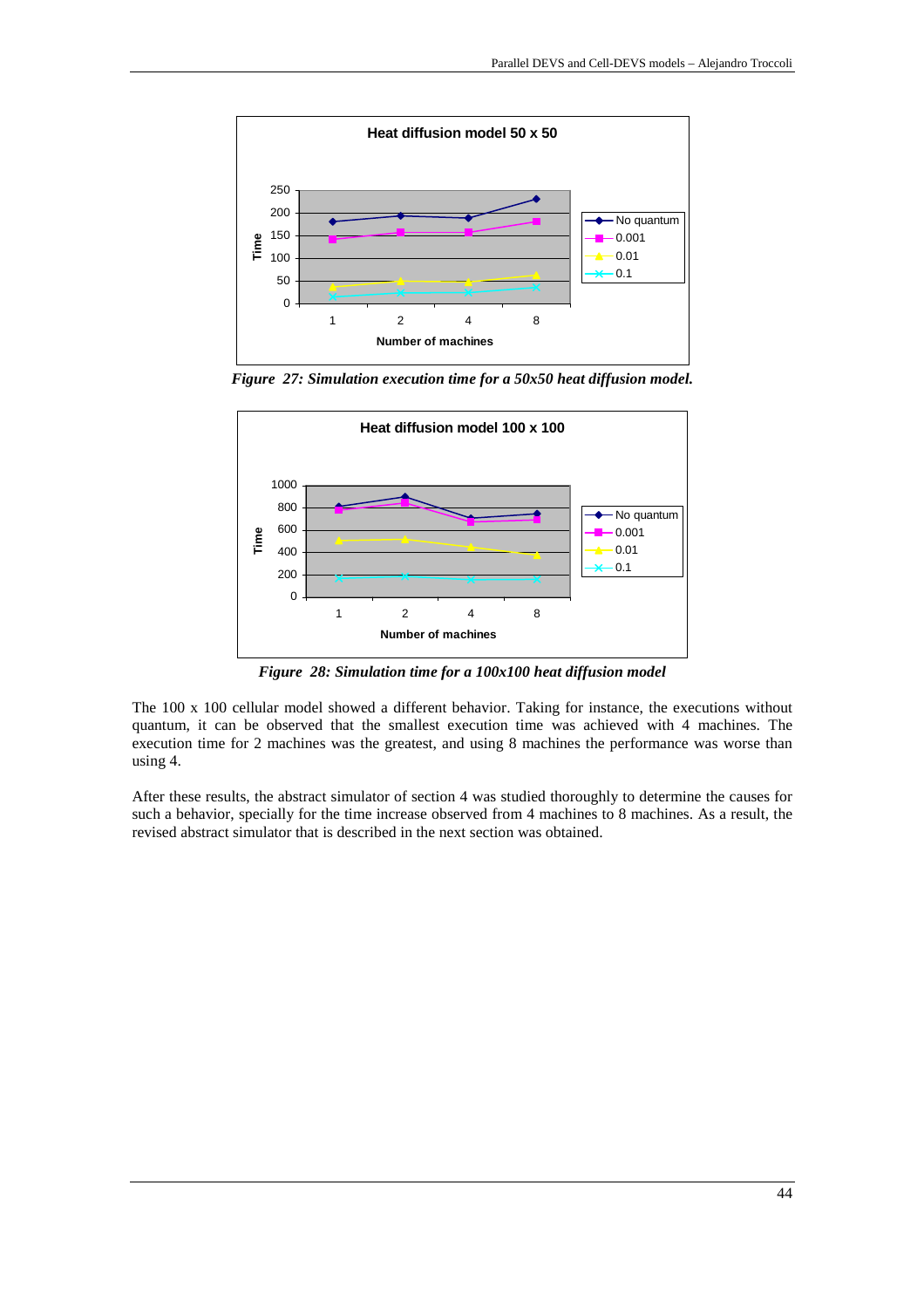Figure 27: Simulation execution time for a 50x50 heat diffusion model.

Figure 28: Simulation time for a 100x100 heat diffusion model

The 100 x 100 cellular model showed a different behavior. Taking for instance, the executions without quantum, it can be observed that the smallest execution time was achieved with 4 machines. The execution time for 2 machines was the greatest, and using 8 machines the performance was worse than using 4.

After these results, the abstract simulator of section 4 was studied thoroughly to determine the causes for such a behavior, specially for the time increase observed from 4 machines to 8 machines. As a result, the revised abstract simulator that is described in the next section was obtained.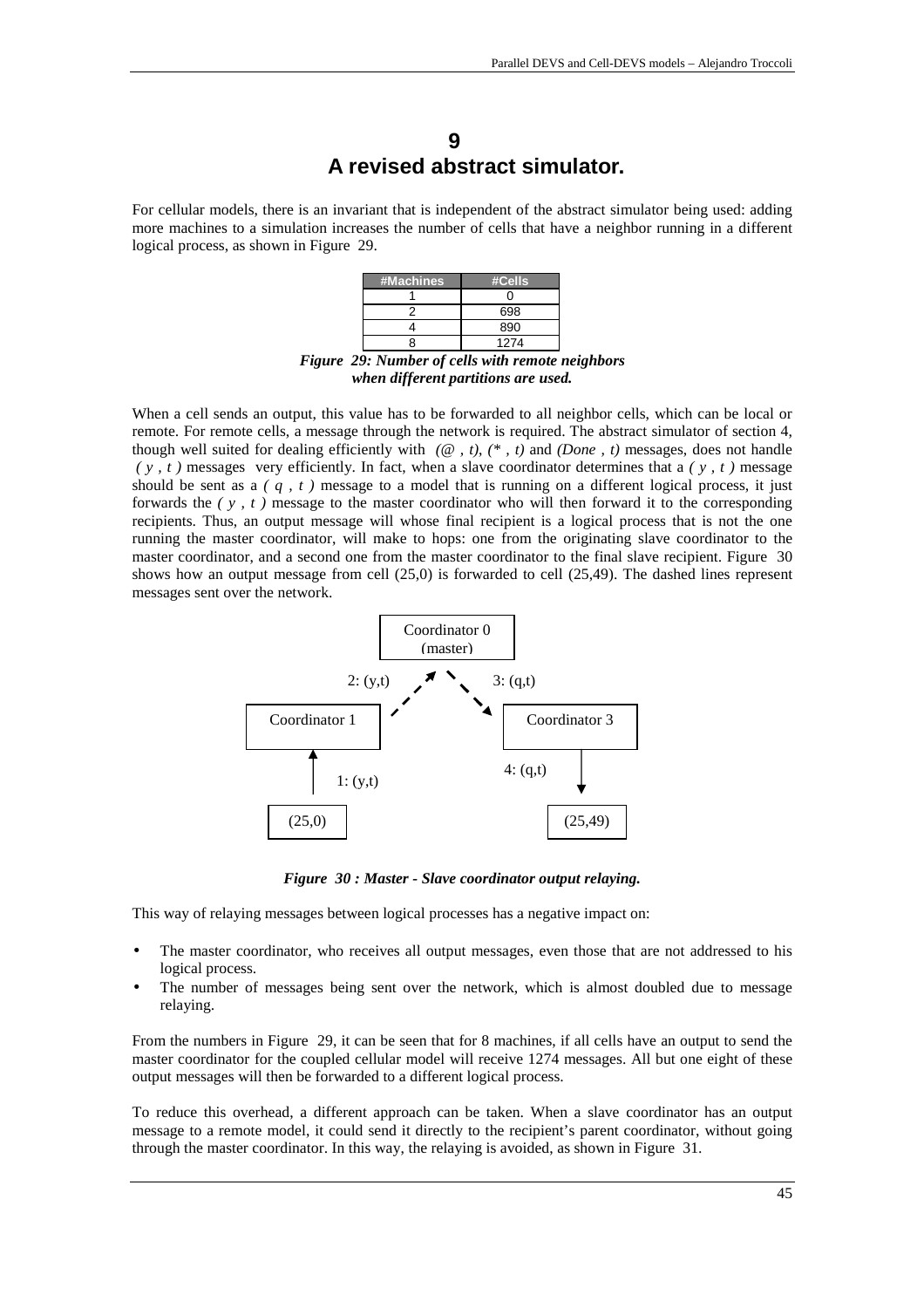# 9
# A revised abstract simulator.

For cellular models, there is an invariant that is independent of the abstract simulator being used: adding more machines to a simulation increases the number of cells that have a neighbor running in a different logical process, as shown in Figure 29.

| #Machines | #Cells |
|---|---|
| 1 | 0 |
| 2 | 698 |
| 4 | 890 |
| 8 | 1274 |

***Figure 29: Number of cells with remote neighbors when different partitions are used.***

When a cell sends an output, this value has to be forwarded to all neighbor cells, which can be local or remote. For remote cells, a message through the network is required. The abstract simulator of section 4, though well suited for dealing efficiently with *(@ , t)*, *(\* , t)* and *(Done , t)* messages, does not handle *( y , t )* messages very efficiently. In fact, when a slave coordinator determines that a *( y , t )* message should be sent as a *( q , t )* message to a model that is running on a different logical process, it just forwards the *( y , t )* message to the master coordinator who will then forward it to the corresponding recipients. Thus, an output message will whose final recipient is a logical process that is not the one running the master coordinator, will make to hops: one from the originating slave coordinator to the master coordinator, and a second one from the master coordinator to the final slave recipient. Figure 30 shows how an output message from cell (25,0) is forwarded to cell (25,49). The dashed lines represent messages sent over the network.

Coordinator 0 (master)

2: (y,t) 3: (q,t)

Coordinator 1 Coordinator 3

1: (y,t) 4: (q,t)

(25,0) (25,49)

***Figure 30 : Master - Slave coordinator output relaying.***

This way of relaying messages between logical processes has a negative impact on:

- The master coordinator, who receives all output messages, even those that are not addressed to his logical process.
- The number of messages being sent over the network, which is almost doubled due to message relaying.

From the numbers in Figure 29, it can be seen that for 8 machines, if all cells have an output to send the master coordinator for the coupled cellular model will receive 1274 messages. All but one eight of these output messages will then be forwarded to a different logical process.

To reduce this overhead, a different approach can be taken. When a slave coordinator has an output message to a remote model, it could send it directly to the recipient's parent coordinator, without going through the master coordinator. In this way, the relaying is avoided, as shown in Figure 31.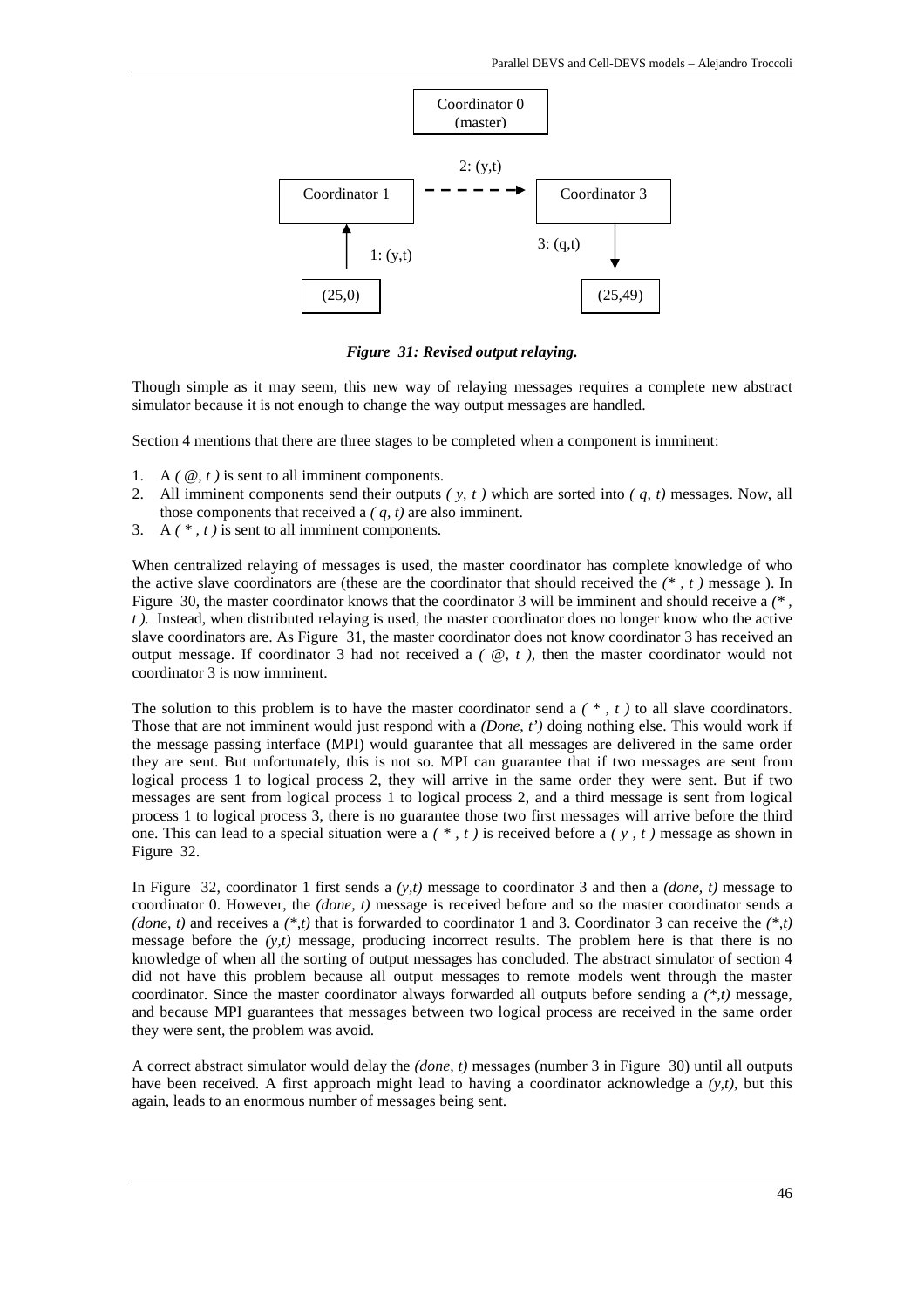Coordinator 0 (master)

Coordinator 1 — 2: (y,t) → Coordinator 3

(25,0) — 1: (y,t) → Coordinator 1

Coordinator 3 — 3: (q,t) → (25,49)

***Figure 31: Revised output relaying.***

Though simple as it may seem, this new way of relaying messages requires a complete new abstract simulator because it is not enough to change the way output messages are handled.

Section 4 mentions that there are three stages to be completed when a component is imminent:

1. A *( @, t )* is sent to all imminent components.
2. All imminent components send their outputs *( y, t )* which are sorted into *( q, t)* messages. Now, all those components that received a *( q, t)* are also imminent.
3. A *( \* , t )* is sent to all imminent components.

When centralized relaying of messages is used, the master coordinator has complete knowledge of who the active slave coordinators are (these are the coordinator that should received the *(\* , t )* message ). In Figure 30, the master coordinator knows that the coordinator 3 will be imminent and should receive a *(\* , t ).* Instead, when distributed relaying is used, the master coordinator does no longer know who the active slave coordinators are. As Figure 31, the master coordinator does not know coordinator 3 has received an output message. If coordinator 3 had not received a *( @, t ),* then the master coordinator would not coordinator 3 is now imminent.

The solution to this problem is to have the master coordinator send a *( \* , t )* to all slave coordinators. Those that are not imminent would just respond with a *(Done, t')* doing nothing else. This would work if the message passing interface (MPI) would guarantee that all messages are delivered in the same order they are sent. But unfortunately, this is not so. MPI can guarantee that if two messages are sent from logical process 1 to logical process 2, they will arrive in the same order they were sent. But if two messages are sent from logical process 1 to logical process 2, and a third message is sent from logical process 1 to logical process 3, there is no guarantee those two first messages will arrive before the third one. This can lead to a special situation were a *( \* , t )* is received before a *( y , t )* message as shown in Figure 32.

In Figure 32, coordinator 1 first sends a *(y,t)* message to coordinator 3 and then a *(done, t)* message to coordinator 0. However, the *(done, t)* message is received before and so the master coordinator sends a *(done, t)* and receives a *(\*,t)* that is forwarded to coordinator 1 and 3. Coordinator 3 can receive the *(\*,t)* message before the *(y,t)* message, producing incorrect results. The problem here is that there is no knowledge of when all the sorting of output messages has concluded. The abstract simulator of section 4 did not have this problem because all output messages to remote models went through the master coordinator. Since the master coordinator always forwarded all outputs before sending a *(\*,t)* message, and because MPI guarantees that messages between two logical process are received in the same order they were sent, the problem was avoid.

A correct abstract simulator would delay the *(done, t)* messages (number 3 in Figure 30) until all outputs have been received. A first approach might lead to having a coordinator acknowledge a *(y,t)*, but this again, leads to an enormous number of messages being sent.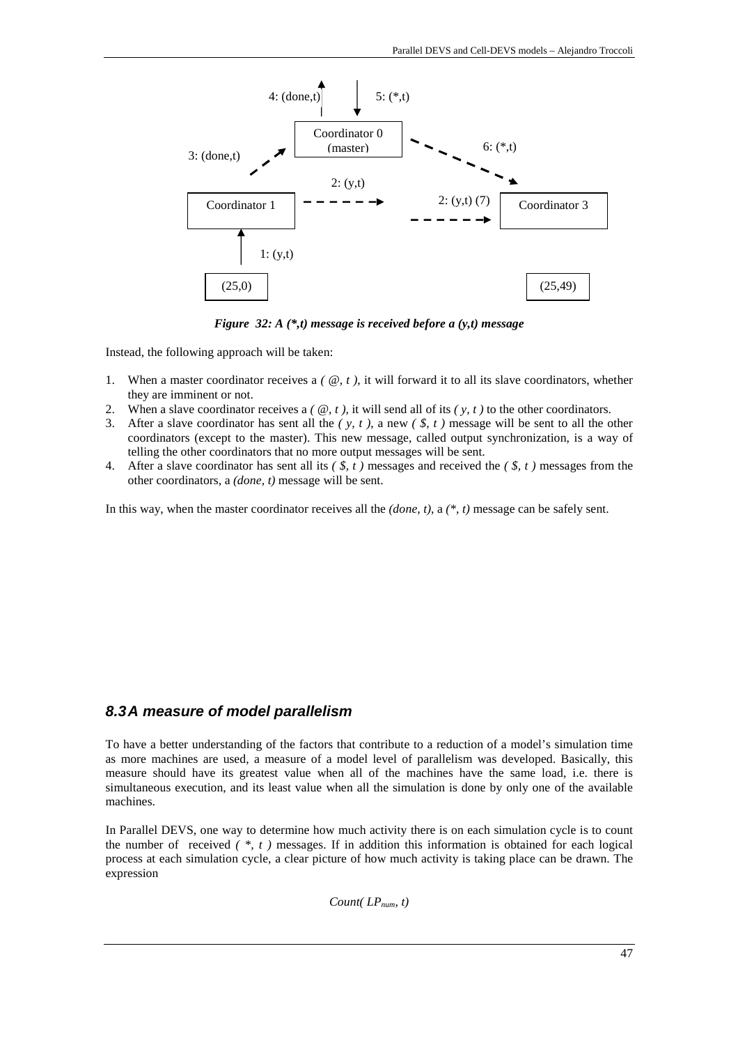Figure 32: A (*,t) message is received before a (y,t) message

Instead, the following approach will be taken:

1. When a master coordinator receives a *( @, t )*, it will forward it to all its slave coordinators, whether they are imminent or not.
2. When a slave coordinator receives a *( @, t ),* it will send all of its *( y, t )* to the other coordinators.
3. After a slave coordinator has sent all the *( y, t )*, a new *( $, t )* message will be sent to all the other coordinators (except to the master). This new message, called output synchronization, is a way of telling the other coordinators that no more output messages will be sent.
4. After a slave coordinator has sent all its *( $, t )* messages and received the *( $, t )* messages from the other coordinators, a *(done, t)* message will be sent.

In this way, when the master coordinator receives all the *(done, t)*, a *(*, t)* message can be safely sent.

## 8.3 A measure of model parallelism

To have a better understanding of the factors that contribute to a reduction of a model's simulation time as more machines are used, a measure of a model level of parallelism was developed. Basically, this measure should have its greatest value when all of the machines have the same load, i.e. there is simultaneous execution, and its least value when all the simulation is done by only one of the available machines.

In Parallel DEVS, one way to determine how much activity there is on each simulation cycle is to count the number of received *( *, t )* messages. If in addition this information is obtained for each logical process at each simulation cycle, a clear picture of how much activity is taking place can be drawn. The expression

$$Count( LP_{num}, t)$$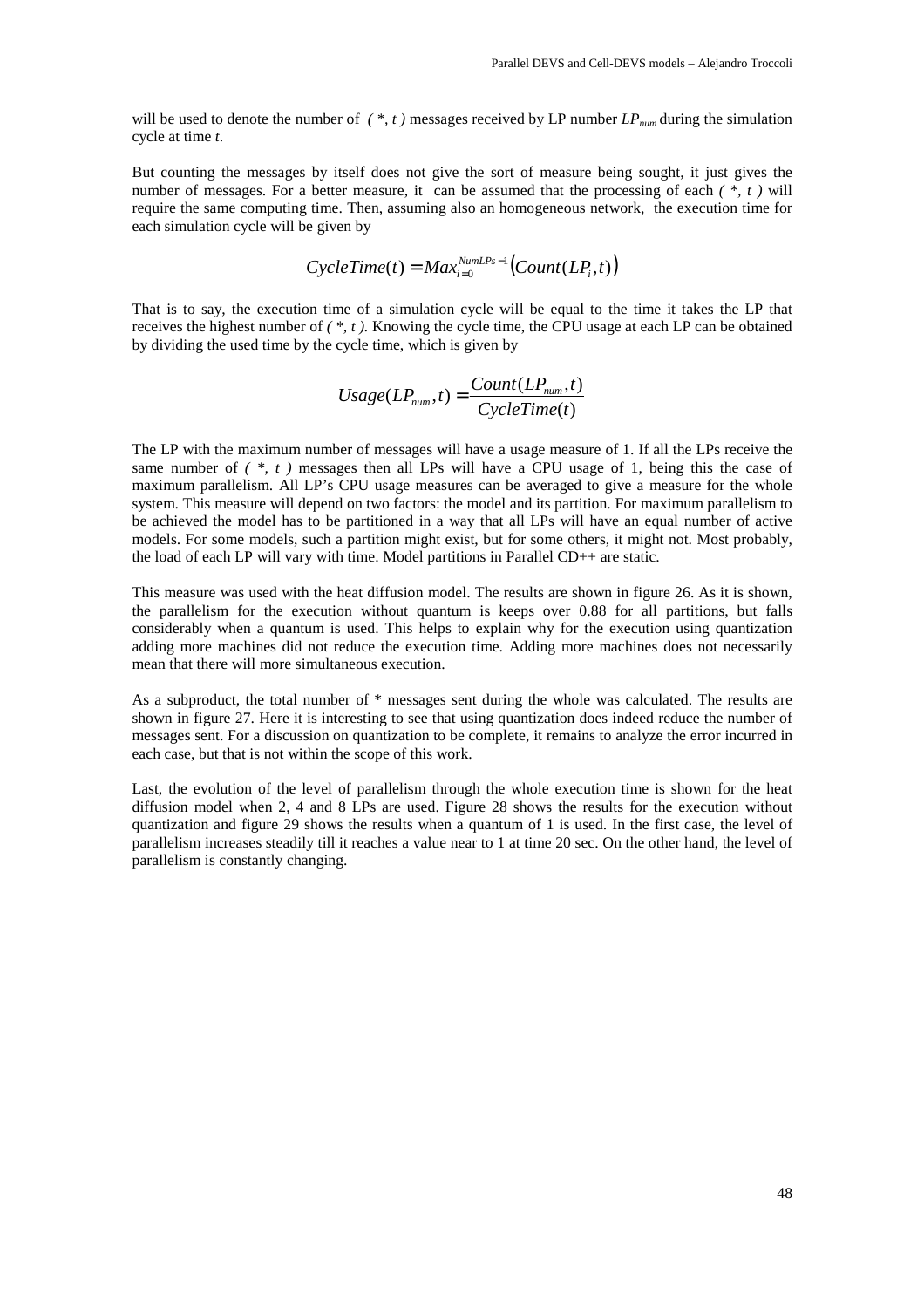will be used to denote the number of *( \*, t )* messages received by LP number $LP_{num}$ during the simulation cycle at time *t*.

But counting the messages by itself does not give the sort of measure being sought, it just gives the number of messages. For a better measure, it can be assumed that the processing of each *( \*, t )* will require the same computing time. Then, assuming also an homogeneous network, the execution time for each simulation cycle will be given by

$$CycleTime(t) = Max_{i=0}^{NumLPs-1}\left(Count(LP_i, t)\right)$$

That is to say, the execution time of a simulation cycle will be equal to the time it takes the LP that receives the highest number of *( \*, t )*. Knowing the cycle time, the CPU usage at each LP can be obtained by dividing the used time by the cycle time, which is given by

$$Usage(LP_{num}, t) = \frac{Count(LP_{num}, t)}{CycleTime(t)}$$

The LP with the maximum number of messages will have a usage measure of 1. If all the LPs receive the same number of *( \*, t )* messages then all LPs will have a CPU usage of 1, being this the case of maximum parallelism. All LP's CPU usage measures can be averaged to give a measure for the whole system. This measure will depend on two factors: the model and its partition. For maximum parallelism to be achieved the model has to be partitioned in a way that all LPs will have an equal number of active models. For some models, such a partition might exist, but for some others, it might not. Most probably, the load of each LP will vary with time. Model partitions in Parallel CD++ are static.

This measure was used with the heat diffusion model. The results are shown in figure 26. As it is shown, the parallelism for the execution without quantum is keeps over 0.88 for all partitions, but falls considerably when a quantum is used. This helps to explain why for the execution using quantization adding more machines did not reduce the execution time. Adding more machines does not necessarily mean that there will more simultaneous execution.

As a subproduct, the total number of * messages sent during the whole was calculated. The results are shown in figure 27. Here it is interesting to see that using quantization does indeed reduce the number of messages sent. For a discussion on quantization to be complete, it remains to analyze the error incurred in each case, but that is not within the scope of this work.

Last, the evolution of the level of parallelism through the whole execution time is shown for the heat diffusion model when 2, 4 and 8 LPs are used. Figure 28 shows the results for the execution without quantization and figure 29 shows the results when a quantum of 1 is used. In the first case, the level of parallelism increases steadily till it reaches a value near to 1 at time 20 sec. On the other hand, the level of parallelism is constantly changing.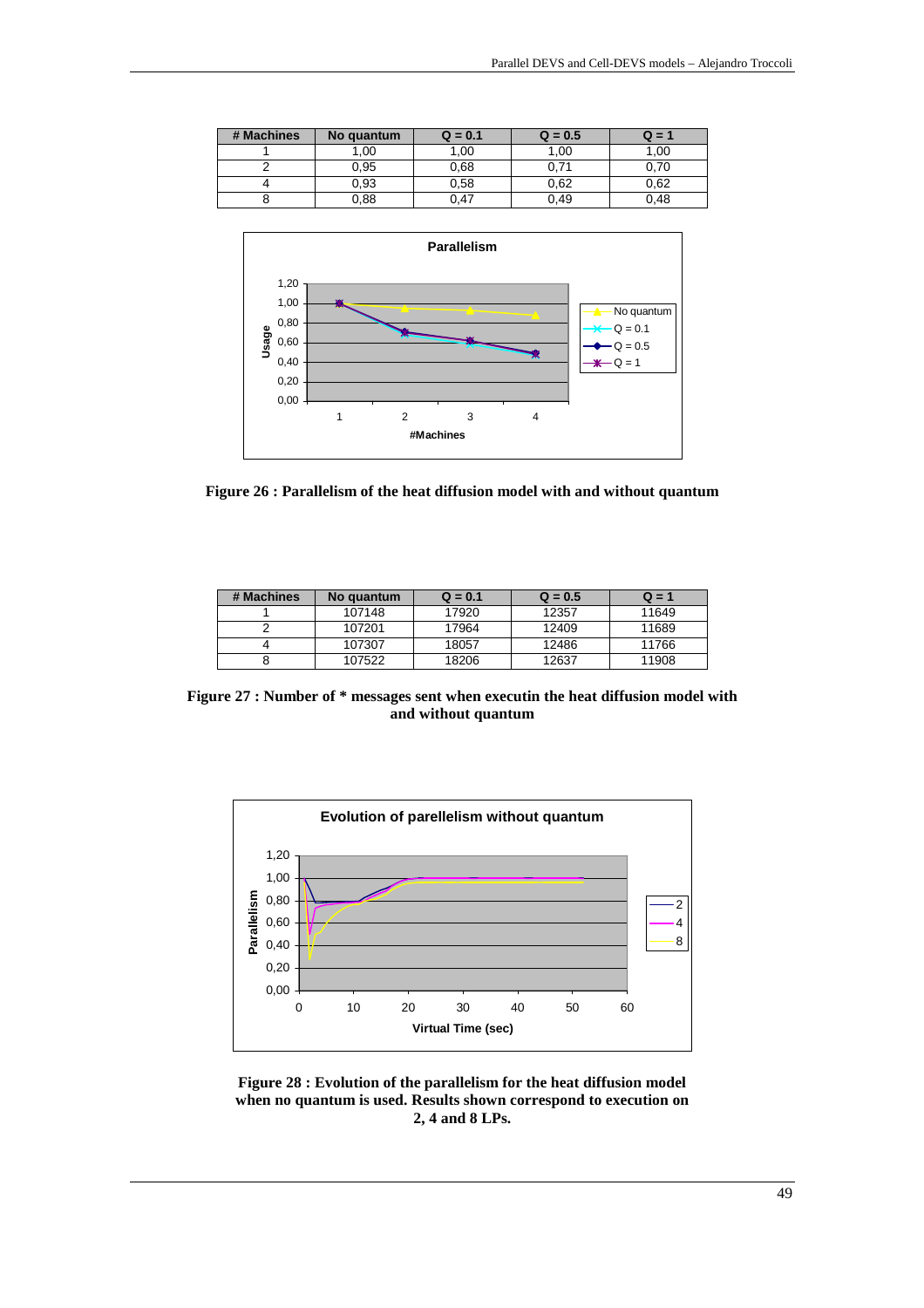| # Machines | No quantum | Q = 0.1 | Q = 0.5 | Q = 1 |
|---|---|---|---|---|
| 1 | 1,00 | 1,00 | 1,00 | 1,00 |
| 2 | 0,95 | 0,68 | 0,71 | 0,70 |
| 4 | 0,93 | 0,58 | 0,62 | 0,62 |
| 8 | 0,88 | 0,47 | 0,49 | 0,48 |

**Figure 26 : Parallelism of the heat diffusion model with and without quantum**

| # Machines | No quantum | Q = 0.1 | Q = 0.5 | Q = 1 |
|---|---|---|---|---|
| 1 | 107148 | 17920 | 12357 | 11649 |
| 2 | 107201 | 17964 | 12409 | 11689 |
| 4 | 107307 | 18057 | 12486 | 11766 |
| 8 | 107522 | 18206 | 12637 | 11908 |

**Figure 27 : Number of * messages sent when executin the heat diffusion model with and without quantum**

**Figure 28 : Evolution of the parallelism for the heat diffusion model when no quantum is used. Results shown correspond to execution on 2, 4 and 8 LPs.**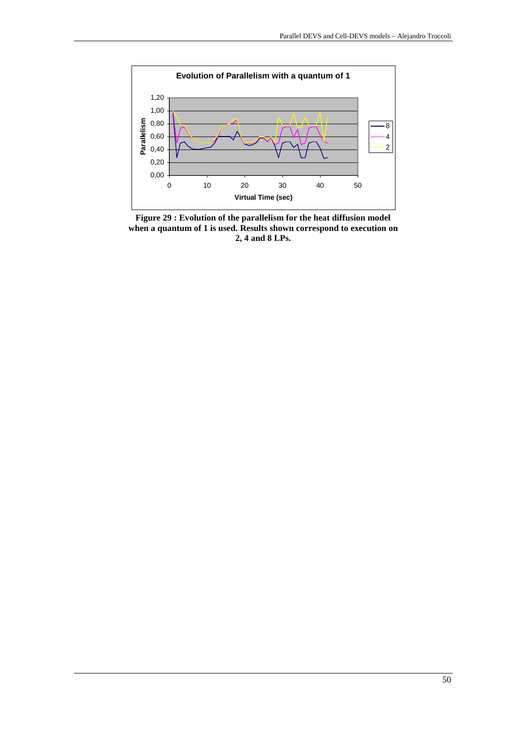**Figure 29 : Evolution of the parallelism for the heat diffusion model when a quantum of 1 is used. Results shown correspond to execution on 2, 4 and 8 LPs.**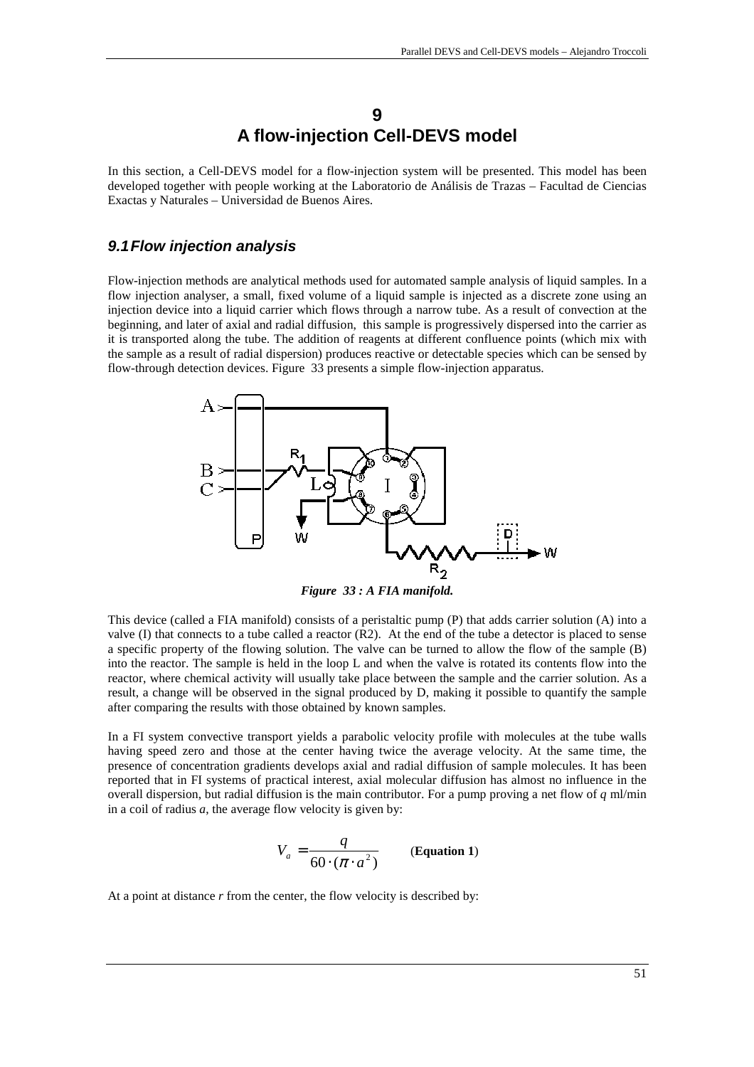# 9
# A flow-injection Cell-DEVS model

In this section, a Cell-DEVS model for a flow-injection system will be presented. This model has been developed together with people working at the Laboratorio de Análisis de Trazas – Facultad de Ciencias Exactas y Naturales – Universidad de Buenos Aires.

## *9.1 Flow injection analysis*

Flow-injection methods are analytical methods used for automated sample analysis of liquid samples. In a flow injection analyser, a small, fixed volume of a liquid sample is injected as a discrete zone using an injection device into a liquid carrier which flows through a narrow tube. As a result of convection at the beginning, and later of axial and radial diffusion, this sample is progressively dispersed into the carrier as it is transported along the tube. The addition of reagents at different confluence points (which mix with the sample as a result of radial dispersion) produces reactive or detectable species which can be sensed by flow-through detection devices. Figure 33 presents a simple flow-injection apparatus.

***Figure 33 : A FIA manifold.***

This device (called a FIA manifold) consists of a peristaltic pump (P) that adds carrier solution (A) into a valve (I) that connects to a tube called a reactor (R2). At the end of the tube a detector is placed to sense a specific property of the flowing solution. The valve can be turned to allow the flow of the sample (B) into the reactor. The sample is held in the loop L and when the valve is rotated its contents flow into the reactor, where chemical activity will usually take place between the sample and the carrier solution. As a result, a change will be observed in the signal produced by D, making it possible to quantify the sample after comparing the results with those obtained by known samples.

In a FI system convective transport yields a parabolic velocity profile with molecules at the tube walls having speed zero and those at the center having twice the average velocity. At the same time, the presence of concentration gradients develops axial and radial diffusion of sample molecules. It has been reported that in FI systems of practical interest, axial molecular diffusion has almost no influence in the overall dispersion, but radial diffusion is the main contributor. For a pump proving a net flow of *q* ml/min in a coil of radius *a*, the average flow velocity is given by:

$$V_a = \frac{q}{60 \cdot (\pi \cdot a^2)} \qquad \textbf{(Equation 1)}$$

At a point at distance *r* from the center, the flow velocity is described by: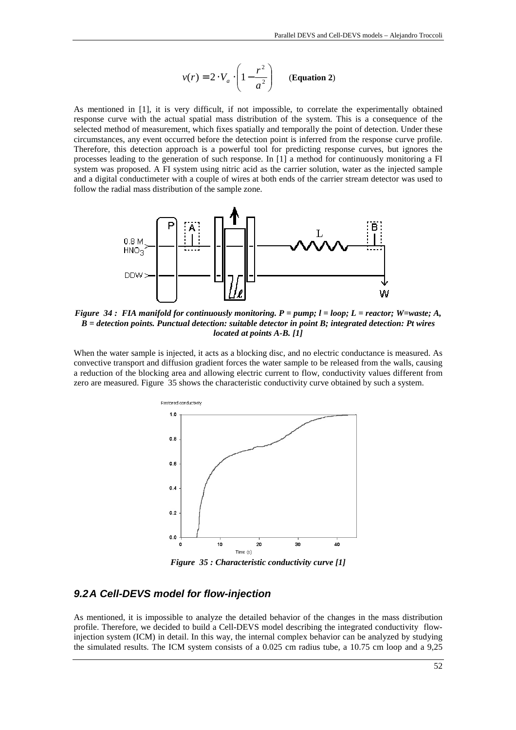$$v(r) = 2 \cdot V_a \cdot \left(1 - \frac{r^2}{a^2}\right) \qquad \textbf{(Equation 2)}$$

As mentioned in [1], it is very difficult, if not impossible, to correlate the experimentally obtained response curve with the actual spatial mass distribution of the system. This is a consequence of the selected method of measurement, which fixes spatially and temporally the point of detection. Under these circumstances, any event occurred before the detection point is inferred from the response curve profile. Therefore, this detection approach is a powerful tool for predicting response curves, but ignores the processes leading to the generation of such response. In [1] a method for continuously monitoring a FI system was proposed. A FI system using nitric acid as the carrier solution, water as the injected sample and a digital conductimeter with a couple of wires at both ends of the carrier stream detector was used to follow the radial mass distribution of the sample zone.

***Figure 34 : FIA manifold for continuously monitoring. P = pump; l = loop; L = reactor; W=waste; A, B = detection points. Punctual detection: suitable detector in point B; integrated detection: Pt wires located at points A-B. [1]***

When the water sample is injected, it acts as a blocking disc, and no electric conductance is measured. As convective transport and diffusion gradient forces the water sample to be released from the walls, causing a reduction of the blocking area and allowing electric current to flow, conductivity values different from zero are measured. Figure 35 shows the characteristic conductivity curve obtained by such a system.

***Figure 35 : Characteristic conductivity curve [1]***

## *9.2 A Cell-DEVS model for flow-injection*

As mentioned, it is impossible to analyze the detailed behavior of the changes in the mass distribution profile. Therefore, we decided to build a Cell-DEVS model describing the integrated conductivity flow-injection system (ICM) in detail. In this way, the internal complex behavior can be analyzed by studying the simulated results. The ICM system consists of a 0.025 cm radius tube, a 10.75 cm loop and a 9,25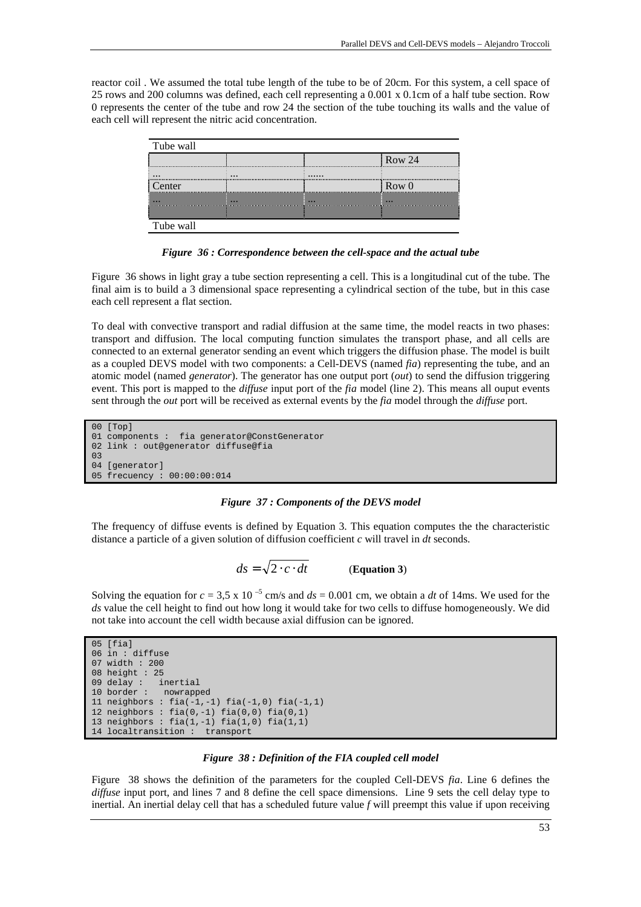reactor coil . We assumed the total tube length of the tube to be of 20cm. For this system, a cell space of 25 rows and 200 columns was defined, each cell representing a 0.001 x 0.1cm of a half tube section. Row 0 represents the center of the tube and row 24 the section of the tube touching its walls and the value of each cell will represent the nitric acid concentration.

| Tube wall | | | |
|---|---|---|---|
| | | | Row 24 |
| ... | ... | ...... | |
| Center | | | Row 0 |
| ... | ... | ... | ... |
| | | | |
| Tube wall | | | |

***Figure 36 : Correspondence between the cell-space and the actual tube***

Figure 36 shows in light gray a tube section representing a cell. This is a longitudinal cut of the tube. The final aim is to build a 3 dimensional space representing a cylindrical section of the tube, but in this case each cell represent a flat section.

To deal with convective transport and radial diffusion at the same time, the model reacts in two phases: transport and diffusion. The local computing function simulates the transport phase, and all cells are connected to an external generator sending an event which triggers the diffusion phase. The model is built as a coupled DEVS model with two components: a Cell-DEVS (named *fia*) representing the tube, and an atomic model (named *generator*). The generator has one output port (*out*) to send the diffusion triggering event. This port is mapped to the *diffuse* input port of the *fia* model (line 2). This means all ouput events sent through the *out* port will be received as external events by the *fia* model through the *diffuse* port.

```
00 [Top]
01 components :  fia generator@ConstGenerator
02 link : out@generator diffuse@fia
03
04 [generator]
05 frecuency : 00:00:00:014
```

***Figure 37 : Components of the DEVS model***

The frequency of diffuse events is defined by Equation 3. This equation computes the the characteristic distance a particle of a given solution of diffusion coefficient *c* will travel in *dt* seconds.

$$ds = \sqrt{2 \cdot c \cdot dt} \qquad \textbf{(Equation 3)}$$

Solving the equation for $c = 3{,}5 \times 10^{-5}$ cm/s and $ds = 0.001$ cm, we obtain a $dt$ of 14ms. We used for the $ds$ value the cell height to find out how long it would take for two cells to diffuse homogeneously. We did not take into account the cell width because axial diffusion can be ignored.

```
05 [fia]
06 in : diffuse
07 width : 200
08 height : 25
09 delay :   inertial
10 border :   nowrapped
11 neighbors : fia(-1,-1) fia(-1,0) fia(-1,1)
12 neighbors : fia(0,-1) fia(0,0) fia(0,1)
13 neighbors : fia(1,-1) fia(1,0) fia(1,1)
14 localtransition :  transport
```

***Figure 38 : Definition of the FIA coupled cell model***

Figure 38 shows the definition of the parameters for the coupled Cell-DEVS *fia*. Line 6 defines the *diffuse* input port, and lines 7 and 8 define the cell space dimensions. Line 9 sets the cell delay type to inertial. An inertial delay cell that has a scheduled future value *f* will preempt this value if upon receiving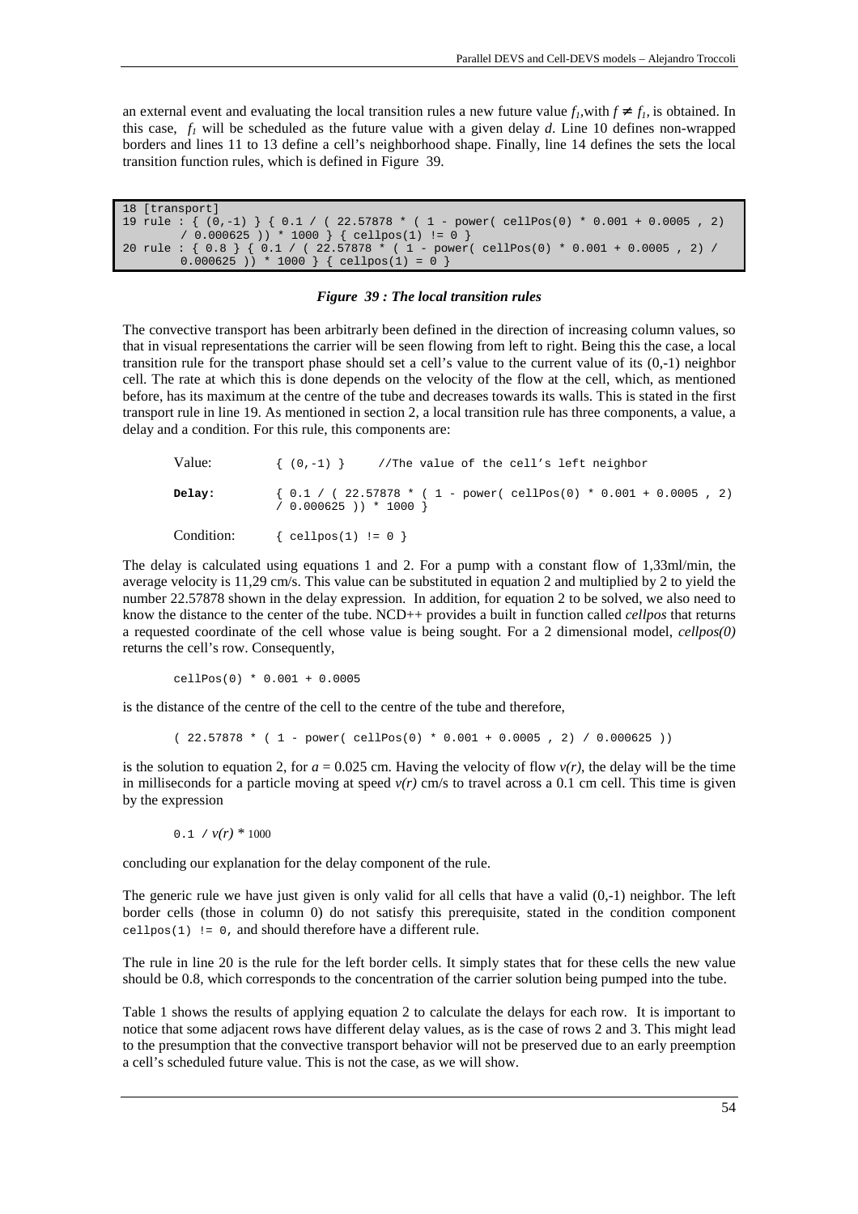an external event and evaluating the local transition rules a new future value $f_1$, with $f \neq f_1$, is obtained. In this case, $f_1$ will be scheduled as the future value with a given delay *d*. Line 10 defines non-wrapped borders and lines 11 to 13 define a cell's neighborhood shape. Finally, line 14 defines the sets the local transition function rules, which is defined in Figure 39.

```
18 [transport]
19 rule : { (0,-1) } { 0.1 / ( 22.57878 * ( 1 - power( cellPos(0) * 0.001 + 0.0005 , 2)
        / 0.000625 )) * 1000 } { cellpos(1) != 0 }
20 rule : { 0.8 } { 0.1 / ( 22.57878 * ( 1 - power( cellPos(0) * 0.001 + 0.0005 , 2) /
        0.000625 )) * 1000 } { cellpos(1) = 0 }
```

***Figure 39 : The local transition rules***

The convective transport has been arbitrarily been defined in the direction of increasing column values, so that in visual representations the carrier will be seen flowing from left to right. Being this the case, a local transition rule for the transport phase should set a cell's value to the current value of its (0,-1) neighbor cell. The rate at which this is done depends on the velocity of the flow at the cell, which, as mentioned before, has its maximum at the centre of the tube and decreases towards its walls. This is stated in the first transport rule in line 19. As mentioned in section 2, a local transition rule has three components, a value, a delay and a condition. For this rule, this components are:

| | |
|---|---|
| Value: | `{ (0,-1) }    //The value of the cell's left neighbor` |
| **Delay:** | `{ 0.1 / ( 22.57878 * ( 1 - power( cellPos(0) * 0.001 + 0.0005 , 2) / 0.000625 )) * 1000 }` |
| Condition: | `{ cellpos(1) != 0 }` |

The delay is calculated using equations 1 and 2. For a pump with a constant flow of 1,33ml/min, the average velocity is 11,29 cm/s. This value can be substituted in equation 2 and multiplied by 2 to yield the number 22.57878 shown in the delay expression. In addition, for equation 2 to be solved, we also need to know the distance to the center of the tube. NCD++ provides a built in function called *cellpos* that returns a requested coordinate of the cell whose value is being sought. For a 2 dimensional model, *cellpos(0)* returns the cell's row. Consequently,

```
cellPos(0) * 0.001 + 0.0005
```

is the distance of the centre of the cell to the centre of the tube and therefore,

```
( 22.57878 * ( 1 - power( cellPos(0) * 0.001 + 0.0005 , 2) / 0.000625 ))
```

is the solution to equation 2, for $a = 0.025$ cm. Having the velocity of flow $v(r)$, the delay will be the time in milliseconds for a particle moving at speed $v(r)$ cm/s to travel across a 0.1 cm cell. This time is given by the expression

$0.1 \; / \; v(r) * 1000$

concluding our explanation for the delay component of the rule.

The generic rule we have just given is only valid for all cells that have a valid (0,-1) neighbor. The left border cells (those in column 0) do not satisfy this prerequisite, stated in the condition component `cellpos(1) != 0`, and should therefore have a different rule.

The rule in line 20 is the rule for the left border cells. It simply states that for these cells the new value should be 0.8, which corresponds to the concentration of the carrier solution being pumped into the tube.

Table 1 shows the results of applying equation 2 to calculate the delays for each row. It is important to notice that some adjacent rows have different delay values, as is the case of rows 2 and 3. This might lead to the presumption that the convective transport behavior will not be preserved due to an early preemption a cell's scheduled future value. This is not the case, as we will show.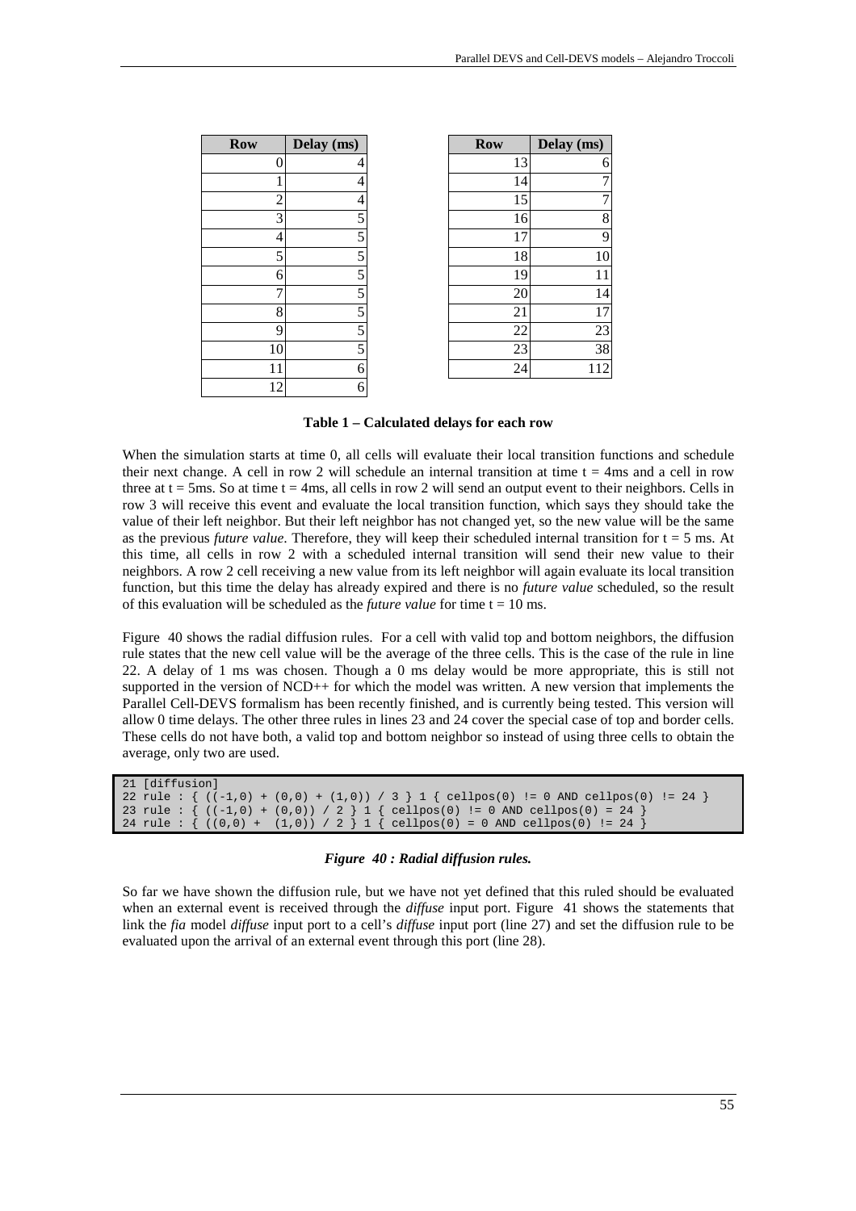| Row | Delay (ms) |
|---|---|
| 0 | 4 |
| 1 | 4 |
| 2 | 4 |
| 3 | 5 |
| 4 | 5 |
| 5 | 5 |
| 6 | 5 |
| 7 | 5 |
| 8 | 5 |
| 9 | 5 |
| 10 | 5 |
| 11 | 6 |
| 12 | 6 |

| Row | Delay (ms) |
|---|---|
| 13 | 6 |
| 14 | 7 |
| 15 | 7 |
| 16 | 8 |
| 17 | 9 |
| 18 | 10 |
| 19 | 11 |
| 20 | 14 |
| 21 | 17 |
| 22 | 23 |
| 23 | 38 |
| 24 | 112 |

**Table 1 – Calculated delays for each row**

When the simulation starts at time 0, all cells will evaluate their local transition functions and schedule their next change. A cell in row 2 will schedule an internal transition at time t = 4ms and a cell in row three at t = 5ms. So at time t = 4ms, all cells in row 2 will send an output event to their neighbors. Cells in row 3 will receive this event and evaluate the local transition function, which says they should take the value of their left neighbor. But their left neighbor has not changed yet, so the new value will be the same as the previous *future value*. Therefore, they will keep their scheduled internal transition for t = 5 ms. At this time, all cells in row 2 with a scheduled internal transition will send their new value to their neighbors. A row 2 cell receiving a new value from its left neighbor will again evaluate its local transition function, but this time the delay has already expired and there is no *future value* scheduled, so the result of this evaluation will be scheduled as the *future value* for time t = 10 ms.

Figure 40 shows the radial diffusion rules. For a cell with valid top and bottom neighbors, the diffusion rule states that the new cell value will be the average of the three cells. This is the case of the rule in line 22. A delay of 1 ms was chosen. Though a 0 ms delay would be more appropriate, this is still not supported in the version of NCD++ for which the model was written. A new version that implements the Parallel Cell-DEVS formalism has been recently finished, and is currently being tested. This version will allow 0 time delays. The other three rules in lines 23 and 24 cover the special case of top and border cells. These cells do not have both, a valid top and bottom neighbor so instead of using three cells to obtain the average, only two are used.

```
21 [diffusion]
22 rule : { ((-1,0) + (0,0) + (1,0)) / 3 } 1 { cellpos(0) != 0 AND cellpos(0) != 24 }
23 rule : { ((-1,0) + (0,0)) / 2 } 1 { cellpos(0) != 0 AND cellpos(0) = 24 }
24 rule : { ((0,0) +  (1,0)) / 2 } 1 { cellpos(0) = 0 AND cellpos(0) != 24 }
```

***Figure 40 : Radial diffusion rules.***

So far we have shown the diffusion rule, but we have not yet defined that this ruled should be evaluated when an external event is received through the *diffuse* input port. Figure 41 shows the statements that link the *fia* model *diffuse* input port to a cell's *diffuse* input port (line 27) and set the diffusion rule to be evaluated upon the arrival of an external event through this port (line 28).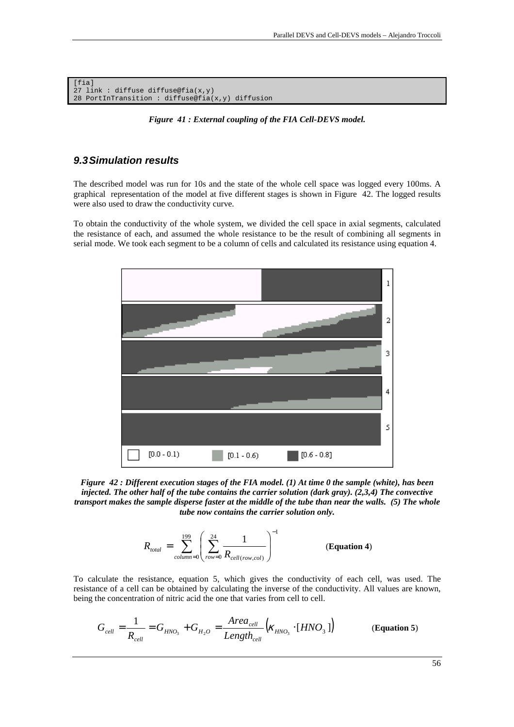```
[fia]
27 link : diffuse diffuse@fia(x,y)
28 PortInTransition : diffuse@fia(x,y) diffusion
```

***Figure 41 : External coupling of the FIA Cell-DEVS model.***

## *9.3 Simulation results*

The described model was run for 10s and the state of the whole cell space was logged every 100ms. A graphical representation of the model at five different stages is shown in Figure 42. The logged results were also used to draw the conductivity curve.

To obtain the conductivity of the whole system, we divided the cell space in axial segments, calculated the resistance of each, and assumed the whole resistance to be the result of combining all segments in serial mode. We took each segment to be a column of cells and calculated its resistance using equation 4.

***Figure 42 : Different execution stages of the FIA model. (1) At time 0 the sample (white), has been injected. The other half of the tube contains the carrier solution (dark gray). (2,3,4) The convective transport makes the sample disperse faster at the middle of the tube than near the walls. (5) The whole tube now contains the carrier solution only.***

$$R_{total} = \sum_{column=0}^{199} \left( \sum_{row=0}^{24} \frac{1}{R_{cell(row,col)}} \right)^{-1} \qquad \textbf{(Equation 4)}$$

To calculate the resistance, equation 5, which gives the conductivity of each cell, was used. The resistance of a cell can be obtained by calculating the inverse of the conductivity. All values are known, being the concentration of nitric acid the one that varies from cell to cell.

$$G_{cell} = \frac{1}{R_{cell}} = G_{HNO_3} + G_{H_2O} = \frac{Area_{cell}}{Length_{cell}} \left( \kappa_{HNO_3} \cdot [HNO_3] \right) \qquad \textbf{(Equation 5)}$$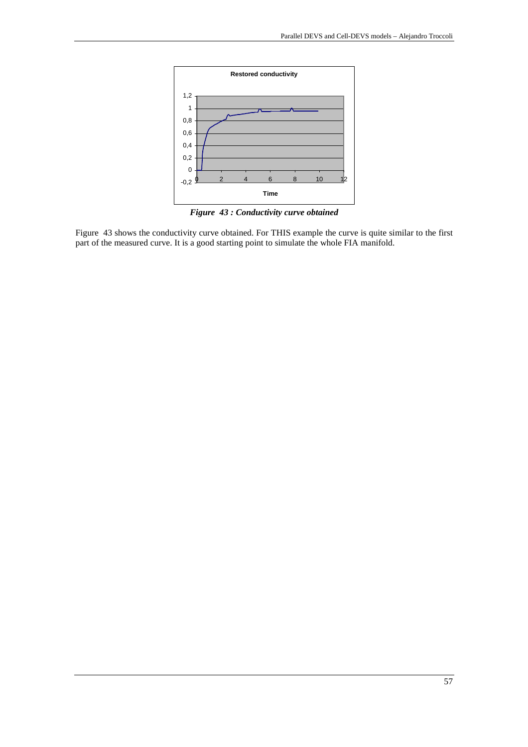*Figure 43 : Conductivity curve obtained*

Figure 43 shows the conductivity curve obtained. For THIS example the curve is quite similar to the first part of the measured curve. It is a good starting point to simulate the whole FIA manifold.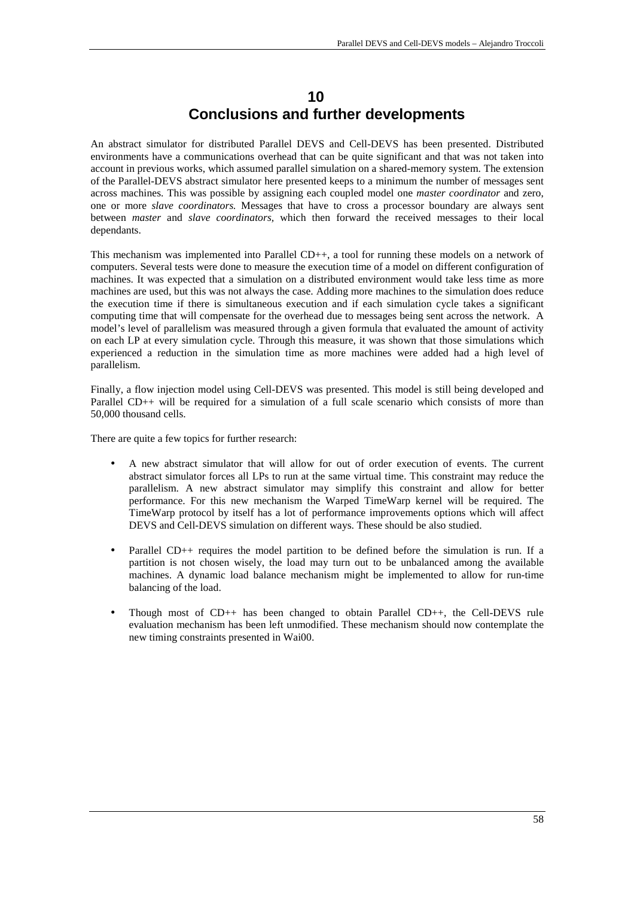# 10 Conclusions and further developments

An abstract simulator for distributed Parallel DEVS and Cell-DEVS has been presented. Distributed environments have a communications overhead that can be quite significant and that was not taken into account in previous works, which assumed parallel simulation on a shared-memory system. The extension of the Parallel-DEVS abstract simulator here presented keeps to a minimum the number of messages sent across machines. This was possible by assigning each coupled model one *master coordinator* and zero, one or more *slave coordinators.* Messages that have to cross a processor boundary are always sent between *master* and *slave coordinators,* which then forward the received messages to their local dependants.

This mechanism was implemented into Parallel CD++, a tool for running these models on a network of computers. Several tests were done to measure the execution time of a model on different configuration of machines. It was expected that a simulation on a distributed environment would take less time as more machines are used, but this was not always the case. Adding more machines to the simulation does reduce the execution time if there is simultaneous execution and if each simulation cycle takes a significant computing time that will compensate for the overhead due to messages being sent across the network. A model's level of parallelism was measured through a given formula that evaluated the amount of activity on each LP at every simulation cycle. Through this measure, it was shown that those simulations which experienced a reduction in the simulation time as more machines were added had a high level of parallelism.

Finally, a flow injection model using Cell-DEVS was presented. This model is still being developed and Parallel CD++ will be required for a simulation of a full scale scenario which consists of more than 50,000 thousand cells.

There are quite a few topics for further research:

- A new abstract simulator that will allow for out of order execution of events. The current abstract simulator forces all LPs to run at the same virtual time. This constraint may reduce the parallelism. A new abstract simulator may simplify this constraint and allow for better performance. For this new mechanism the Warped TimeWarp kernel will be required. The TimeWarp protocol by itself has a lot of performance improvements options which will affect DEVS and Cell-DEVS simulation on different ways. These should be also studied.

- Parallel CD++ requires the model partition to be defined before the simulation is run. If a partition is not chosen wisely, the load may turn out to be unbalanced among the available machines. A dynamic load balance mechanism might be implemented to allow for run-time balancing of the load.

- Though most of CD++ has been changed to obtain Parallel CD++, the Cell-DEVS rule evaluation mechanism has been left unmodified. These mechanism should now contemplate the new timing constraints presented in Wai00.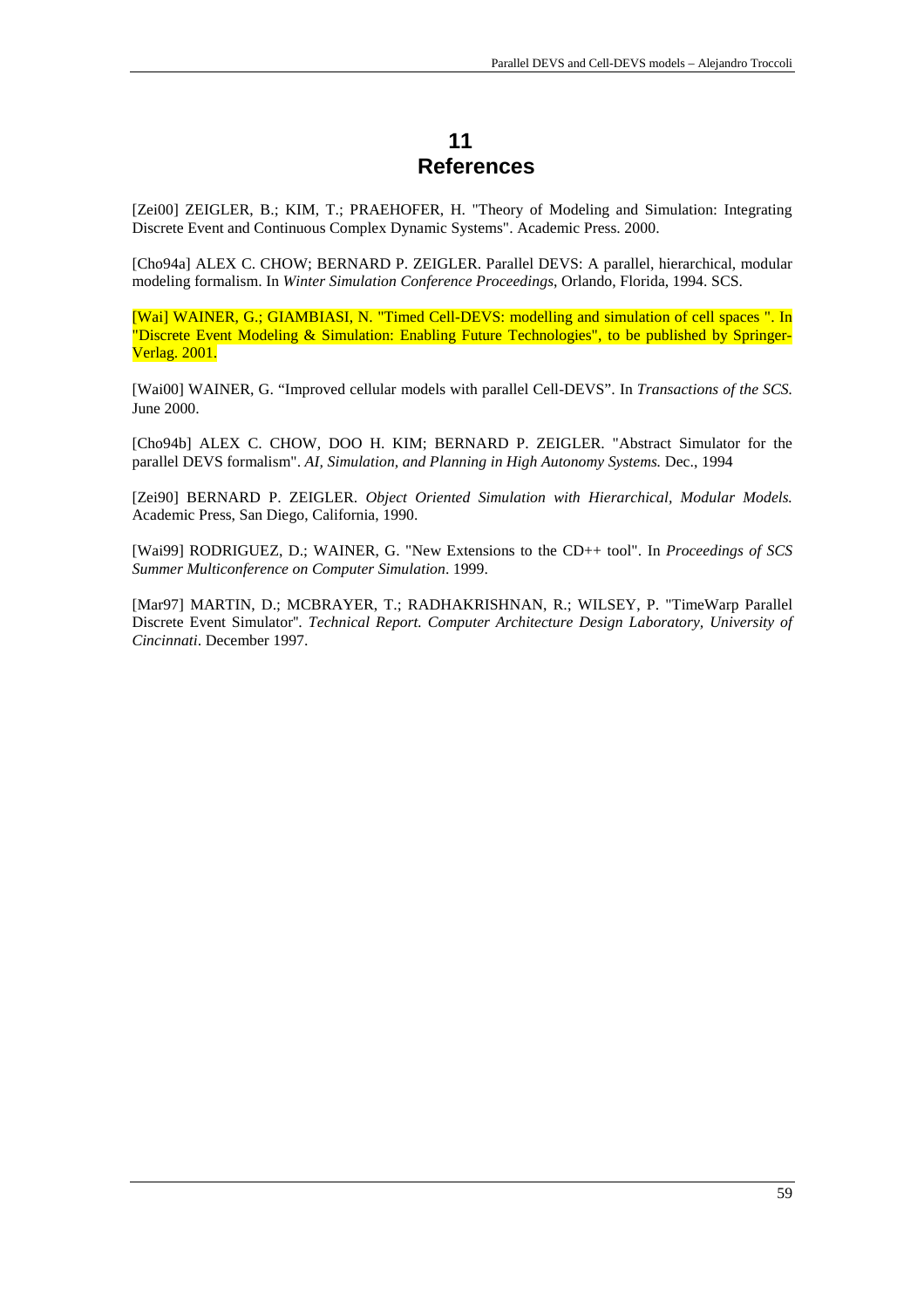# 11 References

[Zei00] ZEIGLER, B.; KIM, T.; PRAEHOFER, H. "Theory of Modeling and Simulation: Integrating Discrete Event and Continuous Complex Dynamic Systems". Academic Press. 2000.

[Cho94a] ALEX C. CHOW; BERNARD P. ZEIGLER. Parallel DEVS: A parallel, hierarchical, modular modeling formalism. In *Winter Simulation Conference Proceedings*, Orlando, Florida, 1994. SCS.

[Wai] WAINER, G.; GIAMBIASI, N. "Timed Cell-DEVS: modelling and simulation of cell spaces ". In "Discrete Event Modeling & Simulation: Enabling Future Technologies", to be published by Springer-Verlag. 2001.

[Wai00] WAINER, G. "Improved cellular models with parallel Cell-DEVS". In *Transactions of the SCS.* June 2000.

[Cho94b] ALEX C. CHOW, DOO H. KIM; BERNARD P. ZEIGLER. "Abstract Simulator for the parallel DEVS formalism". *AI, Simulation, and Planning in High Autonomy Systems.* Dec., 1994

[Zei90] BERNARD P. ZEIGLER. *Object Oriented Simulation with Hierarchical, Modular Models.* Academic Press, San Diego, California, 1990.

[Wai99] RODRIGUEZ, D.; WAINER, G. "New Extensions to the CD++ tool". In *Proceedings of SCS Summer Multiconference on Computer Simulation*. 1999.

[Mar97] MARTIN, D.; MCBRAYER, T.; RADHAKRISHNAN, R.; WILSEY, P. "TimeWarp Parallel Discrete Event Simulator". *Technical Report. Computer Architecture Design Laboratory, University of Cincinnati*. December 1997.